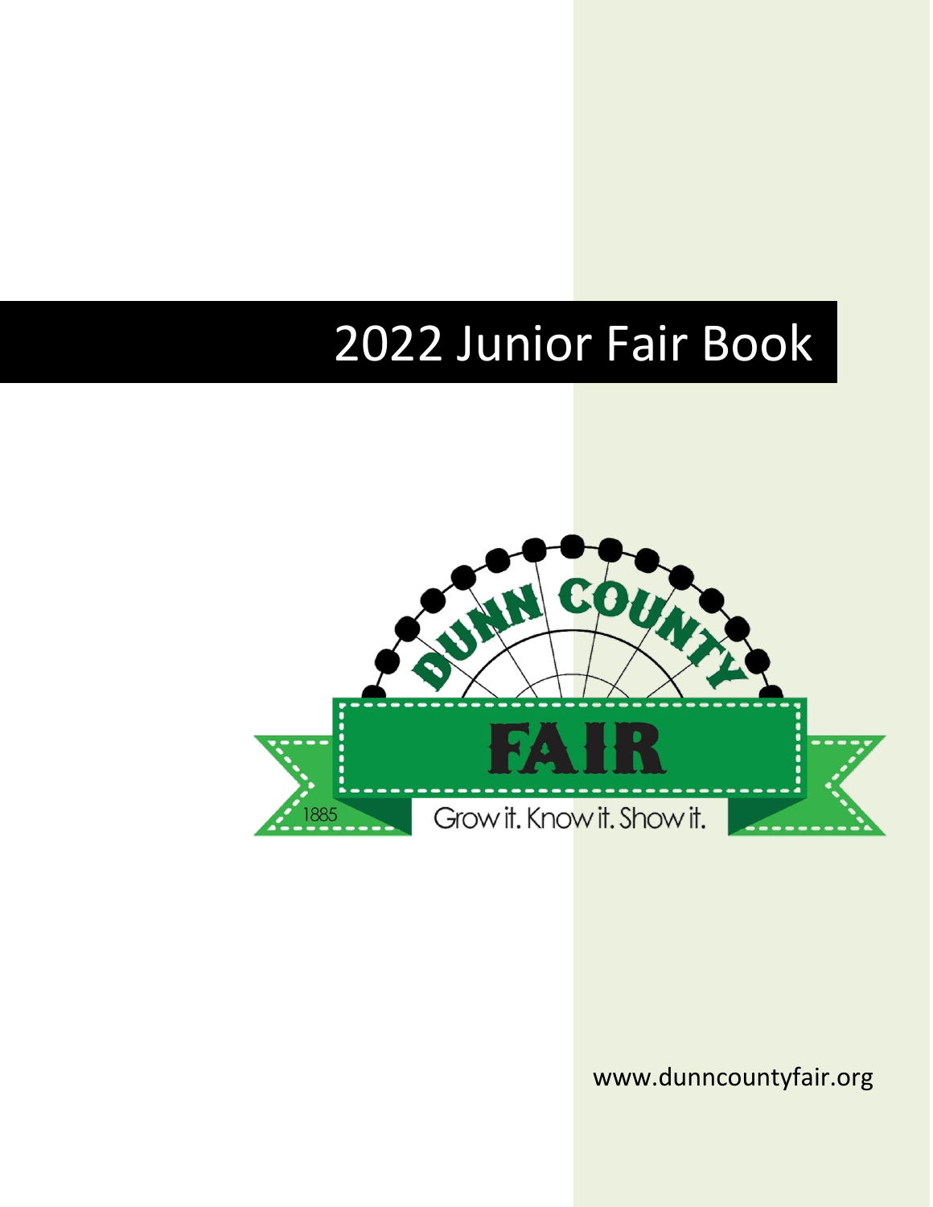# 2022 Junior Fair Book

DUNN COUNTY

FAIR

1885

Grow it. Know it. Show it.

www.dunncountyfair.org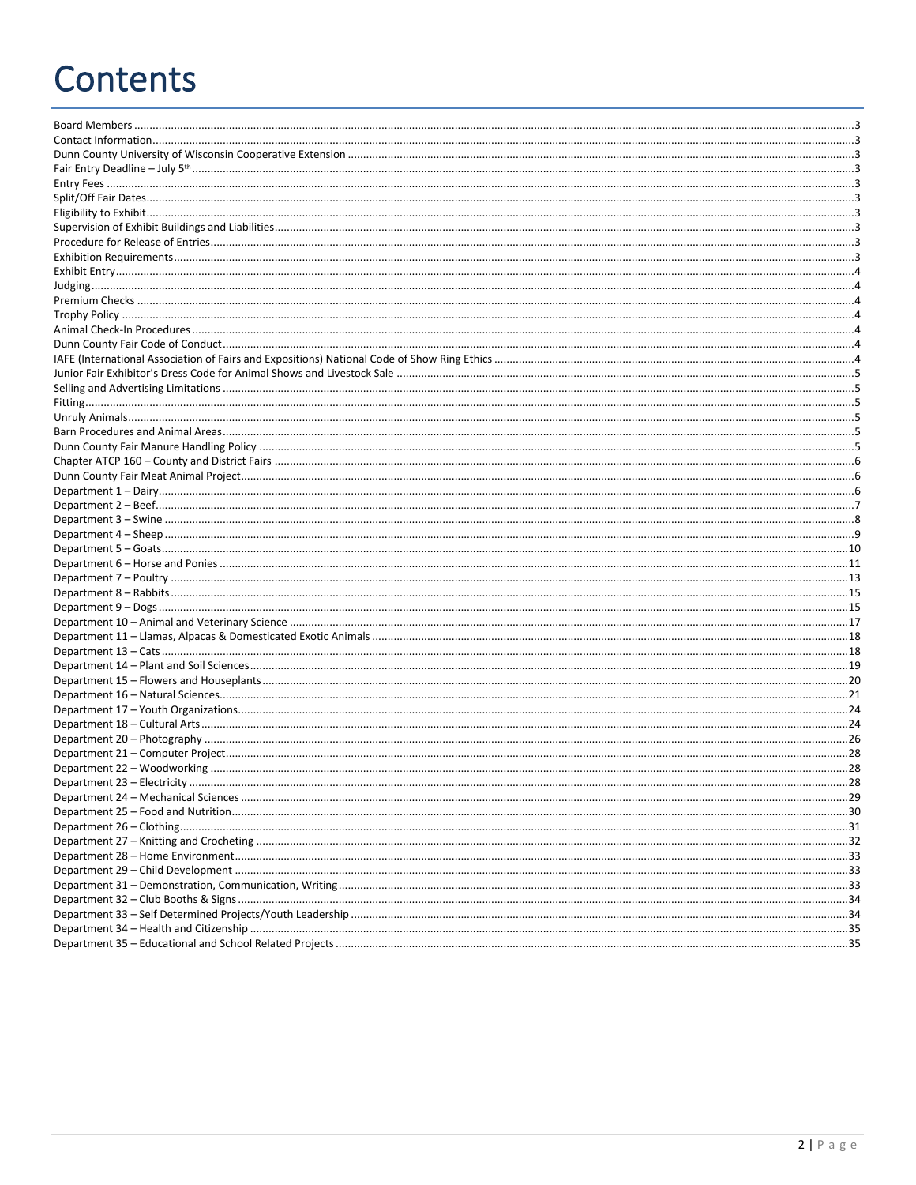# Contents

Board Members ..... 3
Contact Information ..... 3
Dunn County University of Wisconsin Cooperative Extension ..... 3
Fair Entry Deadline – July 5th ..... 3
Entry Fees ..... 3
Split/Off Fair Dates ..... 3
Eligibility to Exhibit ..... 3
Supervision of Exhibit Buildings and Liabilities ..... 3
Procedure for Release of Entries ..... 3
Exhibition Requirements ..... 3
Exhibit Entry ..... 4
Judging ..... 4
Premium Checks ..... 4
Trophy Policy ..... 4
Animal Check-In Procedures ..... 4
Dunn County Fair Code of Conduct ..... 4
IAFE (International Association of Fairs and Expositions) National Code of Show Ring Ethics ..... 4
Junior Fair Exhibitor's Dress Code for Animal Shows and Livestock Sale ..... 5
Selling and Advertising Limitations ..... 5
Fitting ..... 5
Unruly Animals ..... 5
Barn Procedures and Animal Areas ..... 5
Dunn County Fair Manure Handling Policy ..... 5
Chapter ATCP 160 – County and District Fairs ..... 6
Dunn County Fair Meat Animal Project ..... 6
Department 1 – Dairy ..... 6
Department 2 – Beef ..... 7
Department 3 – Swine ..... 8
Department 4 – Sheep ..... 9
Department 5 – Goats ..... 10
Department 6 – Horse and Ponies ..... 11
Department 7 – Poultry ..... 13
Department 8 – Rabbits ..... 15
Department 9 – Dogs ..... 15
Department 10 – Animal and Veterinary Science ..... 17
Department 11 – Llamas, Alpacas & Domesticated Exotic Animals ..... 18
Department 13 – Cats ..... 18
Department 14 – Plant and Soil Sciences ..... 19
Department 15 – Flowers and Houseplants ..... 20
Department 16 – Natural Sciences ..... 21
Department 17 – Youth Organizations ..... 24
Department 18 – Cultural Arts ..... 24
Department 20 – Photography ..... 26
Department 21 – Computer Project ..... 28
Department 22 – Woodworking ..... 28
Department 23 – Electricity ..... 28
Department 24 – Mechanical Sciences ..... 29
Department 25 – Food and Nutrition ..... 30
Department 26 – Clothing ..... 31
Department 27 – Knitting and Crocheting ..... 32
Department 28 – Home Environment ..... 33
Department 29 – Child Development ..... 33
Department 31 – Demonstration, Communication, Writing ..... 33
Department 32 – Club Booths & Signs ..... 34
Department 33 – Self Determined Projects/Youth Leadership ..... 34
Department 34 – Health and Citizenship ..... 35
Department 35 – Educational and School Related Projects ..... 35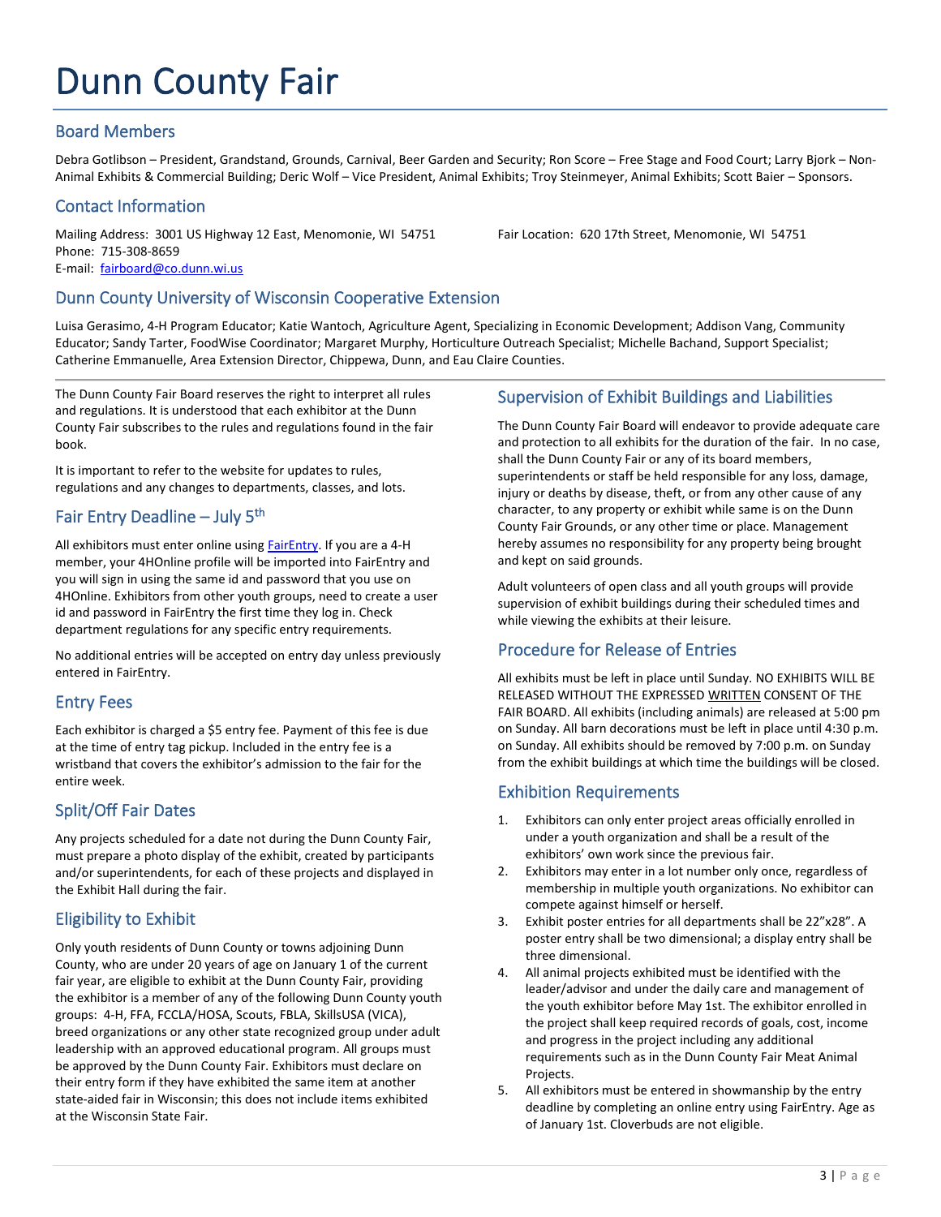# Dunn County Fair

## Board Members

Debra Gotlibson – President, Grandstand, Grounds, Carnival, Beer Garden and Security; Ron Score – Free Stage and Food Court; Larry Bjork – Non-Animal Exhibits & Commercial Building; Deric Wolf – Vice President, Animal Exhibits; Troy Steinmeyer, Animal Exhibits; Scott Baier – Sponsors.

## Contact Information

Mailing Address: 3001 US Highway 12 East, Menomonie, WI 54751
Phone: 715-308-8659
E-mail: fairboard@co.dunn.wi.us

Fair Location: 620 17th Street, Menomonie, WI 54751

## Dunn County University of Wisconsin Cooperative Extension

Luisa Gerasimo, 4-H Program Educator; Katie Wantoch, Agriculture Agent, Specializing in Economic Development; Addison Vang, Community Educator; Sandy Tarter, FoodWise Coordinator; Margaret Murphy, Horticulture Outreach Specialist; Michelle Bachand, Support Specialist; Catherine Emmanuelle, Area Extension Director, Chippewa, Dunn, and Eau Claire Counties.

---

The Dunn County Fair Board reserves the right to interpret all rules and regulations. It is understood that each exhibitor at the Dunn County Fair subscribes to the rules and regulations found in the fair book.

It is important to refer to the website for updates to rules, regulations and any changes to departments, classes, and lots.

## Fair Entry Deadline – July 5th

All exhibitors must enter online using FairEntry. If you are a 4-H member, your 4HOnline profile will be imported into FairEntry and you will sign in using the same id and password that you use on 4HOnline. Exhibitors from other youth groups, need to create a user id and password in FairEntry the first time they log in. Check department regulations for any specific entry requirements.

No additional entries will be accepted on entry day unless previously entered in FairEntry.

## Entry Fees

Each exhibitor is charged a $5 entry fee. Payment of this fee is due at the time of entry tag pickup. Included in the entry fee is a wristband that covers the exhibitor's admission to the fair for the entire week.

## Split/Off Fair Dates

Any projects scheduled for a date not during the Dunn County Fair, must prepare a photo display of the exhibit, created by participants and/or superintendents, for each of these projects and displayed in the Exhibit Hall during the fair.

## Eligibility to Exhibit

Only youth residents of Dunn County or towns adjoining Dunn County, who are under 20 years of age on January 1 of the current fair year, are eligible to exhibit at the Dunn County Fair, providing the exhibitor is a member of any of the following Dunn County youth groups: 4-H, FFA, FCCLA/HOSA, Scouts, FBLA, SkillsUSA (VICA), breed organizations or any other state recognized group under adult leadership with an approved educational program. All groups must be approved by the Dunn County Fair. Exhibitors must declare on their entry form if they have exhibited the same item at another state-aided fair in Wisconsin; this does not include items exhibited at the Wisconsin State Fair.

## Supervision of Exhibit Buildings and Liabilities

The Dunn County Fair Board will endeavor to provide adequate care and protection to all exhibits for the duration of the fair. In no case, shall the Dunn County Fair or any of its board members, superintendents or staff be held responsible for any loss, damage, injury or deaths by disease, theft, or from any other cause of any character, to any property or exhibit while same is on the Dunn County Fair Grounds, or any other time or place. Management hereby assumes no responsibility for any property being brought and kept on said grounds.

Adult volunteers of open class and all youth groups will provide supervision of exhibit buildings during their scheduled times and while viewing the exhibits at their leisure.

## Procedure for Release of Entries

All exhibits must be left in place until Sunday. NO EXHIBITS WILL BE RELEASED WITHOUT THE EXPRESSED <u>WRITTEN</u> CONSENT OF THE FAIR BOARD. All exhibits (including animals) are released at 5:00 pm on Sunday. All barn decorations must be left in place until 4:30 p.m. on Sunday. All exhibits should be removed by 7:00 p.m. on Sunday from the exhibit buildings at which time the buildings will be closed.

## Exhibition Requirements

1. Exhibitors can only enter project areas officially enrolled in under a youth organization and shall be a result of the exhibitors' own work since the previous fair.
2. Exhibitors may enter in a lot number only once, regardless of membership in multiple youth organizations. No exhibitor can compete against himself or herself.
3. Exhibit poster entries for all departments shall be 22"x28". A poster entry shall be two dimensional; a display entry shall be three dimensional.
4. All animal projects exhibited must be identified with the leader/advisor and under the daily care and management of the youth exhibitor before May 1st. The exhibitor enrolled in the project shall keep required records of goals, cost, income and progress in the project including any additional requirements such as in the Dunn County Fair Meat Animal Projects.
5. All exhibitors must be entered in showmanship by the entry deadline by completing an online entry using FairEntry. Age as of January 1st. Cloverbuds are not eligible.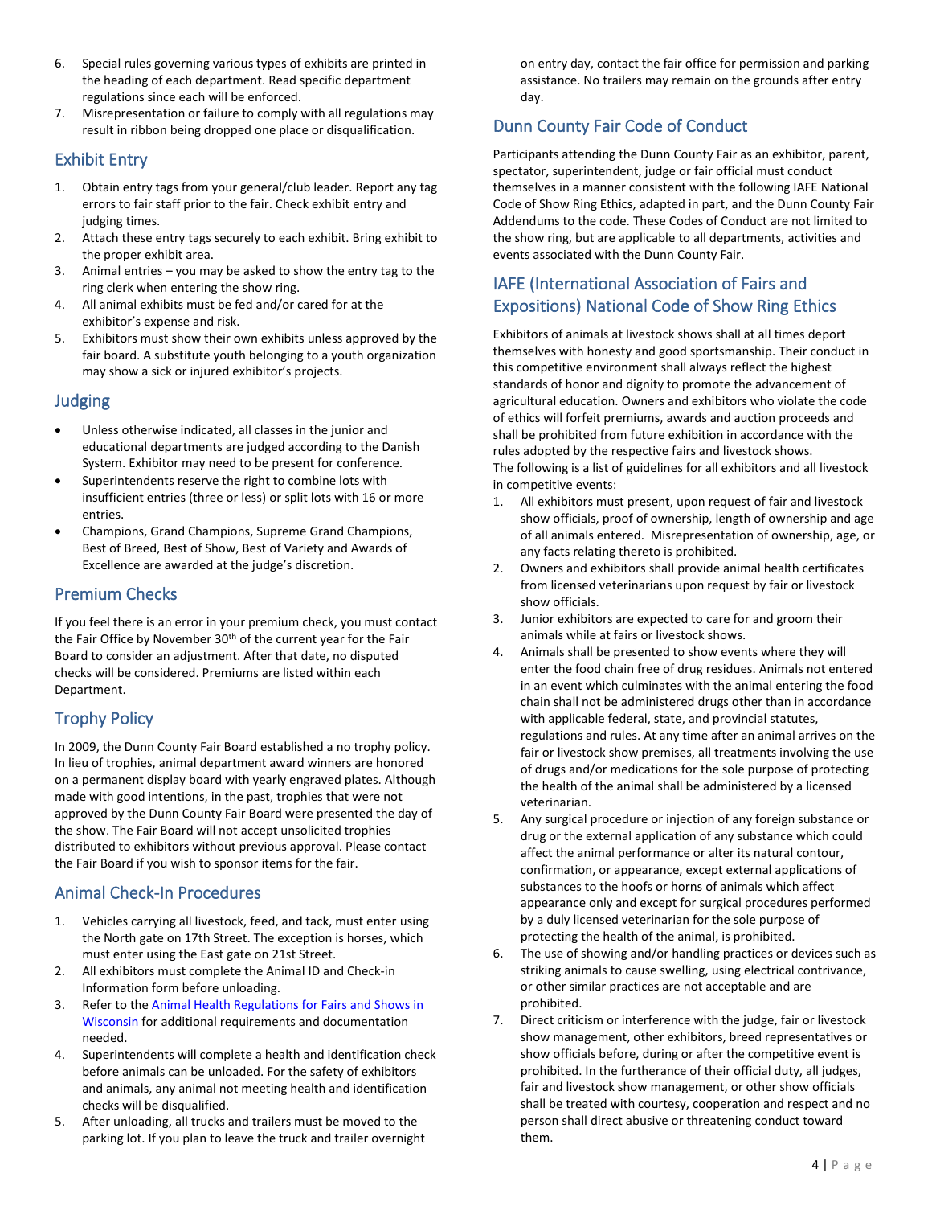6. Special rules governing various types of exhibits are printed in the heading of each department. Read specific department regulations since each will be enforced.
7. Misrepresentation or failure to comply with all regulations may result in ribbon being dropped one place or disqualification.

## Exhibit Entry

1. Obtain entry tags from your general/club leader. Report any tag errors to fair staff prior to the fair. Check exhibit entry and judging times.
2. Attach these entry tags securely to each exhibit. Bring exhibit to the proper exhibit area.
3. Animal entries – you may be asked to show the entry tag to the ring clerk when entering the show ring.
4. All animal exhibits must be fed and/or cared for at the exhibitor's expense and risk.
5. Exhibitors must show their own exhibits unless approved by the fair board. A substitute youth belonging to a youth organization may show a sick or injured exhibitor's projects.

## Judging

- Unless otherwise indicated, all classes in the junior and educational departments are judged according to the Danish System. Exhibitor may need to be present for conference.
- Superintendents reserve the right to combine lots with insufficient entries (three or less) or split lots with 16 or more entries.
- Champions, Grand Champions, Supreme Grand Champions, Best of Breed, Best of Show, Best of Variety and Awards of Excellence are awarded at the judge's discretion.

## Premium Checks

If you feel there is an error in your premium check, you must contact the Fair Office by November 30th of the current year for the Fair Board to consider an adjustment. After that date, no disputed checks will be considered. Premiums are listed within each Department.

## Trophy Policy

In 2009, the Dunn County Fair Board established a no trophy policy. In lieu of trophies, animal department award winners are honored on a permanent display board with yearly engraved plates. Although made with good intentions, in the past, trophies that were not approved by the Dunn County Fair Board were presented the day of the show. The Fair Board will not accept unsolicited trophies distributed to exhibitors without previous approval. Please contact the Fair Board if you wish to sponsor items for the fair.

## Animal Check-In Procedures

1. Vehicles carrying all livestock, feed, and tack, must enter using the North gate on 17th Street. The exception is horses, which must enter using the East gate on 21st Street.
2. All exhibitors must complete the Animal ID and Check-in Information form before unloading.
3. Refer to the [Animal Health Regulations for Fairs and Shows in Wisconsin]() for additional requirements and documentation needed.
4. Superintendents will complete a health and identification check before animals can be unloaded. For the safety of exhibitors and animals, any animal not meeting health and identification checks will be disqualified.
5. After unloading, all trucks and trailers must be moved to the parking lot. If you plan to leave the truck and trailer overnight on entry day, contact the fair office for permission and parking assistance. No trailers may remain on the grounds after entry day.

## Dunn County Fair Code of Conduct

Participants attending the Dunn County Fair as an exhibitor, parent, spectator, superintendent, judge or fair official must conduct themselves in a manner consistent with the following IAFE National Code of Show Ring Ethics, adapted in part, and the Dunn County Fair Addendums to the code. These Codes of Conduct are not limited to the show ring, but are applicable to all departments, activities and events associated with the Dunn County Fair.

## IAFE (International Association of Fairs and Expositions) National Code of Show Ring Ethics

Exhibitors of animals at livestock shows shall at all times deport themselves with honesty and good sportsmanship. Their conduct in this competitive environment shall always reflect the highest standards of honor and dignity to promote the advancement of agricultural education. Owners and exhibitors who violate the code of ethics will forfeit premiums, awards and auction proceeds and shall be prohibited from future exhibition in accordance with the rules adopted by the respective fairs and livestock shows.
The following is a list of guidelines for all exhibitors and all livestock in competitive events:

1. All exhibitors must present, upon request of fair and livestock show officials, proof of ownership, length of ownership and age of all animals entered. Misrepresentation of ownership, age, or any facts relating thereto is prohibited.
2. Owners and exhibitors shall provide animal health certificates from licensed veterinarians upon request by fair or livestock show officials.
3. Junior exhibitors are expected to care for and groom their animals while at fairs or livestock shows.
4. Animals shall be presented to show events where they will enter the food chain free of drug residues. Animals not entered in an event which culminates with the animal entering the food chain shall not be administered drugs other than in accordance with applicable federal, state, and provincial statutes, regulations and rules. At any time after an animal arrives on the fair or livestock show premises, all treatments involving the use of drugs and/or medications for the sole purpose of protecting the health of the animal shall be administered by a licensed veterinarian.
5. Any surgical procedure or injection of any foreign substance or drug or the external application of any substance which could affect the animal performance or alter its natural contour, confirmation, or appearance, except external applications of substances to the hoofs or horns of animals which affect appearance only and except for surgical procedures performed by a duly licensed veterinarian for the sole purpose of protecting the health of the animal, is prohibited.
6. The use of showing and/or handling practices or devices such as striking animals to cause swelling, using electrical contrivance, or other similar practices are not acceptable and are prohibited.
7. Direct criticism or interference with the judge, fair or livestock show management, other exhibitors, breed representatives or show officials before, during or after the competitive event is prohibited. In the furtherance of their official duty, all judges, fair and livestock show management, or other show officials shall be treated with courtesy, cooperation and respect and no person shall direct abusive or threatening conduct toward them.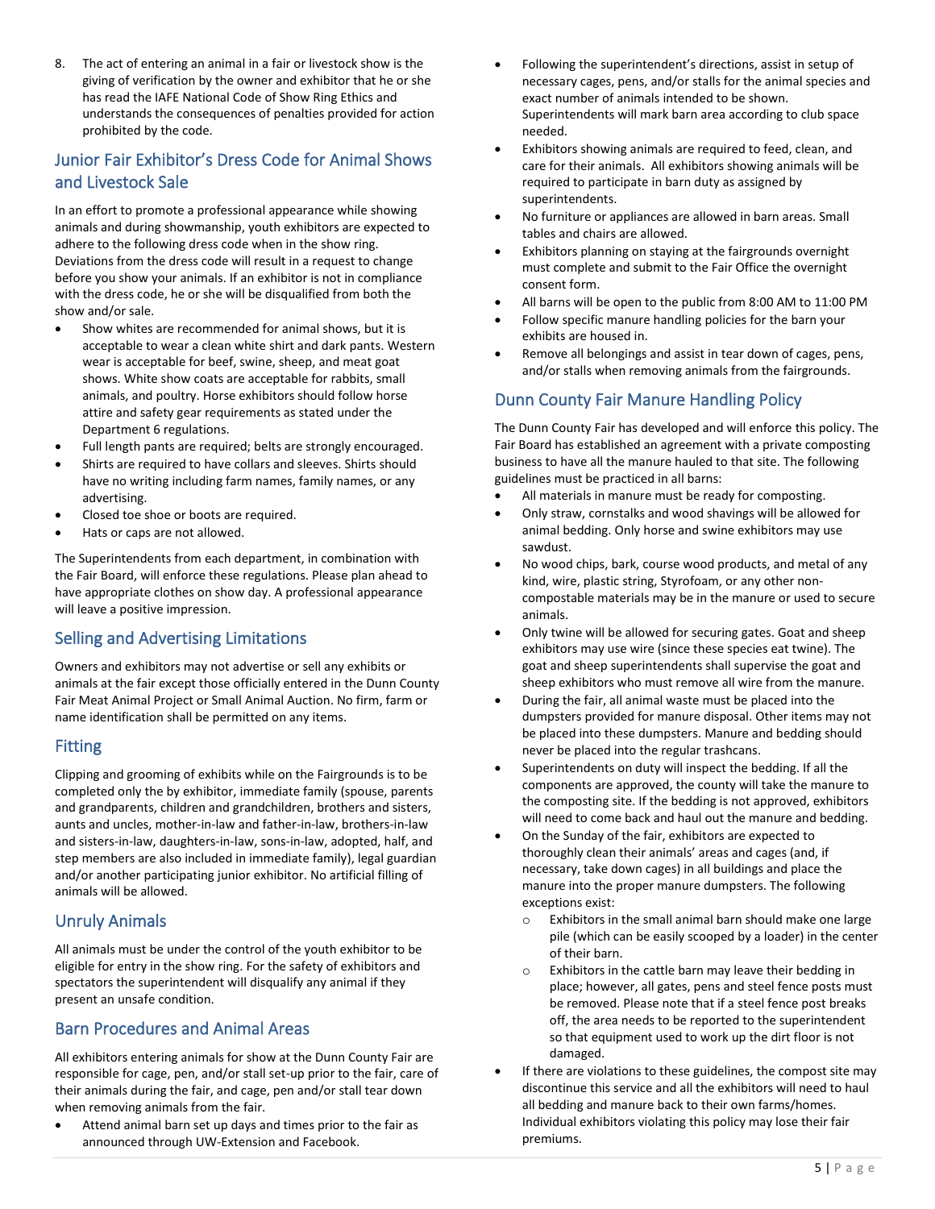8. The act of entering an animal in a fair or livestock show is the giving of verification by the owner and exhibitor that he or she has read the IAFE National Code of Show Ring Ethics and understands the consequences of penalties provided for action prohibited by the code.

## Junior Fair Exhibitor's Dress Code for Animal Shows and Livestock Sale

In an effort to promote a professional appearance while showing animals and during showmanship, youth exhibitors are expected to adhere to the following dress code when in the show ring. Deviations from the dress code will result in a request to change before you show your animals. If an exhibitor is not in compliance with the dress code, he or she will be disqualified from both the show and/or sale.

- Show whites are recommended for animal shows, but it is acceptable to wear a clean white shirt and dark pants. Western wear is acceptable for beef, swine, sheep, and meat goat shows. White show coats are acceptable for rabbits, small animals, and poultry. Horse exhibitors should follow horse attire and safety gear requirements as stated under the Department 6 regulations.
- Full length pants are required; belts are strongly encouraged.
- Shirts are required to have collars and sleeves. Shirts should have no writing including farm names, family names, or any advertising.
- Closed toe shoe or boots are required.
- Hats or caps are not allowed.

The Superintendents from each department, in combination with the Fair Board, will enforce these regulations. Please plan ahead to have appropriate clothes on show day. A professional appearance will leave a positive impression.

## Selling and Advertising Limitations

Owners and exhibitors may not advertise or sell any exhibits or animals at the fair except those officially entered in the Dunn County Fair Meat Animal Project or Small Animal Auction. No firm, farm or name identification shall be permitted on any items.

## Fitting

Clipping and grooming of exhibits while on the Fairgrounds is to be completed only the by exhibitor, immediate family (spouse, parents and grandparents, children and grandchildren, brothers and sisters, aunts and uncles, mother-in-law and father-in-law, brothers-in-law and sisters-in-law, daughters-in-law, sons-in-law, adopted, half, and step members are also included in immediate family), legal guardian and/or another participating junior exhibitor. No artificial filling of animals will be allowed.

## Unruly Animals

All animals must be under the control of the youth exhibitor to be eligible for entry in the show ring. For the safety of exhibitors and spectators the superintendent will disqualify any animal if they present an unsafe condition.

## Barn Procedures and Animal Areas

All exhibitors entering animals for show at the Dunn County Fair are responsible for cage, pen, and/or stall set-up prior to the fair, care of their animals during the fair, and cage, pen and/or stall tear down when removing animals from the fair.

- Attend animal barn set up days and times prior to the fair as announced through UW-Extension and Facebook.
- Following the superintendent's directions, assist in setup of necessary cages, pens, and/or stalls for the animal species and exact number of animals intended to be shown. Superintendents will mark barn area according to club space needed.
- Exhibitors showing animals are required to feed, clean, and care for their animals. All exhibitors showing animals will be required to participate in barn duty as assigned by superintendents.
- No furniture or appliances are allowed in barn areas. Small tables and chairs are allowed.
- Exhibitors planning on staying at the fairgrounds overnight must complete and submit to the Fair Office the overnight consent form.
- All barns will be open to the public from 8:00 AM to 11:00 PM
- Follow specific manure handling policies for the barn your exhibits are housed in.
- Remove all belongings and assist in tear down of cages, pens, and/or stalls when removing animals from the fairgrounds.

## Dunn County Fair Manure Handling Policy

The Dunn County Fair has developed and will enforce this policy. The Fair Board has established an agreement with a private composting business to have all the manure hauled to that site. The following guidelines must be practiced in all barns:

- All materials in manure must be ready for composting.
- Only straw, cornstalks and wood shavings will be allowed for animal bedding. Only horse and swine exhibitors may use sawdust.
- No wood chips, bark, course wood products, and metal of any kind, wire, plastic string, Styrofoam, or any other non-compostable materials may be in the manure or used to secure animals.
- Only twine will be allowed for securing gates. Goat and sheep exhibitors may use wire (since these species eat twine). The goat and sheep superintendents shall supervise the goat and sheep exhibitors who must remove all wire from the manure.
- During the fair, all animal waste must be placed into the dumpsters provided for manure disposal. Other items may not be placed into these dumpsters. Manure and bedding should never be placed into the regular trashcans.
- Superintendents on duty will inspect the bedding. If all the components are approved, the county will take the manure to the composting site. If the bedding is not approved, exhibitors will need to come back and haul out the manure and bedding.
- On the Sunday of the fair, exhibitors are expected to thoroughly clean their animals' areas and cages (and, if necessary, take down cages) in all buildings and place the manure into the proper manure dumpsters. The following exceptions exist:
  - Exhibitors in the small animal barn should make one large pile (which can be easily scooped by a loader) in the center of their barn.
  - Exhibitors in the cattle barn may leave their bedding in place; however, all gates, pens and steel fence posts must be removed. Please note that if a steel fence post breaks off, the area needs to be reported to the superintendent so that equipment used to work up the dirt floor is not damaged.
- If there are violations to these guidelines, the compost site may discontinue this service and all the exhibitors will need to haul all bedding and manure back to their own farms/homes. Individual exhibitors violating this policy may lose their fair premiums.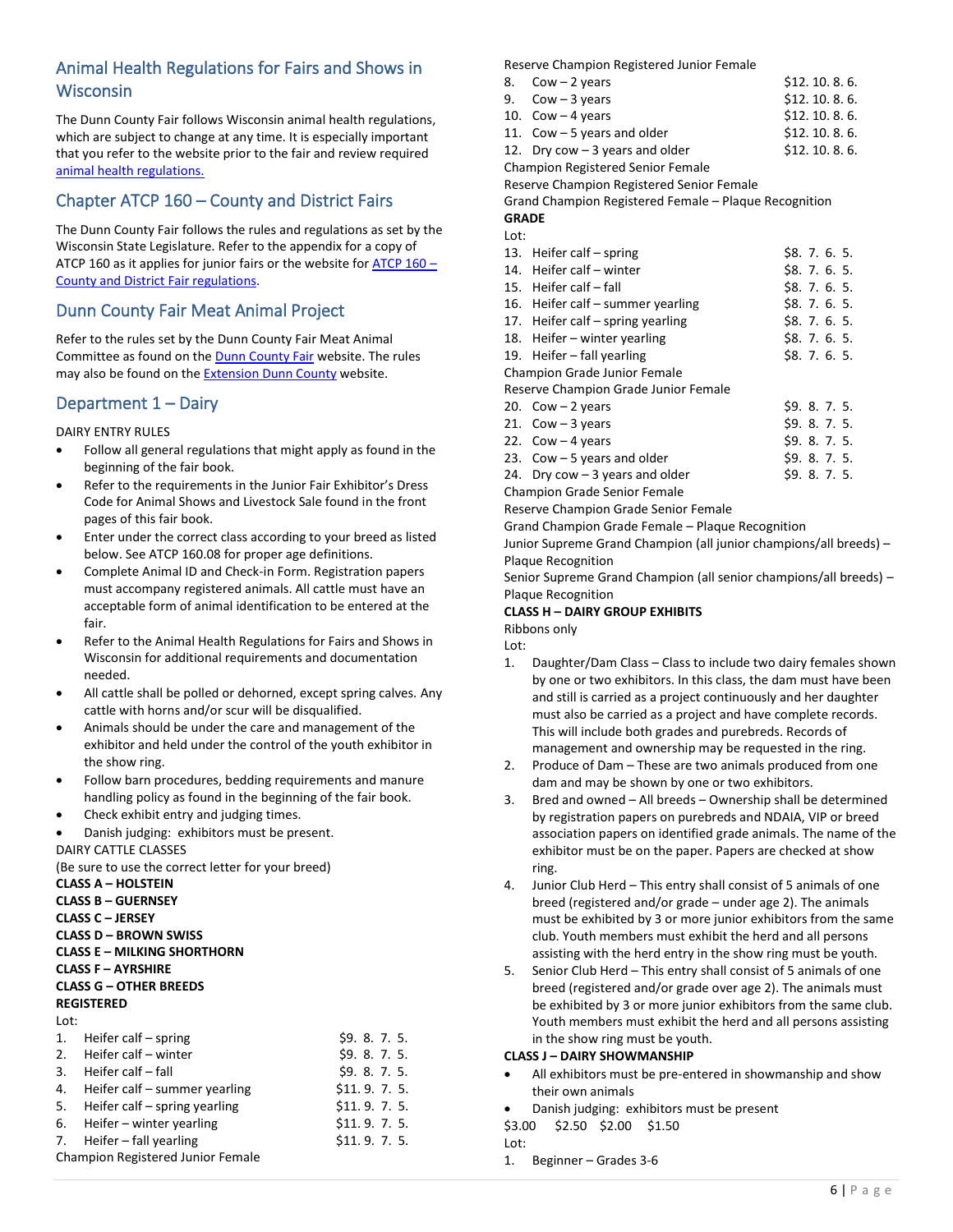## Animal Health Regulations for Fairs and Shows in Wisconsin

The Dunn County Fair follows Wisconsin animal health regulations, which are subject to change at any time. It is especially important that you refer to the website prior to the fair and review required animal health regulations.

## Chapter ATCP 160 – County and District Fairs

The Dunn County Fair follows the rules and regulations as set by the Wisconsin State Legislature. Refer to the appendix for a copy of ATCP 160 as it applies for junior fairs or the website for ATCP 160 – County and District Fair regulations.

## Dunn County Fair Meat Animal Project

Refer to the rules set by the Dunn County Fair Meat Animal Committee as found on the Dunn County Fair website. The rules may also be found on the Extension Dunn County website.

## Department 1 – Dairy

DAIRY ENTRY RULES

- Follow all general regulations that might apply as found in the beginning of the fair book.
- Refer to the requirements in the Junior Fair Exhibitor's Dress Code for Animal Shows and Livestock Sale found in the front pages of this fair book.
- Enter under the correct class according to your breed as listed below. See ATCP 160.08 for proper age definitions.
- Complete Animal ID and Check-in Form. Registration papers must accompany registered animals. All cattle must have an acceptable form of animal identification to be entered at the fair.
- Refer to the Animal Health Regulations for Fairs and Shows in Wisconsin for additional requirements and documentation needed.
- All cattle shall be polled or dehorned, except spring calves. Any cattle with horns and/or scur will be disqualified.
- Animals should be under the care and management of the exhibitor and held under the control of the youth exhibitor in the show ring.
- Follow barn procedures, bedding requirements and manure handling policy as found in the beginning of the fair book.
- Check exhibit entry and judging times.
- Danish judging: exhibitors must be present.

DAIRY CATTLE CLASSES

(Be sure to use the correct letter for your breed)

**CLASS A – HOLSTEIN**
**CLASS B – GUERNSEY**
**CLASS C – JERSEY**
**CLASS D – BROWN SWISS**
**CLASS E – MILKING SHORTHORN**
**CLASS F – AYRSHIRE**
**CLASS G – OTHER BREEDS**

**REGISTERED**

Lot:

1. Heifer calf – spring $9. 8. 7. 5.
2. Heifer calf – winter $9. 8. 7. 5.
3. Heifer calf – fall $9. 8. 7. 5.
4. Heifer calf – summer yearling $11. 9. 7. 5.
5. Heifer calf – spring yearling $11. 9. 7. 5.
6. Heifer – winter yearling $11. 9. 7. 5.
7. Heifer – fall yearling $11. 9. 7. 5.

Champion Registered Junior Female
Reserve Champion Registered Junior Female

8. Cow – 2 years $12. 10. 8. 6.
9. Cow – 3 years $12. 10. 8. 6.
10. Cow – 4 years $12. 10. 8. 6.
11. Cow – 5 years and older $12. 10. 8. 6.
12. Dry cow – 3 years and older $12. 10. 8. 6.

Champion Registered Senior Female
Reserve Champion Registered Senior Female
Grand Champion Registered Female – Plaque Recognition

**GRADE**

Lot:

13. Heifer calf – spring $8. 7. 6. 5.
14. Heifer calf – winter $8. 7. 6. 5.
15. Heifer calf – fall $8. 7. 6. 5.
16. Heifer calf – summer yearling $8. 7. 6. 5.
17. Heifer calf – spring yearling $8. 7. 6. 5.
18. Heifer – winter yearling $8. 7. 6. 5.
19. Heifer – fall yearling $8. 7. 6. 5.

Champion Grade Junior Female
Reserve Champion Grade Junior Female

20. Cow – 2 years $9. 8. 7. 5.
21. Cow – 3 years $9. 8. 7. 5.
22. Cow – 4 years $9. 8. 7. 5.
23. Cow – 5 years and older $9. 8. 7. 5.
24. Dry cow – 3 years and older $9. 8. 7. 5.

Champion Grade Senior Female
Reserve Champion Grade Senior Female
Grand Champion Grade Female – Plaque Recognition
Junior Supreme Grand Champion (all junior champions/all breeds) – Plaque Recognition
Senior Supreme Grand Champion (all senior champions/all breeds) – Plaque Recognition

**CLASS H – DAIRY GROUP EXHIBITS**

Ribbons only

Lot:

1. Daughter/Dam Class – Class to include two dairy females shown by one or two exhibitors. In this class, the dam must have been and still is carried as a project continuously and her daughter must also be carried as a project and have complete records. This will include both grades and purebreds. Records of management and ownership may be requested in the ring.
2. Produce of Dam – These are two animals produced from one dam and may be shown by one or two exhibitors.
3. Bred and owned – All breeds – Ownership shall be determined by registration papers on purebreds and NDAIA, VIP or breed association papers on identified grade animals. The name of the exhibitor must be on the paper. Papers are checked at show ring.
4. Junior Club Herd – This entry shall consist of 5 animals of one breed (registered and/or grade – under age 2). The animals must be exhibited by 3 or more junior exhibitors from the same club. Youth members must exhibit the herd and all persons assisting with the herd entry in the show ring must be youth.
5. Senior Club Herd – This entry shall consist of 5 animals of one breed (registered and/or grade over age 2). The animals must be exhibited by 3 or more junior exhibitors from the same club. Youth members must exhibit the herd and all persons assisting in the show ring must be youth.

**CLASS J – DAIRY SHOWMANSHIP**

- All exhibitors must be pre-entered in showmanship and show their own animals
- Danish judging: exhibitors must be present

$3.00 $2.50 $2.00 $1.50

Lot:

1. Beginner – Grades 3-6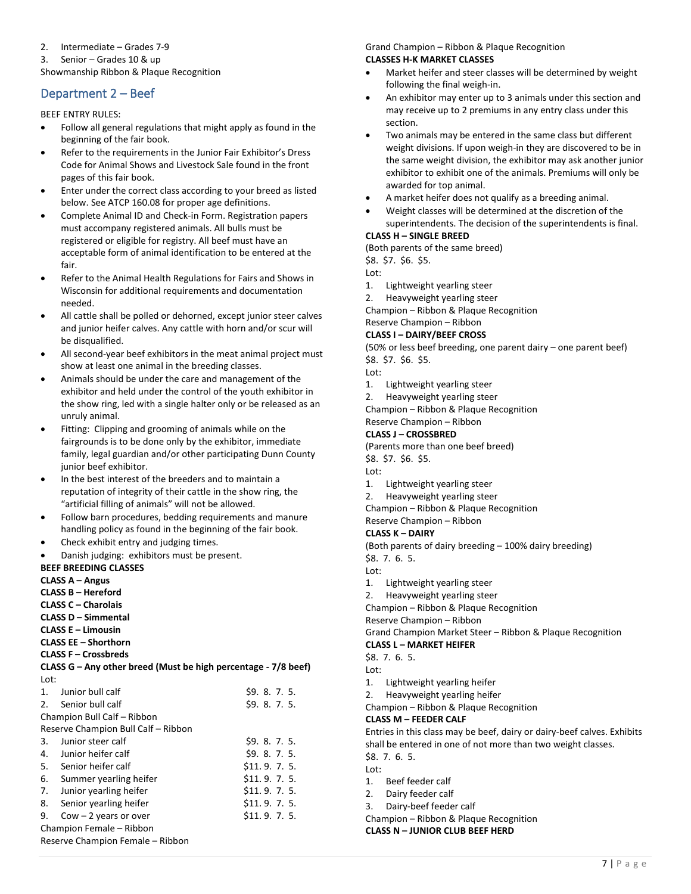2. Intermediate – Grades 7-9
3. Senior – Grades 10 & up

Showmanship Ribbon & Plaque Recognition

## Department 2 – Beef

BEEF ENTRY RULES:

- Follow all general regulations that might apply as found in the beginning of the fair book.
- Refer to the requirements in the Junior Fair Exhibitor's Dress Code for Animal Shows and Livestock Sale found in the front pages of this fair book.
- Enter under the correct class according to your breed as listed below. See ATCP 160.08 for proper age definitions.
- Complete Animal ID and Check-in Form. Registration papers must accompany registered animals. All bulls must be registered or eligible for registry. All beef must have an acceptable form of animal identification to be entered at the fair.
- Refer to the Animal Health Regulations for Fairs and Shows in Wisconsin for additional requirements and documentation needed.
- All cattle shall be polled or dehorned, except junior steer calves and junior heifer calves. Any cattle with horn and/or scur will be disqualified.
- All second-year beef exhibitors in the meat animal project must show at least one animal in the breeding classes.
- Animals should be under the care and management of the exhibitor and held under the control of the youth exhibitor in the show ring, led with a single halter only or be released as an unruly animal.
- Fitting: Clipping and grooming of animals while on the fairgrounds is to be done only by the exhibitor, immediate family, legal guardian and/or other participating Dunn County junior beef exhibitor.
- In the best interest of the breeders and to maintain a reputation of integrity of their cattle in the show ring, the "artificial filling of animals" will not be allowed.
- Follow barn procedures, bedding requirements and manure handling policy as found in the beginning of the fair book.
- Check exhibit entry and judging times.
- Danish judging: exhibitors must be present.

**BEEF BREEDING CLASSES**

**CLASS A – Angus**
**CLASS B – Hereford**
**CLASS C – Charolais**
**CLASS D – Simmental**
**CLASS E – Limousin**
**CLASS EE – Shorthorn**
**CLASS F – Crossbreds**
**CLASS G – Any other breed (Must be high percentage - 7/8 beef)**

Lot:

| Lot | | Premiums |
|---|---|---|
| 1. | Junior bull calf | $9. 8. 7. 5. |
| 2. | Senior bull calf | $9. 8. 7. 5. |

Champion Bull Calf – Ribbon
Reserve Champion Bull Calf – Ribbon

| Lot | | Premiums |
|---|---|---|
| 3. | Junior steer calf | $9. 8. 7. 5. |
| 4. | Junior heifer calf | $9. 8. 7. 5. |
| 5. | Senior heifer calf | $11. 9. 7. 5. |
| 6. | Summer yearling heifer | $11. 9. 7. 5. |
| 7. | Junior yearling heifer | $11. 9. 7. 5. |
| 8. | Senior yearling heifer | $11. 9. 7. 5. |
| 9. | Cow – 2 years or over | $11. 9. 7. 5. |

Champion Female – Ribbon
Reserve Champion Female – Ribbon
Grand Champion – Ribbon & Plaque Recognition

**CLASSES H-K MARKET CLASSES**

- Market heifer and steer classes will be determined by weight following the final weigh-in.
- An exhibitor may enter up to 3 animals under this section and may receive up to 2 premiums in any entry class under this section.
- Two animals may be entered in the same class but different weight divisions. If upon weigh-in they are discovered to be in the same weight division, the exhibitor may ask another junior exhibitor to exhibit one of the animals. Premiums will only be awarded for top animal.
- A market heifer does not qualify as a breeding animal.
- Weight classes will be determined at the discretion of the superintendents. The decision of the superintendents is final.

**CLASS H – SINGLE BREED**
(Both parents of the same breed)
$8. $7. $6. $5.
Lot:
1. Lightweight yearling steer
2. Heavyweight yearling steer

Champion – Ribbon & Plaque Recognition
Reserve Champion – Ribbon

**CLASS I – DAIRY/BEEF CROSS**
(50% or less beef breeding, one parent dairy – one parent beef)
$8. $7. $6. $5.
Lot:
1. Lightweight yearling steer
2. Heavyweight yearling steer

Champion – Ribbon & Plaque Recognition
Reserve Champion – Ribbon

**CLASS J – CROSSBRED**
(Parents more than one beef breed)
$8. $7. $6. $5.
Lot:
1. Lightweight yearling steer
2. Heavyweight yearling steer

Champion – Ribbon & Plaque Recognition
Reserve Champion – Ribbon

**CLASS K – DAIRY**
(Both parents of dairy breeding – 100% dairy breeding)
$8. 7. 6. 5.
Lot:
1. Lightweight yearling steer
2. Heavyweight yearling steer

Champion – Ribbon & Plaque Recognition
Reserve Champion – Ribbon
Grand Champion Market Steer – Ribbon & Plaque Recognition

**CLASS L – MARKET HEIFER**
$8. 7. 6. 5.
Lot:
1. Lightweight yearling heifer
2. Heavyweight yearling heifer

Champion – Ribbon & Plaque Recognition

**CLASS M – FEEDER CALF**
Entries in this class may be beef, dairy or dairy-beef calves. Exhibits shall be entered in one of not more than two weight classes.
$8. 7. 6. 5.
Lot:
1. Beef feeder calf
2. Dairy feeder calf
3. Dairy-beef feeder calf

Champion – Ribbon & Plaque Recognition

**CLASS N – JUNIOR CLUB BEEF HERD**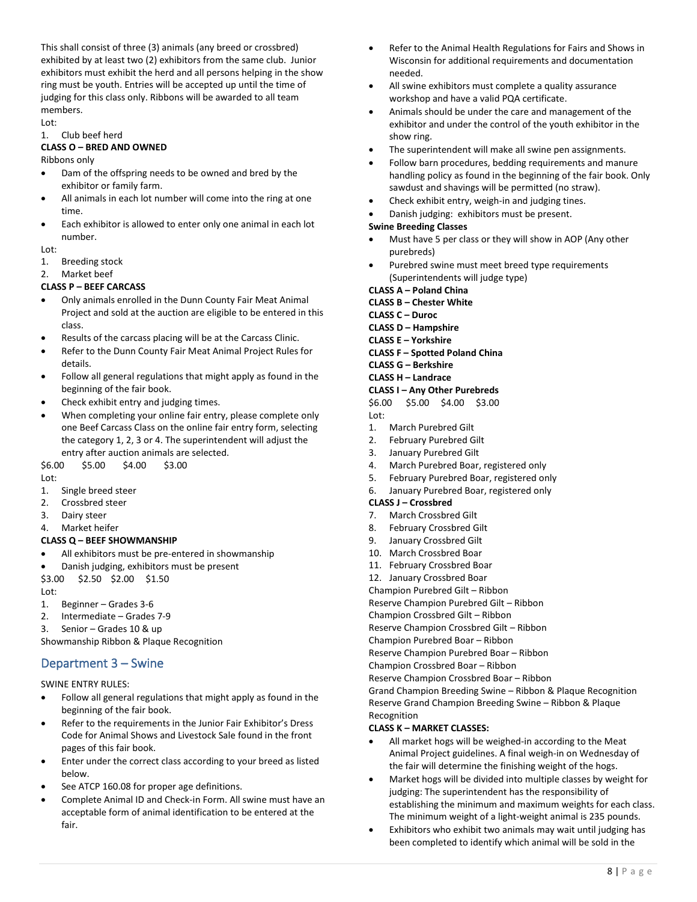This shall consist of three (3) animals (any breed or crossbred) exhibited by at least two (2) exhibitors from the same club. Junior exhibitors must exhibit the herd and all persons helping in the show ring must be youth. Entries will be accepted up until the time of judging for this class only. Ribbons will be awarded to all team members.

Lot:

1. Club beef herd

**CLASS O – BRED AND OWNED**

Ribbons only

- Dam of the offspring needs to be owned and bred by the exhibitor or family farm.
- All animals in each lot number will come into the ring at one time.
- Each exhibitor is allowed to enter only one animal in each lot number.

Lot:

1. Breeding stock
2. Market beef

**CLASS P – BEEF CARCASS**

- Only animals enrolled in the Dunn County Fair Meat Animal Project and sold at the auction are eligible to be entered in this class.
- Results of the carcass placing will be at the Carcass Clinic.
- Refer to the Dunn County Fair Meat Animal Project Rules for details.
- Follow all general regulations that might apply as found in the beginning of the fair book.
- Check exhibit entry and judging times.
- When completing your online fair entry, please complete only one Beef Carcass Class on the online fair entry form, selecting the category 1, 2, 3 or 4. The superintendent will adjust the entry after auction animals are selected.

$6.00 $5.00 $4.00 $3.00

Lot:

1. Single breed steer
2. Crossbred steer
3. Dairy steer
4. Market heifer

**CLASS Q – BEEF SHOWMANSHIP**

- All exhibitors must be pre-entered in showmanship
- Danish judging, exhibitors must be present

$3.00 $2.50 $2.00 $1.50

Lot:

1. Beginner – Grades 3-6
2. Intermediate – Grades 7-9
3. Senior – Grades 10 & up

Showmanship Ribbon & Plaque Recognition

## Department 3 – Swine

SWINE ENTRY RULES:

- Follow all general regulations that might apply as found in the beginning of the fair book.
- Refer to the requirements in the Junior Fair Exhibitor's Dress Code for Animal Shows and Livestock Sale found in the front pages of this fair book.
- Enter under the correct class according to your breed as listed below.
- See ATCP 160.08 for proper age definitions.
- Complete Animal ID and Check-in Form. All swine must have an acceptable form of animal identification to be entered at the fair.
- Refer to the Animal Health Regulations for Fairs and Shows in Wisconsin for additional requirements and documentation needed.
- All swine exhibitors must complete a quality assurance workshop and have a valid PQA certificate.
- Animals should be under the care and management of the exhibitor and under the control of the youth exhibitor in the show ring.
- The superintendent will make all swine pen assignments.
- Follow barn procedures, bedding requirements and manure handling policy as found in the beginning of the fair book. Only sawdust and shavings will be permitted (no straw).
- Check exhibit entry, weigh-in and judging tines.
- Danish judging: exhibitors must be present.

**Swine Breeding Classes**

- Must have 5 per class or they will show in AOP (Any other purebreds)
- Purebred swine must meet breed type requirements (Superintendents will judge type)

**CLASS A – Poland China**
**CLASS B – Chester White**
**CLASS C – Duroc**
**CLASS D – Hampshire**
**CLASS E – Yorkshire**
**CLASS F – Spotted Poland China**
**CLASS G – Berkshire**
**CLASS H – Landrace**
**CLASS I – Any Other Purebreds**

$6.00 $5.00 $4.00 $3.00

Lot:

1. March Purebred Gilt
2. February Purebred Gilt
3. January Purebred Gilt
4. March Purebred Boar, registered only
5. February Purebred Boar, registered only
6. January Purebred Boar, registered only

**CLASS J – Crossbred**

7. March Crossbred Gilt
8. February Crossbred Gilt
9. January Crossbred Gilt
10. March Crossbred Boar
11. February Crossbred Boar
12. January Crossbred Boar

Champion Purebred Gilt – Ribbon
Reserve Champion Purebred Gilt – Ribbon
Champion Crossbred Gilt – Ribbon
Reserve Champion Crossbred Gilt – Ribbon
Champion Purebred Boar – Ribbon
Reserve Champion Purebred Boar – Ribbon
Champion Crossbred Boar – Ribbon
Reserve Champion Crossbred Boar – Ribbon
Grand Champion Breeding Swine – Ribbon & Plaque Recognition
Reserve Grand Champion Breeding Swine – Ribbon & Plaque Recognition

**CLASS K – MARKET CLASSES:**

- All market hogs will be weighed-in according to the Meat Animal Project guidelines. A final weigh-in on Wednesday of the fair will determine the finishing weight of the hogs.
- Market hogs will be divided into multiple classes by weight for judging: The superintendent has the responsibility of establishing the minimum and maximum weights for each class. The minimum weight of a light-weight animal is 235 pounds.
- Exhibitors who exhibit two animals may wait until judging has been completed to identify which animal will be sold in the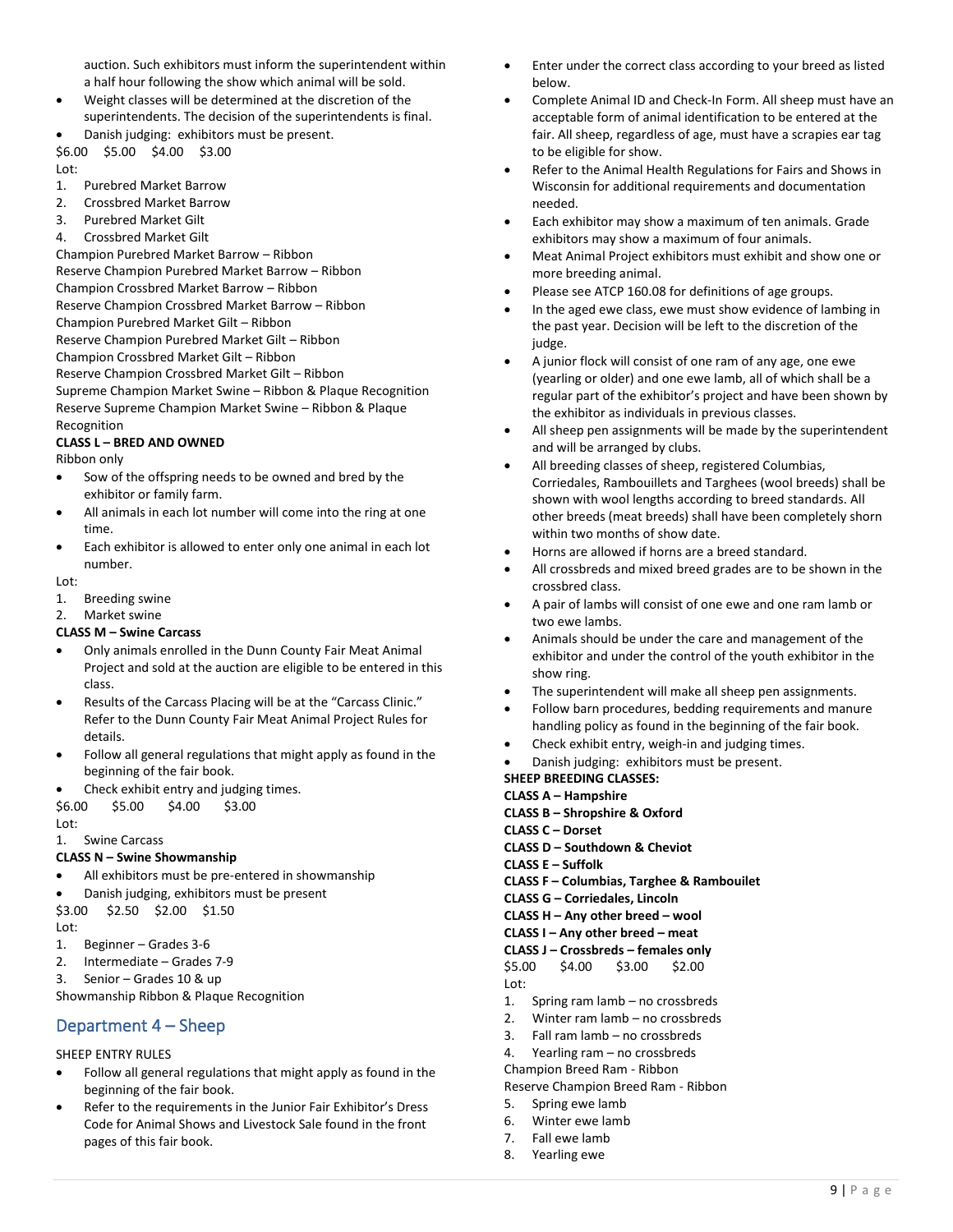auction. Such exhibitors must inform the superintendent within a half hour following the show which animal will be sold.

- Weight classes will be determined at the discretion of the superintendents. The decision of the superintendents is final.
- Danish judging: exhibitors must be present.

$6.00 $5.00 $4.00 $3.00

Lot:

1. Purebred Market Barrow
2. Crossbred Market Barrow
3. Purebred Market Gilt
4. Crossbred Market Gilt

Champion Purebred Market Barrow – Ribbon
Reserve Champion Purebred Market Barrow – Ribbon
Champion Crossbred Market Barrow – Ribbon
Reserve Champion Crossbred Market Barrow – Ribbon
Champion Purebred Market Gilt – Ribbon
Reserve Champion Purebred Market Gilt – Ribbon
Champion Crossbred Market Gilt – Ribbon
Reserve Champion Crossbred Market Gilt – Ribbon
Supreme Champion Market Swine – Ribbon & Plaque Recognition
Reserve Supreme Champion Market Swine – Ribbon & Plaque Recognition

**CLASS L – BRED AND OWNED**

Ribbon only

- Sow of the offspring needs to be owned and bred by the exhibitor or family farm.
- All animals in each lot number will come into the ring at one time.
- Each exhibitor is allowed to enter only one animal in each lot number.

Lot:

1. Breeding swine
2. Market swine

**CLASS M – Swine Carcass**

- Only animals enrolled in the Dunn County Fair Meat Animal Project and sold at the auction are eligible to be entered in this class.
- Results of the Carcass Placing will be at the "Carcass Clinic." Refer to the Dunn County Fair Meat Animal Project Rules for details.
- Follow all general regulations that might apply as found in the beginning of the fair book.
- Check exhibit entry and judging times.

$6.00 $5.00 $4.00 $3.00

Lot:

1. Swine Carcass

**CLASS N – Swine Showmanship**

- All exhibitors must be pre-entered in showmanship
- Danish judging, exhibitors must be present

$3.00 $2.50 $2.00 $1.50

Lot:

1. Beginner – Grades 3-6
2. Intermediate – Grades 7-9
3. Senior – Grades 10 & up

Showmanship Ribbon & Plaque Recognition

## Department 4 – Sheep

SHEEP ENTRY RULES

- Follow all general regulations that might apply as found in the beginning of the fair book.
- Refer to the requirements in the Junior Fair Exhibitor's Dress Code for Animal Shows and Livestock Sale found in the front pages of this fair book.
- Enter under the correct class according to your breed as listed below.
- Complete Animal ID and Check-In Form. All sheep must have an acceptable form of animal identification to be entered at the fair. All sheep, regardless of age, must have a scrapies ear tag to be eligible for show.
- Refer to the Animal Health Regulations for Fairs and Shows in Wisconsin for additional requirements and documentation needed.
- Each exhibitor may show a maximum of ten animals. Grade exhibitors may show a maximum of four animals.
- Meat Animal Project exhibitors must exhibit and show one or more breeding animal.
- Please see ATCP 160.08 for definitions of age groups.
- In the aged ewe class, ewe must show evidence of lambing in the past year. Decision will be left to the discretion of the judge.
- A junior flock will consist of one ram of any age, one ewe (yearling or older) and one ewe lamb, all of which shall be a regular part of the exhibitor's project and have been shown by the exhibitor as individuals in previous classes.
- All sheep pen assignments will be made by the superintendent and will be arranged by clubs.
- All breeding classes of sheep, registered Columbias, Corriedales, Rambouillets and Targhees (wool breeds) shall be shown with wool lengths according to breed standards. All other breeds (meat breeds) shall have been completely shorn within two months of show date.
- Horns are allowed if horns are a breed standard.
- All crossbreds and mixed breed grades are to be shown in the crossbred class.
- A pair of lambs will consist of one ewe and one ram lamb or two ewe lambs.
- Animals should be under the care and management of the exhibitor and under the control of the youth exhibitor in the show ring.
- The superintendent will make all sheep pen assignments.
- Follow barn procedures, bedding requirements and manure handling policy as found in the beginning of the fair book.
- Check exhibit entry, weigh-in and judging times.
- Danish judging: exhibitors must be present.

**SHEEP BREEDING CLASSES:**

**CLASS A – Hampshire**

**CLASS B – Shropshire & Oxford**

**CLASS C – Dorset**

**CLASS D – Southdown & Cheviot**

**CLASS E – Suffolk**

**CLASS F – Columbias, Targhee & Rambouilet**

**CLASS G – Corriedales, Lincoln**

**CLASS H – Any other breed – wool**

**CLASS I – Any other breed – meat**

**CLASS J – Crossbreds – females only**

$5.00 $4.00 $3.00 $2.00

Lot:

1. Spring ram lamb – no crossbreds
2. Winter ram lamb – no crossbreds
3. Fall ram lamb – no crossbreds
4. Yearling ram – no crossbreds

Champion Breed Ram - Ribbon
Reserve Champion Breed Ram - Ribbon

5. Spring ewe lamb
6. Winter ewe lamb
7. Fall ewe lamb
8. Yearling ewe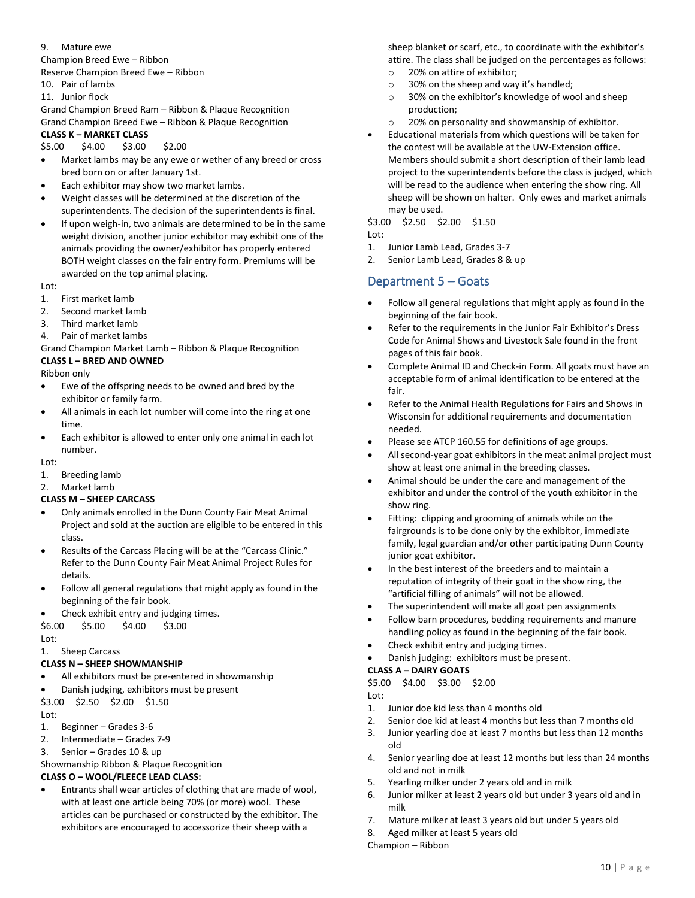9. Mature ewe

Champion Breed Ewe – Ribbon

Reserve Champion Breed Ewe – Ribbon

10. Pair of lambs
11. Junior flock

Grand Champion Breed Ram – Ribbon & Plaque Recognition

Grand Champion Breed Ewe – Ribbon & Plaque Recognition

**CLASS K – MARKET CLASS**

$5.00 $4.00 $3.00 $2.00

- Market lambs may be any ewe or wether of any breed or cross bred born on or after January 1st.
- Each exhibitor may show two market lambs.
- Weight classes will be determined at the discretion of the superintendents. The decision of the superintendents is final.
- If upon weigh-in, two animals are determined to be in the same weight division, another junior exhibitor may exhibit one of the animals providing the owner/exhibitor has properly entered BOTH weight classes on the fair entry form. Premiums will be awarded on the top animal placing.

Lot:

1. First market lamb
2. Second market lamb
3. Third market lamb
4. Pair of market lambs

Grand Champion Market Lamb – Ribbon & Plaque Recognition

**CLASS L – BRED AND OWNED**

Ribbon only

- Ewe of the offspring needs to be owned and bred by the exhibitor or family farm.
- All animals in each lot number will come into the ring at one time.
- Each exhibitor is allowed to enter only one animal in each lot number.

Lot:

1. Breeding lamb
2. Market lamb

**CLASS M – SHEEP CARCASS**

- Only animals enrolled in the Dunn County Fair Meat Animal Project and sold at the auction are eligible to be entered in this class.
- Results of the Carcass Placing will be at the "Carcass Clinic." Refer to the Dunn County Fair Meat Animal Project Rules for details.
- Follow all general regulations that might apply as found in the beginning of the fair book.
- Check exhibit entry and judging times.

$6.00 $5.00 $4.00 $3.00

Lot:

1. Sheep Carcass

**CLASS N – SHEEP SHOWMANSHIP**

- All exhibitors must be pre-entered in showmanship
- Danish judging, exhibitors must be present

$3.00 $2.50 $2.00 $1.50

Lot:

1. Beginner – Grades 3-6
2. Intermediate – Grades 7-9
3. Senior – Grades 10 & up

Showmanship Ribbon & Plaque Recognition

**CLASS O – WOOL/FLEECE LEAD CLASS:**

- Entrants shall wear articles of clothing that are made of wool, with at least one article being 70% (or more) wool. These articles can be purchased or constructed by the exhibitor. The exhibitors are encouraged to accessorize their sheep with a sheep blanket or scarf, etc., to coordinate with the exhibitor's attire. The class shall be judged on the percentages as follows:
  - 20% on attire of exhibitor;
  - 30% on the sheep and way it's handled;
  - 30% on the exhibitor's knowledge of wool and sheep production;
  - 20% on personality and showmanship of exhibitor.
- Educational materials from which questions will be taken for the contest will be available at the UW-Extension office. Members should submit a short description of their lamb lead project to the superintendents before the class is judged, which will be read to the audience when entering the show ring. All sheep will be shown on halter. Only ewes and market animals may be used.

$3.00 $2.50 $2.00 $1.50

Lot:

1. Junior Lamb Lead, Grades 3-7
2. Senior Lamb Lead, Grades 8 & up

## Department 5 – Goats

- Follow all general regulations that might apply as found in the beginning of the fair book.
- Refer to the requirements in the Junior Fair Exhibitor's Dress Code for Animal Shows and Livestock Sale found in the front pages of this fair book.
- Complete Animal ID and Check-in Form. All goats must have an acceptable form of animal identification to be entered at the fair.
- Refer to the Animal Health Regulations for Fairs and Shows in Wisconsin for additional requirements and documentation needed.
- Please see ATCP 160.55 for definitions of age groups.
- All second-year goat exhibitors in the meat animal project must show at least one animal in the breeding classes.
- Animal should be under the care and management of the exhibitor and under the control of the youth exhibitor in the show ring.
- Fitting: clipping and grooming of animals while on the fairgrounds is to be done only by the exhibitor, immediate family, legal guardian and/or other participating Dunn County junior goat exhibitor.
- In the best interest of the breeders and to maintain a reputation of integrity of their goat in the show ring, the "artificial filling of animals" will not be allowed.
- The superintendent will make all goat pen assignments
- Follow barn procedures, bedding requirements and manure handling policy as found in the beginning of the fair book.
- Check exhibit entry and judging times.
- Danish judging: exhibitors must be present.

**CLASS A – DAIRY GOATS**

$5.00 $4.00 $3.00 $2.00

Lot:

1. Junior doe kid less than 4 months old
2. Senior doe kid at least 4 months but less than 7 months old
3. Junior yearling doe at least 7 months but less than 12 months old
4. Senior yearling doe at least 12 months but less than 24 months old and not in milk
5. Yearling milker under 2 years old and in milk
6. Junior milker at least 2 years old but under 3 years old and in milk
7. Mature milker at least 3 years old but under 5 years old
8. Aged milker at least 5 years old

Champion – Ribbon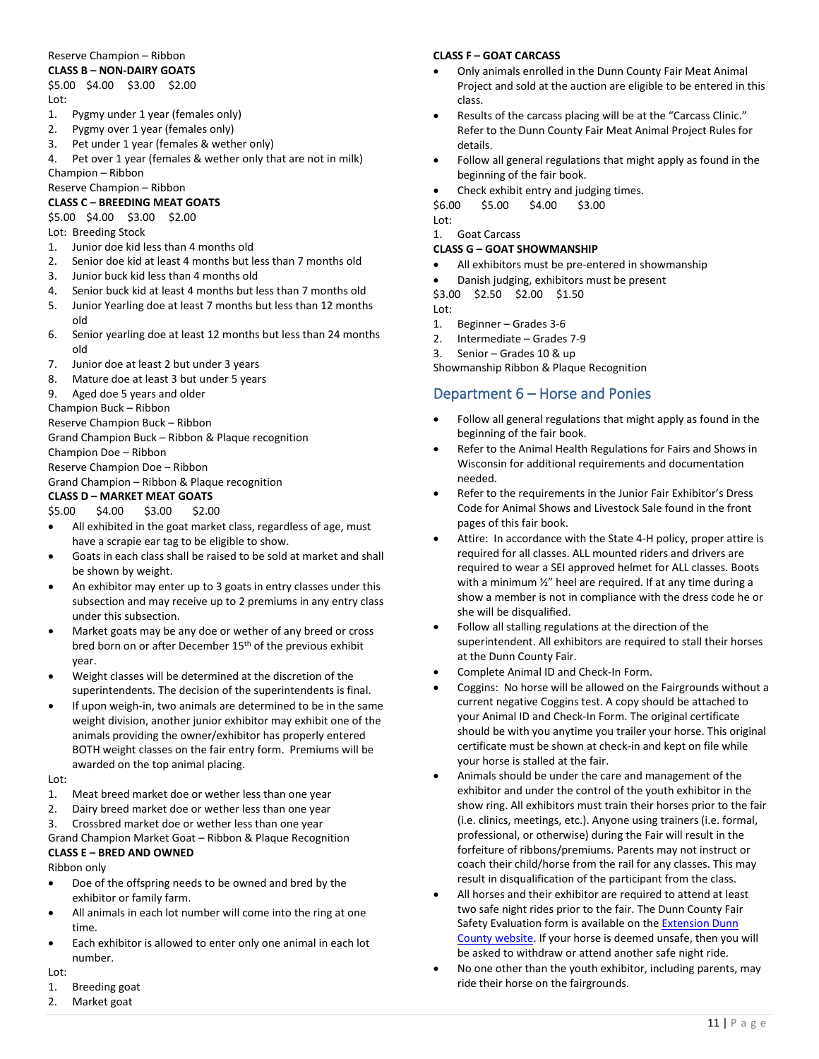Reserve Champion – Ribbon

**CLASS B – NON-DAIRY GOATS**

$5.00 $4.00 $3.00 $2.00

Lot:

1. Pygmy under 1 year (females only)
2. Pygmy over 1 year (females only)
3. Pet under 1 year (females & wether only)
4. Pet over 1 year (females & wether only that are not in milk)

Champion – Ribbon

Reserve Champion – Ribbon

**CLASS C – BREEDING MEAT GOATS**

$5.00 $4.00 $3.00 $2.00

Lot: Breeding Stock

1. Junior doe kid less than 4 months old
2. Senior doe kid at least 4 months but less than 7 months old
3. Junior buck kid less than 4 months old
4. Senior buck kid at least 4 months but less than 7 months old
5. Junior Yearling doe at least 7 months but less than 12 months old
6. Senior yearling doe at least 12 months but less than 24 months old
7. Junior doe at least 2 but under 3 years
8. Mature doe at least 3 but under 5 years
9. Aged doe 5 years and older

Champion Buck – Ribbon

Reserve Champion Buck – Ribbon

Grand Champion Buck – Ribbon & Plaque recognition

Champion Doe – Ribbon

Reserve Champion Doe – Ribbon

Grand Champion – Ribbon & Plaque recognition

**CLASS D – MARKET MEAT GOATS**

$5.00 $4.00 $3.00 $2.00

- All exhibited in the goat market class, regardless of age, must have a scrapie ear tag to be eligible to show.
- Goats in each class shall be raised to be sold at market and shall be shown by weight.
- An exhibitor may enter up to 3 goats in entry classes under this subsection and may receive up to 2 premiums in any entry class under this subsection.
- Market goats may be any doe or wether of any breed or cross bred born on or after December 15th of the previous exhibit year.
- Weight classes will be determined at the discretion of the superintendents. The decision of the superintendents is final.
- If upon weigh-in, two animals are determined to be in the same weight division, another junior exhibitor may exhibit one of the animals providing the owner/exhibitor has properly entered BOTH weight classes on the fair entry form. Premiums will be awarded on the top animal placing.

Lot:

1. Meat breed market doe or wether less than one year
2. Dairy breed market doe or wether less than one year
3. Crossbred market doe or wether less than one year

Grand Champion Market Goat – Ribbon & Plaque Recognition

**CLASS E – BRED AND OWNED**

Ribbon only

- Doe of the offspring needs to be owned and bred by the exhibitor or family farm.
- All animals in each lot number will come into the ring at one time.
- Each exhibitor is allowed to enter only one animal in each lot number.

Lot:

1. Breeding goat
2. Market goat

**CLASS F – GOAT CARCASS**

- Only animals enrolled in the Dunn County Fair Meat Animal Project and sold at the auction are eligible to be entered in this class.
- Results of the carcass placing will be at the "Carcass Clinic." Refer to the Dunn County Fair Meat Animal Project Rules for details.
- Follow all general regulations that might apply as found in the beginning of the fair book.
- Check exhibit entry and judging times.

$6.00 $5.00 $4.00 $3.00

Lot:

1. Goat Carcass

**CLASS G – GOAT SHOWMANSHIP**

- All exhibitors must be pre-entered in showmanship
- Danish judging, exhibitors must be present

$3.00 $2.50 $2.00 $1.50

Lot:

1. Beginner – Grades 3-6
2. Intermediate – Grades 7-9
3. Senior – Grades 10 & up

Showmanship Ribbon & Plaque Recognition

## Department 6 – Horse and Ponies

- Follow all general regulations that might apply as found in the beginning of the fair book.
- Refer to the Animal Health Regulations for Fairs and Shows in Wisconsin for additional requirements and documentation needed.
- Refer to the requirements in the Junior Fair Exhibitor's Dress Code for Animal Shows and Livestock Sale found in the front pages of this fair book.
- Attire: In accordance with the State 4-H policy, proper attire is required for all classes. ALL mounted riders and drivers are required to wear a SEI approved helmet for ALL classes. Boots with a minimum ½" heel are required. If at any time during a show a member is not in compliance with the dress code he or she will be disqualified.
- Follow all stalling regulations at the direction of the superintendent. All exhibitors are required to stall their horses at the Dunn County Fair.
- Complete Animal ID and Check-In Form.
- Coggins: No horse will be allowed on the Fairgrounds without a current negative Coggins test. A copy should be attached to your Animal ID and Check-In Form. The original certificate should be with you anytime you trailer your horse. This original certificate must be shown at check-in and kept on file while your horse is stalled at the fair.
- Animals should be under the care and management of the exhibitor and under the control of the youth exhibitor in the show ring. All exhibitors must train their horses prior to the fair (i.e. clinics, meetings, etc.). Anyone using trainers (i.e. formal, professional, or otherwise) during the Fair will result in the forfeiture of ribbons/premiums. Parents may not instruct or coach their child/horse from the rail for any classes. This may result in disqualification of the participant from the class.
- All horses and their exhibitor are required to attend at least two safe night rides prior to the fair. The Dunn County Fair Safety Evaluation form is available on the Extension Dunn County website. If your horse is deemed unsafe, then you will be asked to withdraw or attend another safe night ride.
- No one other than the youth exhibitor, including parents, may ride their horse on the fairgrounds.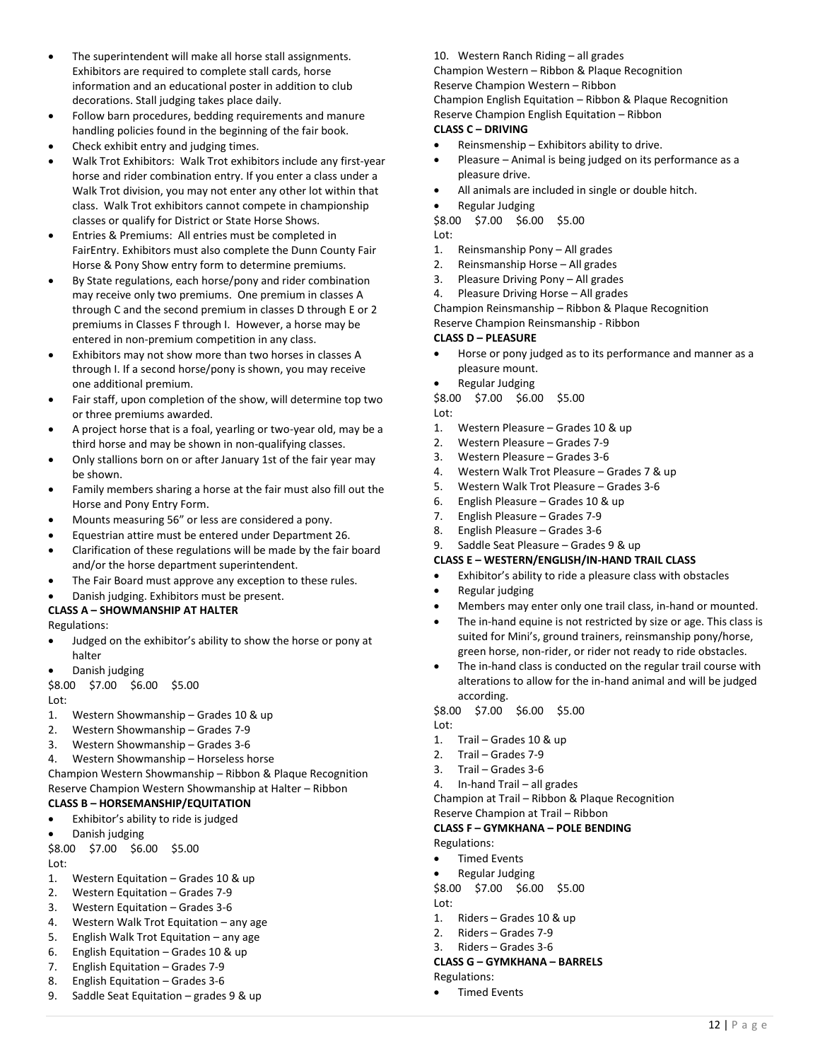- The superintendent will make all horse stall assignments. Exhibitors are required to complete stall cards, horse information and an educational poster in addition to club decorations. Stall judging takes place daily.
- Follow barn procedures, bedding requirements and manure handling policies found in the beginning of the fair book.
- Check exhibit entry and judging times.
- Walk Trot Exhibitors: Walk Trot exhibitors include any first-year horse and rider combination entry. If you enter a class under a Walk Trot division, you may not enter any other lot within that class. Walk Trot exhibitors cannot compete in championship classes or qualify for District or State Horse Shows.
- Entries & Premiums: All entries must be completed in FairEntry. Exhibitors must also complete the Dunn County Fair Horse & Pony Show entry form to determine premiums.
- By State regulations, each horse/pony and rider combination may receive only two premiums. One premium in classes A through C and the second premium in classes D through E or 2 premiums in Classes F through I. However, a horse may be entered in non-premium competition in any class.
- Exhibitors may not show more than two horses in classes A through I. If a second horse/pony is shown, you may receive one additional premium.
- Fair staff, upon completion of the show, will determine top two or three premiums awarded.
- A project horse that is a foal, yearling or two-year old, may be a third horse and may be shown in non-qualifying classes.
- Only stallions born on or after January 1st of the fair year may be shown.
- Family members sharing a horse at the fair must also fill out the Horse and Pony Entry Form.
- Mounts measuring 56" or less are considered a pony.
- Equestrian attire must be entered under Department 26.
- Clarification of these regulations will be made by the fair board and/or the horse department superintendent.
- The Fair Board must approve any exception to these rules.
- Danish judging. Exhibitors must be present.

**CLASS A – SHOWMANSHIP AT HALTER**

Regulations:

- Judged on the exhibitor's ability to show the horse or pony at halter
- Danish judging

$8.00 $7.00 $6.00 $5.00

Lot:

1. Western Showmanship – Grades 10 & up
2. Western Showmanship – Grades 7-9
3. Western Showmanship – Grades 3-6
4. Western Showmanship – Horseless horse

Champion Western Showmanship – Ribbon & Plaque Recognition
Reserve Champion Western Showmanship at Halter – Ribbon

**CLASS B – HORSEMANSHIP/EQUITATION**

- Exhibitor's ability to ride is judged
- Danish judging

$8.00 $7.00 $6.00 $5.00

Lot:

1. Western Equitation – Grades 10 & up
2. Western Equitation – Grades 7-9
3. Western Equitation – Grades 3-6
4. Western Walk Trot Equitation – any age
5. English Walk Trot Equitation – any age
6. English Equitation – Grades 10 & up
7. English Equitation – Grades 7-9
8. English Equitation – Grades 3-6
9. Saddle Seat Equitation – grades 9 & up
10. Western Ranch Riding – all grades

Champion Western – Ribbon & Plaque Recognition
Reserve Champion Western – Ribbon
Champion English Equitation – Ribbon & Plaque Recognition
Reserve Champion English Equitation – Ribbon

**CLASS C – DRIVING**

- Reinsmenship – Exhibitors ability to drive.
- Pleasure – Animal is being judged on its performance as a pleasure drive.
- All animals are included in single or double hitch.
- Regular Judging

$8.00 $7.00 $6.00 $5.00

Lot:

1. Reinsmanship Pony – All grades
2. Reinsmanship Horse – All grades
3. Pleasure Driving Pony – All grades
4. Pleasure Driving Horse – All grades

Champion Reinsmanship – Ribbon & Plaque Recognition
Reserve Champion Reinsmanship - Ribbon

**CLASS D – PLEASURE**

- Horse or pony judged as to its performance and manner as a pleasure mount.
- Regular Judging

$8.00 $7.00 $6.00 $5.00

Lot:

1. Western Pleasure – Grades 10 & up
2. Western Pleasure – Grades 7-9
3. Western Pleasure – Grades 3-6
4. Western Walk Trot Pleasure – Grades 7 & up
5. Western Walk Trot Pleasure – Grades 3-6
6. English Pleasure – Grades 10 & up
7. English Pleasure – Grades 7-9
8. English Pleasure – Grades 3-6
9. Saddle Seat Pleasure – Grades 9 & up

**CLASS E – WESTERN/ENGLISH/IN-HAND TRAIL CLASS**

- Exhibitor's ability to ride a pleasure class with obstacles
- Regular judging
- Members may enter only one trail class, in-hand or mounted.
- The in-hand equine is not restricted by size or age. This class is suited for Mini's, ground trainers, reinsmanship pony/horse, green horse, non-rider, or rider not ready to ride obstacles.
- The in-hand class is conducted on the regular trail course with alterations to allow for the in-hand animal and will be judged according.

$8.00 $7.00 $6.00 $5.00

Lot:

1. Trail – Grades 10 & up
2. Trail – Grades 7-9
3. Trail – Grades 3-6
4. In-hand Trail – all grades

Champion at Trail – Ribbon & Plaque Recognition
Reserve Champion at Trail – Ribbon

**CLASS F – GYMKHANA – POLE BENDING**

Regulations:

- Timed Events
- Regular Judging

$8.00 $7.00 $6.00 $5.00

Lot:

1. Riders – Grades 10 & up
2. Riders – Grades 7-9
3. Riders – Grades 3-6

**CLASS G – GYMKHANA – BARRELS**

Regulations:

- Timed Events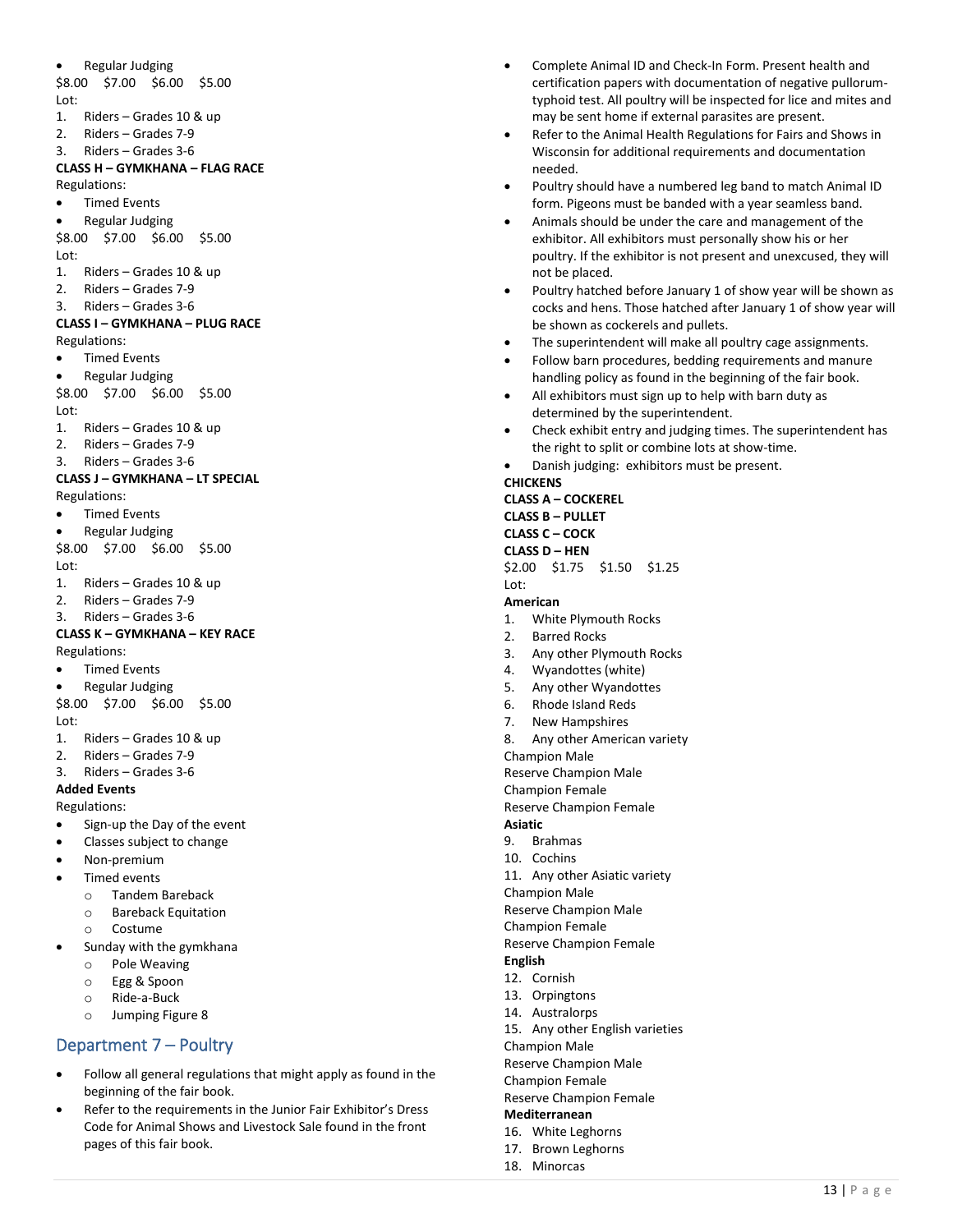- Regular Judging

$8.00 $7.00 $6.00 $5.00

Lot:

1. Riders – Grades 10 & up
2. Riders – Grades 7-9
3. Riders – Grades 3-6

**CLASS H – GYMKHANA – FLAG RACE**

Regulations:

- Timed Events
- Regular Judging

$8.00 $7.00 $6.00 $5.00

Lot:

1. Riders – Grades 10 & up
2. Riders – Grades 7-9
3. Riders – Grades 3-6

**CLASS I – GYMKHANA – PLUG RACE**

Regulations:

- Timed Events
- Regular Judging

$8.00 $7.00 $6.00 $5.00

Lot:

1. Riders – Grades 10 & up
2. Riders – Grades 7-9
3. Riders – Grades 3-6

**CLASS J – GYMKHANA – LT SPECIAL**

Regulations:

- Timed Events
- Regular Judging

$8.00 $7.00 $6.00 $5.00

Lot:

1. Riders – Grades 10 & up
2. Riders – Grades 7-9
3. Riders – Grades 3-6

**CLASS K – GYMKHANA – KEY RACE**

Regulations:

- Timed Events
- Regular Judging

$8.00 $7.00 $6.00 $5.00

Lot:

1. Riders – Grades 10 & up
2. Riders – Grades 7-9
3. Riders – Grades 3-6

**Added Events**

Regulations:

- Sign-up the Day of the event
- Classes subject to change
- Non-premium
- Timed events
  - Tandem Bareback
  - Bareback Equitation
  - Costume
- Sunday with the gymkhana
  - Pole Weaving
  - Egg & Spoon
  - Ride-a-Buck
  - Jumping Figure 8

## Department 7 – Poultry

- Follow all general regulations that might apply as found in the beginning of the fair book.
- Refer to the requirements in the Junior Fair Exhibitor's Dress Code for Animal Shows and Livestock Sale found in the front pages of this fair book.
- Complete Animal ID and Check-In Form. Present health and certification papers with documentation of negative pullorum-typhoid test. All poultry will be inspected for lice and mites and may be sent home if external parasites are present.
- Refer to the Animal Health Regulations for Fairs and Shows in Wisconsin for additional requirements and documentation needed.
- Poultry should have a numbered leg band to match Animal ID form. Pigeons must be banded with a year seamless band.
- Animals should be under the care and management of the exhibitor. All exhibitors must personally show his or her poultry. If the exhibitor is not present and unexcused, they will not be placed.
- Poultry hatched before January 1 of show year will be shown as cocks and hens. Those hatched after January 1 of show year will be shown as cockerels and pullets.
- The superintendent will make all poultry cage assignments.
- Follow barn procedures, bedding requirements and manure handling policy as found in the beginning of the fair book.
- All exhibitors must sign up to help with barn duty as determined by the superintendent.
- Check exhibit entry and judging times. The superintendent has the right to split or combine lots at show-time.
- Danish judging: exhibitors must be present.

**CHICKENS**

**CLASS A – COCKEREL**

**CLASS B – PULLET**

**CLASS C – COCK**

**CLASS D – HEN**

$2.00 $1.75 $1.50 $1.25

Lot:

**American**

1. White Plymouth Rocks
2. Barred Rocks
3. Any other Plymouth Rocks
4. Wyandottes (white)
5. Any other Wyandottes
6. Rhode Island Reds
7. New Hampshires
8. Any other American variety

Champion Male

Reserve Champion Male

Champion Female

Reserve Champion Female

**Asiatic**

9. Brahmas
10. Cochins
11. Any other Asiatic variety

Champion Male

Reserve Champion Male

Champion Female

Reserve Champion Female

**English**

12. Cornish
13. Orpingtons
14. Australorps
15. Any other English varieties

Champion Male

Reserve Champion Male

Champion Female

Reserve Champion Female

**Mediterranean**

16. White Leghorns
17. Brown Leghorns
18. Minorcas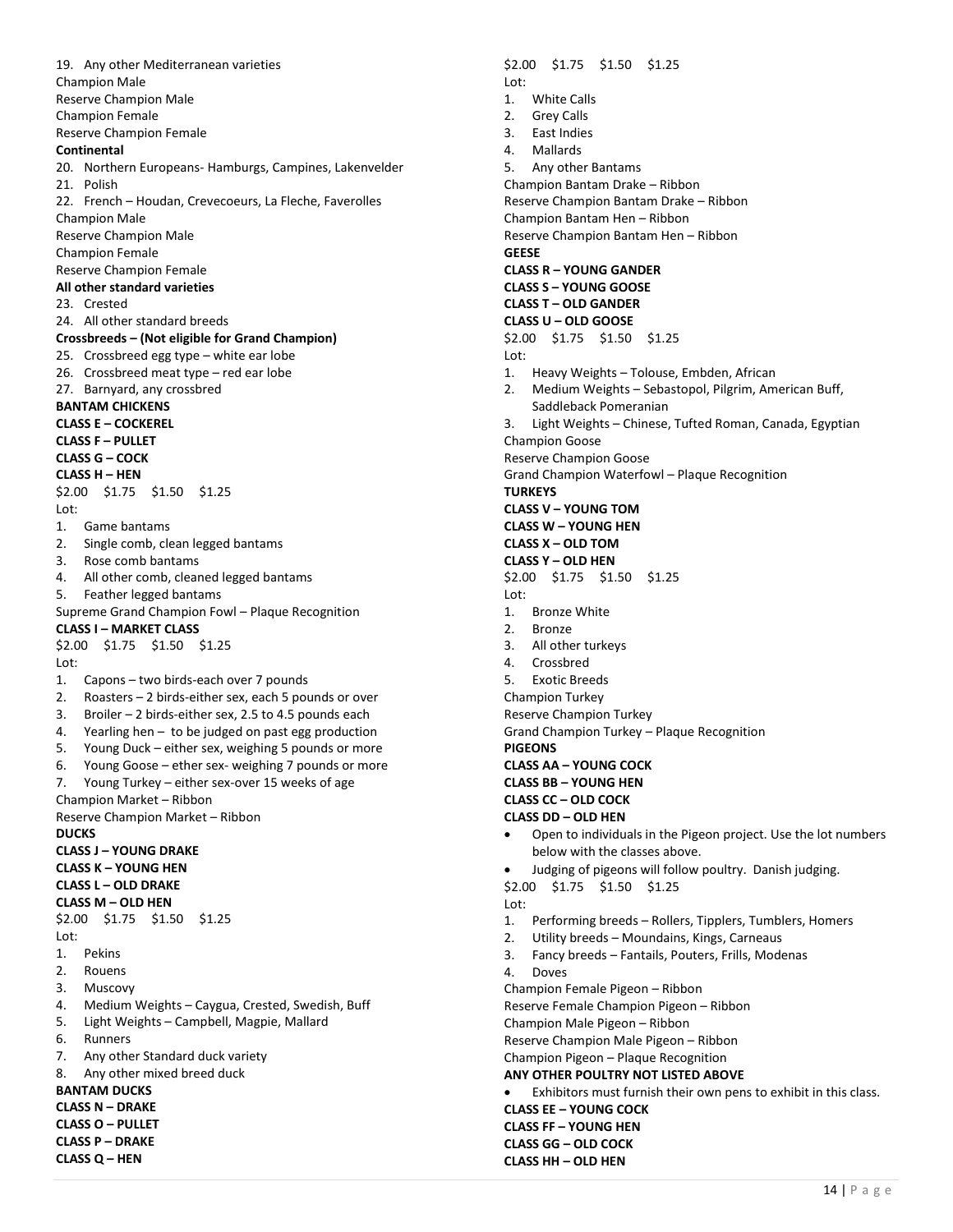19. Any other Mediterranean varieties

Champion Male
Reserve Champion Male
Champion Female
Reserve Champion Female

**Continental**

20. Northern Europeans- Hamburgs, Campines, Lakenvelder
21. Polish
22. French – Houdan, Crevecoeurs, La Fleche, Faverolles

Champion Male
Reserve Champion Male
Champion Female
Reserve Champion Female

**All other standard varieties**

23. Crested
24. All other standard breeds

**Crossbreeds – (Not eligible for Grand Champion)**

25. Crossbreed egg type – white ear lobe
26. Crossbreed meat type – red ear lobe
27. Barnyard, any crossbred

**BANTAM CHICKENS**
**CLASS E – COCKEREL**
**CLASS F – PULLET**
**CLASS G – COCK**
**CLASS H – HEN**

$2.00 $1.75 $1.50 $1.25

Lot:

1. Game bantams
2. Single comb, clean legged bantams
3. Rose comb bantams
4. All other comb, cleaned legged bantams
5. Feather legged bantams

Supreme Grand Champion Fowl – Plaque Recognition

**CLASS I – MARKET CLASS**

$2.00 $1.75 $1.50 $1.25

Lot:

1. Capons – two birds-each over 7 pounds
2. Roasters – 2 birds-either sex, each 5 pounds or over
3. Broiler – 2 birds-either sex, 2.5 to 4.5 pounds each
4. Yearling hen – to be judged on past egg production
5. Young Duck – either sex, weighing 5 pounds or more
6. Young Goose – ether sex- weighing 7 pounds or more
7. Young Turkey – either sex-over 15 weeks of age

Champion Market – Ribbon
Reserve Champion Market – Ribbon

**DUCKS**
**CLASS J – YOUNG DRAKE**
**CLASS K – YOUNG HEN**
**CLASS L – OLD DRAKE**
**CLASS M – OLD HEN**

$2.00 $1.75 $1.50 $1.25

Lot:

1. Pekins
2. Rouens
3. Muscovy
4. Medium Weights – Caygua, Crested, Swedish, Buff
5. Light Weights – Campbell, Magpie, Mallard
6. Runners
7. Any other Standard duck variety
8. Any other mixed breed duck

**BANTAM DUCKS**
**CLASS N – DRAKE**
**CLASS O – PULLET**
**CLASS P – DRAKE**
**CLASS Q – HEN**

$2.00 $1.75 $1.50 $1.25

Lot:

1. White Calls
2. Grey Calls
3. East Indies
4. Mallards
5. Any other Bantams

Champion Bantam Drake – Ribbon
Reserve Champion Bantam Drake – Ribbon
Champion Bantam Hen – Ribbon
Reserve Champion Bantam Hen – Ribbon

**GEESE**
**CLASS R – YOUNG GANDER**
**CLASS S – YOUNG GOOSE**
**CLASS T – OLD GANDER**
**CLASS U – OLD GOOSE**

$2.00 $1.75 $1.50 $1.25

Lot:

1. Heavy Weights – Tolouse, Embden, African
2. Medium Weights – Sebastopol, Pilgrim, American Buff, Saddleback Pomeranian
3. Light Weights – Chinese, Tufted Roman, Canada, Egyptian

Champion Goose
Reserve Champion Goose
Grand Champion Waterfowl – Plaque Recognition

**TURKEYS**
**CLASS V – YOUNG TOM**
**CLASS W – YOUNG HEN**
**CLASS X – OLD TOM**
**CLASS Y – OLD HEN**

$2.00 $1.75 $1.50 $1.25

Lot:

1. Bronze White
2. Bronze
3. All other turkeys
4. Crossbred
5. Exotic Breeds

Champion Turkey
Reserve Champion Turkey
Grand Champion Turkey – Plaque Recognition

**PIGEONS**
**CLASS AA – YOUNG COCK**
**CLASS BB – YOUNG HEN**
**CLASS CC – OLD COCK**
**CLASS DD – OLD HEN**

- Open to individuals in the Pigeon project. Use the lot numbers below with the classes above.
- Judging of pigeons will follow poultry. Danish judging.

$2.00 $1.75 $1.50 $1.25

Lot:

1. Performing breeds – Rollers, Tipplers, Tumblers, Homers
2. Utility breeds – Moundains, Kings, Carneaus
3. Fancy breeds – Fantails, Pouters, Frills, Modenas
4. Doves

Champion Female Pigeon – Ribbon
Reserve Female Champion Pigeon – Ribbon
Champion Male Pigeon – Ribbon
Reserve Champion Male Pigeon – Ribbon
Champion Pigeon – Plaque Recognition

**ANY OTHER POULTRY NOT LISTED ABOVE**

- Exhibitors must furnish their own pens to exhibit in this class.

**CLASS EE – YOUNG COCK**
**CLASS FF – YOUNG HEN**
**CLASS GG – OLD COCK**
**CLASS HH – OLD HEN**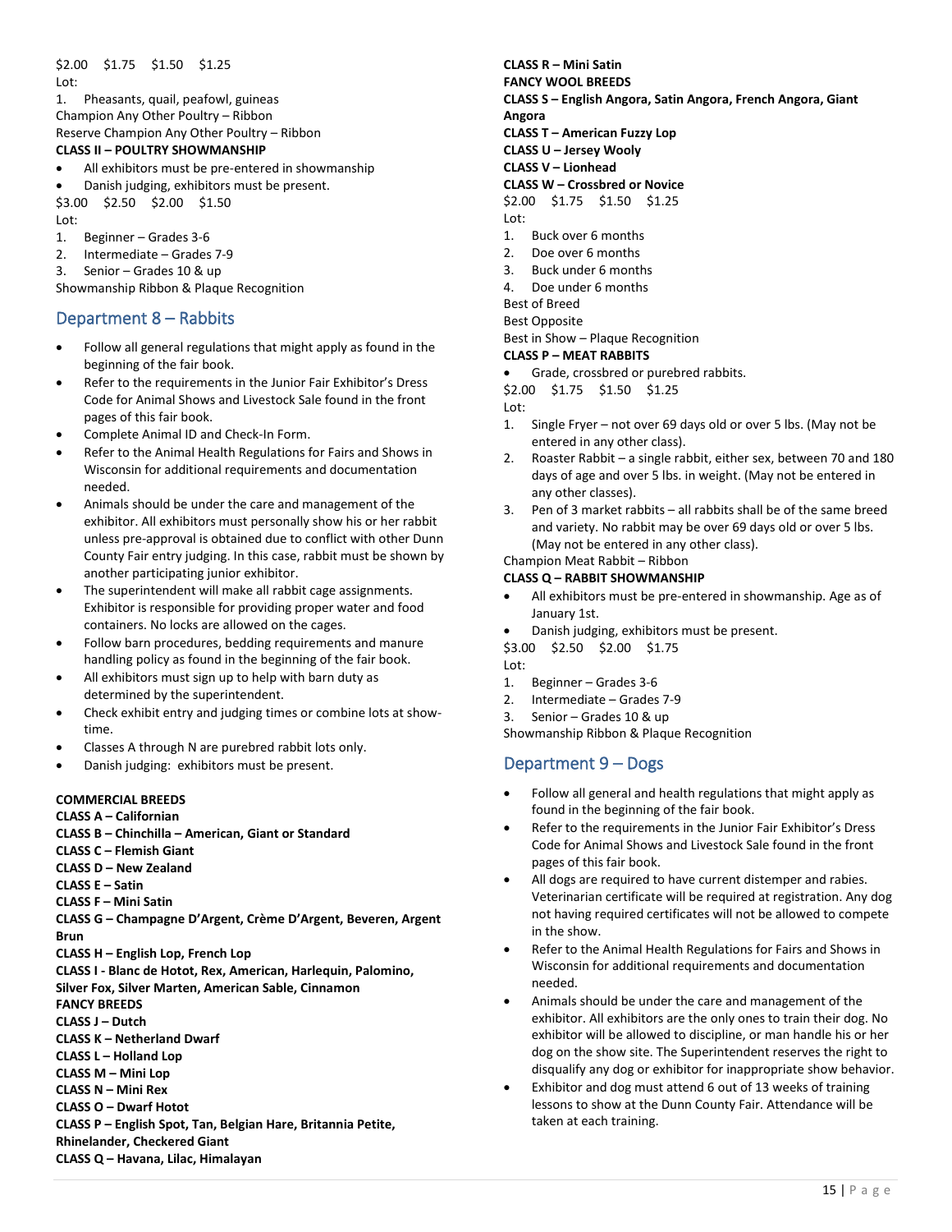$2.00 $1.75 $1.50 $1.25

Lot:

1. Pheasants, quail, peafowl, guineas

Champion Any Other Poultry – Ribbon

Reserve Champion Any Other Poultry – Ribbon

**CLASS II – POULTRY SHOWMANSHIP**

- All exhibitors must be pre-entered in showmanship
- Danish judging, exhibitors must be present.

$3.00 $2.50 $2.00 $1.50

Lot:

1. Beginner – Grades 3-6
2. Intermediate – Grades 7-9
3. Senior – Grades 10 & up

Showmanship Ribbon & Plaque Recognition

## Department 8 – Rabbits

- Follow all general regulations that might apply as found in the beginning of the fair book.
- Refer to the requirements in the Junior Fair Exhibitor's Dress Code for Animal Shows and Livestock Sale found in the front pages of this fair book.
- Complete Animal ID and Check-In Form.
- Refer to the Animal Health Regulations for Fairs and Shows in Wisconsin for additional requirements and documentation needed.
- Animals should be under the care and management of the exhibitor. All exhibitors must personally show his or her rabbit unless pre-approval is obtained due to conflict with other Dunn County Fair entry judging. In this case, rabbit must be shown by another participating junior exhibitor.
- The superintendent will make all rabbit cage assignments. Exhibitor is responsible for providing proper water and food containers. No locks are allowed on the cages.
- Follow barn procedures, bedding requirements and manure handling policy as found in the beginning of the fair book.
- All exhibitors must sign up to help with barn duty as determined by the superintendent.
- Check exhibit entry and judging times or combine lots at show-time.
- Classes A through N are purebred rabbit lots only.
- Danish judging: exhibitors must be present.

**COMMERCIAL BREEDS**

**CLASS A – Californian**

**CLASS B – Chinchilla – American, Giant or Standard**

**CLASS C – Flemish Giant**

**CLASS D – New Zealand**

**CLASS E – Satin**

**CLASS F – Mini Satin**

**CLASS G – Champagne D'Argent, Crème D'Argent, Beveren, Argent Brun**

**CLASS H – English Lop, French Lop**

**CLASS I - Blanc de Hotot, Rex, American, Harlequin, Palomino, Silver Fox, Silver Marten, American Sable, Cinnamon**

**FANCY BREEDS**

**CLASS J – Dutch**

**CLASS K – Netherland Dwarf**

**CLASS L – Holland Lop**

**CLASS M – Mini Lop**

**CLASS N – Mini Rex**

**CLASS O – Dwarf Hotot**

**CLASS P – English Spot, Tan, Belgian Hare, Britannia Petite, Rhinelander, Checkered Giant**

**CLASS Q – Havana, Lilac, Himalayan**

**CLASS R – Mini Satin**

**FANCY WOOL BREEDS**

**CLASS S – English Angora, Satin Angora, French Angora, Giant Angora**

**CLASS T – American Fuzzy Lop**

**CLASS U – Jersey Wooly**

**CLASS V – Lionhead**

**CLASS W – Crossbred or Novice**

$2.00 $1.75 $1.50 $1.25

Lot:

1. Buck over 6 months
2. Doe over 6 months
3. Buck under 6 months
4. Doe under 6 months

Best of Breed

Best Opposite

Best in Show – Plaque Recognition

**CLASS P – MEAT RABBITS**

- Grade, crossbred or purebred rabbits.

$2.00 $1.75 $1.50 $1.25

Lot:

1. Single Fryer – not over 69 days old or over 5 lbs. (May not be entered in any other class).
2. Roaster Rabbit – a single rabbit, either sex, between 70 and 180 days of age and over 5 lbs. in weight. (May not be entered in any other classes).
3. Pen of 3 market rabbits – all rabbits shall be of the same breed and variety. No rabbit may be over 69 days old or over 5 lbs. (May not be entered in any other class).

Champion Meat Rabbit – Ribbon

**CLASS Q – RABBIT SHOWMANSHIP**

- All exhibitors must be pre-entered in showmanship. Age as of January 1st.
- Danish judging, exhibitors must be present.

$3.00 $2.50 $2.00 $1.75

Lot:

1. Beginner – Grades 3-6
2. Intermediate – Grades 7-9
3. Senior – Grades 10 & up

Showmanship Ribbon & Plaque Recognition

## Department 9 – Dogs

- Follow all general and health regulations that might apply as found in the beginning of the fair book.
- Refer to the requirements in the Junior Fair Exhibitor's Dress Code for Animal Shows and Livestock Sale found in the front pages of this fair book.
- All dogs are required to have current distemper and rabies. Veterinarian certificate will be required at registration. Any dog not having required certificates will not be allowed to compete in the show.
- Refer to the Animal Health Regulations for Fairs and Shows in Wisconsin for additional requirements and documentation needed.
- Animals should be under the care and management of the exhibitor. All exhibitors are the only ones to train their dog. No exhibitor will be allowed to discipline, or man handle his or her dog on the show site. The Superintendent reserves the right to disqualify any dog or exhibitor for inappropriate show behavior.
- Exhibitor and dog must attend 6 out of 13 weeks of training lessons to show at the Dunn County Fair. Attendance will be taken at each training.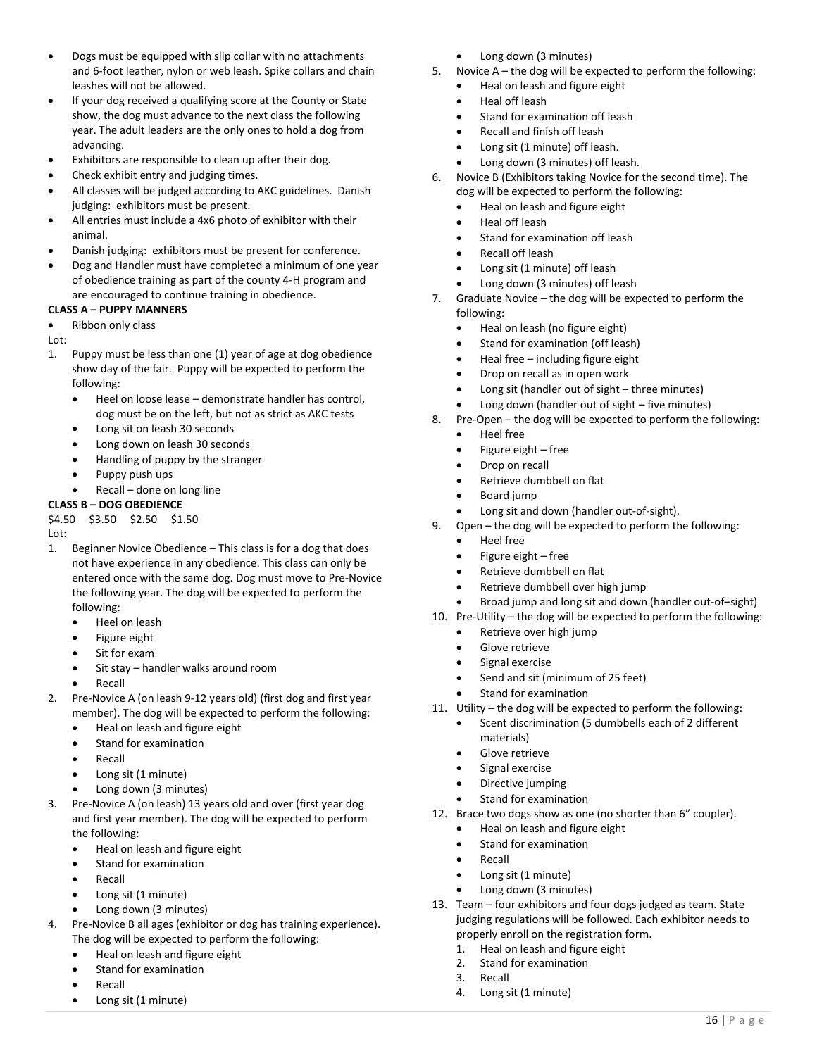- Dogs must be equipped with slip collar with no attachments and 6-foot leather, nylon or web leash. Spike collars and chain leashes will not be allowed.
- If your dog received a qualifying score at the County or State show, the dog must advance to the next class the following year. The adult leaders are the only ones to hold a dog from advancing.
- Exhibitors are responsible to clean up after their dog.
- Check exhibit entry and judging times.
- All classes will be judged according to AKC guidelines. Danish judging: exhibitors must be present.
- All entries must include a 4x6 photo of exhibitor with their animal.
- Danish judging: exhibitors must be present for conference.
- Dog and Handler must have completed a minimum of one year of obedience training as part of the county 4-H program and are encouraged to continue training in obedience.

**CLASS A – PUPPY MANNERS**

- Ribbon only class

Lot:

1. Puppy must be less than one (1) year of age at dog obedience show day of the fair. Puppy will be expected to perform the following:
   - Heel on loose lease – demonstrate handler has control, dog must be on the left, but not as strict as AKC tests
   - Long sit on leash 30 seconds
   - Long down on leash 30 seconds
   - Handling of puppy by the stranger
   - Puppy push ups
   - Recall – done on long line

**CLASS B – DOG OBEDIENCE**

$4.50 $3.50 $2.50 $1.50

Lot:

1. Beginner Novice Obedience – This class is for a dog that does not have experience in any obedience. This class can only be entered once with the same dog. Dog must move to Pre-Novice the following year. The dog will be expected to perform the following:
   - Heel on leash
   - Figure eight
   - Sit for exam
   - Sit stay – handler walks around room
   - Recall
2. Pre-Novice A (on leash 9-12 years old) (first dog and first year member). The dog will be expected to perform the following:
   - Heal on leash and figure eight
   - Stand for examination
   - Recall
   - Long sit (1 minute)
   - Long down (3 minutes)
3. Pre-Novice A (on leash) 13 years old and over (first year dog and first year member). The dog will be expected to perform the following:
   - Heal on leash and figure eight
   - Stand for examination
   - Recall
   - Long sit (1 minute)
   - Long down (3 minutes)
4. Pre-Novice B all ages (exhibitor or dog has training experience). The dog will be expected to perform the following:
   - Heal on leash and figure eight
   - Stand for examination
   - Recall
   - Long sit (1 minute)
   - Long down (3 minutes)
5. Novice A – the dog will be expected to perform the following:
   - Heal on leash and figure eight
   - Heal off leash
   - Stand for examination off leash
   - Recall and finish off leash
   - Long sit (1 minute) off leash.
   - Long down (3 minutes) off leash.
6. Novice B (Exhibitors taking Novice for the second time). The dog will be expected to perform the following:
   - Heal on leash and figure eight
   - Heal off leash
   - Stand for examination off leash
   - Recall off leash
   - Long sit (1 minute) off leash
   - Long down (3 minutes) off leash
7. Graduate Novice – the dog will be expected to perform the following:
   - Heal on leash (no figure eight)
   - Stand for examination (off leash)
   - Heal free – including figure eight
   - Drop on recall as in open work
   - Long sit (handler out of sight – three minutes)
   - Long down (handler out of sight – five minutes)
8. Pre-Open – the dog will be expected to perform the following:
   - Heel free
   - Figure eight – free
   - Drop on recall
   - Retrieve dumbbell on flat
   - Board jump
   - Long sit and down (handler out-of-sight).
9. Open – the dog will be expected to perform the following:
   - Heel free
   - Figure eight – free
   - Retrieve dumbbell on flat
   - Retrieve dumbbell over high jump
   - Broad jump and long sit and down (handler out-of–sight)
10. Pre-Utility – the dog will be expected to perform the following:
    - Retrieve over high jump
    - Glove retrieve
    - Signal exercise
    - Send and sit (minimum of 25 feet)
    - Stand for examination
11. Utility – the dog will be expected to perform the following:
    - Scent discrimination (5 dumbbells each of 2 different materials)
    - Glove retrieve
    - Signal exercise
    - Directive jumping
    - Stand for examination
12. Brace two dogs show as one (no shorter than 6" coupler).
    - Heal on leash and figure eight
    - Stand for examination
    - Recall
    - Long sit (1 minute)
    - Long down (3 minutes)
13. Team – four exhibitors and four dogs judged as team. State judging regulations will be followed. Each exhibitor needs to properly enroll on the registration form.
    1. Heal on leash and figure eight
    2. Stand for examination
    3. Recall
    4. Long sit (1 minute)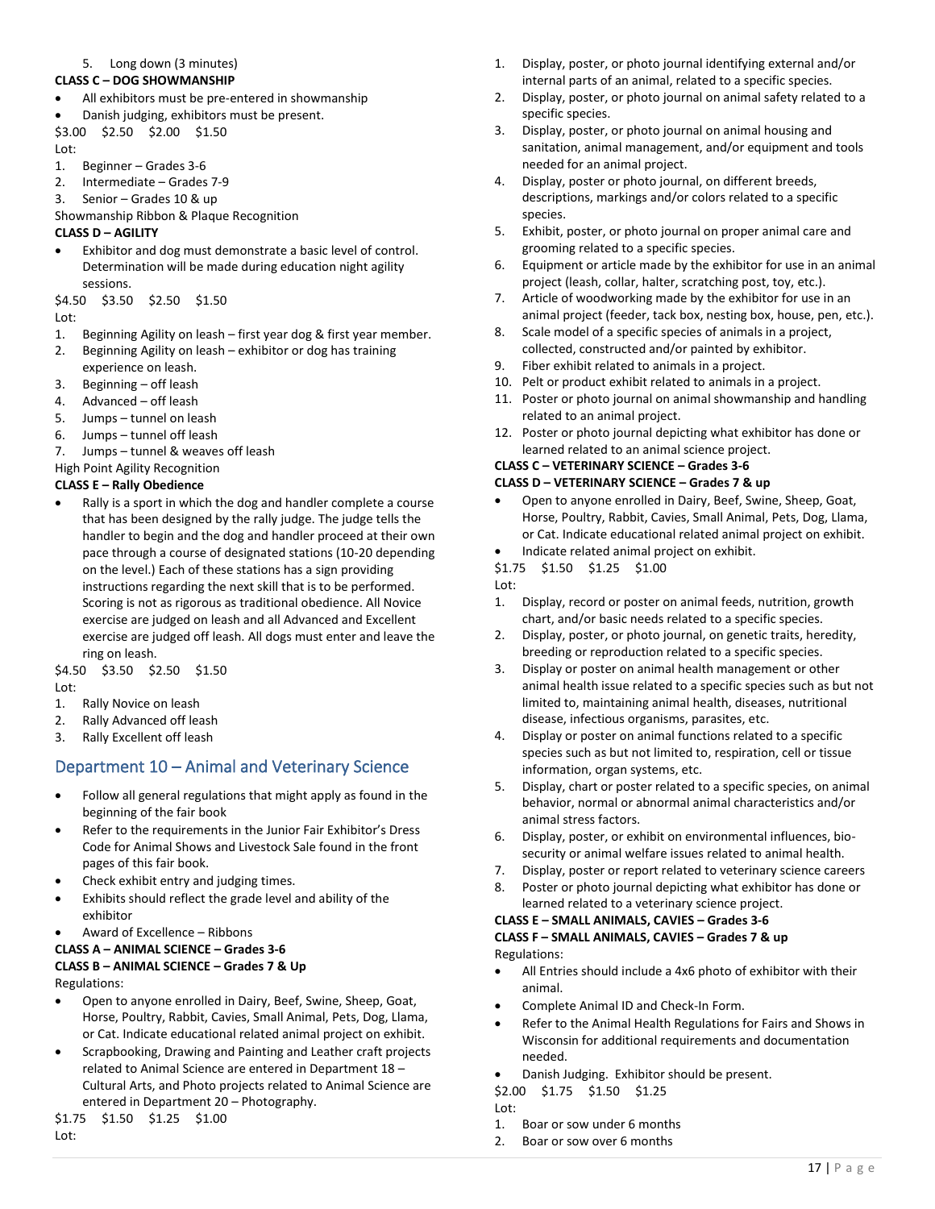5. Long down (3 minutes)

**CLASS C – DOG SHOWMANSHIP**

- All exhibitors must be pre-entered in showmanship
- Danish judging, exhibitors must be present.

$3.00 $2.50 $2.00 $1.50

Lot:

1. Beginner – Grades 3-6
2. Intermediate – Grades 7-9
3. Senior – Grades 10 & up

Showmanship Ribbon & Plaque Recognition

**CLASS D – AGILITY**

- Exhibitor and dog must demonstrate a basic level of control. Determination will be made during education night agility sessions.

$4.50 $3.50 $2.50 $1.50

Lot:

1. Beginning Agility on leash – first year dog & first year member.
2. Beginning Agility on leash – exhibitor or dog has training experience on leash.
3. Beginning – off leash
4. Advanced – off leash
5. Jumps – tunnel on leash
6. Jumps – tunnel off leash
7. Jumps – tunnel & weaves off leash

High Point Agility Recognition

**CLASS E – Rally Obedience**

- Rally is a sport in which the dog and handler complete a course that has been designed by the rally judge. The judge tells the handler to begin and the dog and handler proceed at their own pace through a course of designated stations (10-20 depending on the level.) Each of these stations has a sign providing instructions regarding the next skill that is to be performed. Scoring is not as rigorous as traditional obedience. All Novice exercise are judged on leash and all Advanced and Excellent exercise are judged off leash. All dogs must enter and leave the ring on leash.

$4.50 $3.50 $2.50 $1.50

Lot:

1. Rally Novice on leash
2. Rally Advanced off leash
3. Rally Excellent off leash

## Department 10 – Animal and Veterinary Science

- Follow all general regulations that might apply as found in the beginning of the fair book
- Refer to the requirements in the Junior Fair Exhibitor's Dress Code for Animal Shows and Livestock Sale found in the front pages of this fair book.
- Check exhibit entry and judging times.
- Exhibits should reflect the grade level and ability of the exhibitor
- Award of Excellence – Ribbons

**CLASS A – ANIMAL SCIENCE – Grades 3-6**

**CLASS B – ANIMAL SCIENCE – Grades 7 & Up**

Regulations:

- Open to anyone enrolled in Dairy, Beef, Swine, Sheep, Goat, Horse, Poultry, Rabbit, Cavies, Small Animal, Pets, Dog, Llama, or Cat. Indicate educational related animal project on exhibit.
- Scrapbooking, Drawing and Painting and Leather craft projects related to Animal Science are entered in Department 18 – Cultural Arts, and Photo projects related to Animal Science are entered in Department 20 – Photography.

$1.75 $1.50 $1.25 $1.00

Lot:

1. Display, poster, or photo journal identifying external and/or internal parts of an animal, related to a specific species.
2. Display, poster, or photo journal on animal safety related to a specific species.
3. Display, poster, or photo journal on animal housing and sanitation, animal management, and/or equipment and tools needed for an animal project.
4. Display, poster or photo journal, on different breeds, descriptions, markings and/or colors related to a specific species.
5. Exhibit, poster, or photo journal on proper animal care and grooming related to a specific species.
6. Equipment or article made by the exhibitor for use in an animal project (leash, collar, halter, scratching post, toy, etc.).
7. Article of woodworking made by the exhibitor for use in an animal project (feeder, tack box, nesting box, house, pen, etc.).
8. Scale model of a specific species of animals in a project, collected, constructed and/or painted by exhibitor.
9. Fiber exhibit related to animals in a project.
10. Pelt or product exhibit related to animals in a project.
11. Poster or photo journal on animal showmanship and handling related to an animal project.
12. Poster or photo journal depicting what exhibitor has done or learned related to an animal science project.

**CLASS C – VETERINARY SCIENCE – Grades 3-6**

**CLASS D – VETERINARY SCIENCE – Grades 7 & up**

- Open to anyone enrolled in Dairy, Beef, Swine, Sheep, Goat, Horse, Poultry, Rabbit, Cavies, Small Animal, Pets, Dog, Llama, or Cat. Indicate educational related animal project on exhibit.
- Indicate related animal project on exhibit.

$1.75 $1.50 $1.25 $1.00

Lot:

1. Display, record or poster on animal feeds, nutrition, growth chart, and/or basic needs related to a specific species.
2. Display, poster, or photo journal, on genetic traits, heredity, breeding or reproduction related to a specific species.
3. Display or poster on animal health management or other animal health issue related to a specific species such as but not limited to, maintaining animal health, diseases, nutritional disease, infectious organisms, parasites, etc.
4. Display or poster on animal functions related to a specific species such as but not limited to, respiration, cell or tissue information, organ systems, etc.
5. Display, chart or poster related to a specific species, on animal behavior, normal or abnormal animal characteristics and/or animal stress factors.
6. Display, poster, or exhibit on environmental influences, bio-security or animal welfare issues related to animal health.
7. Display, poster or report related to veterinary science careers
8. Poster or photo journal depicting what exhibitor has done or learned related to a veterinary science project.

**CLASS E – SMALL ANIMALS, CAVIES – Grades 3-6**

**CLASS F – SMALL ANIMALS, CAVIES – Grades 7 & up**

Regulations:

- All Entries should include a 4x6 photo of exhibitor with their animal.
- Complete Animal ID and Check-In Form.
- Refer to the Animal Health Regulations for Fairs and Shows in Wisconsin for additional requirements and documentation needed.
- Danish Judging. Exhibitor should be present.

$2.00 $1.75 $1.50 $1.25

Lot:

1. Boar or sow under 6 months
2. Boar or sow over 6 months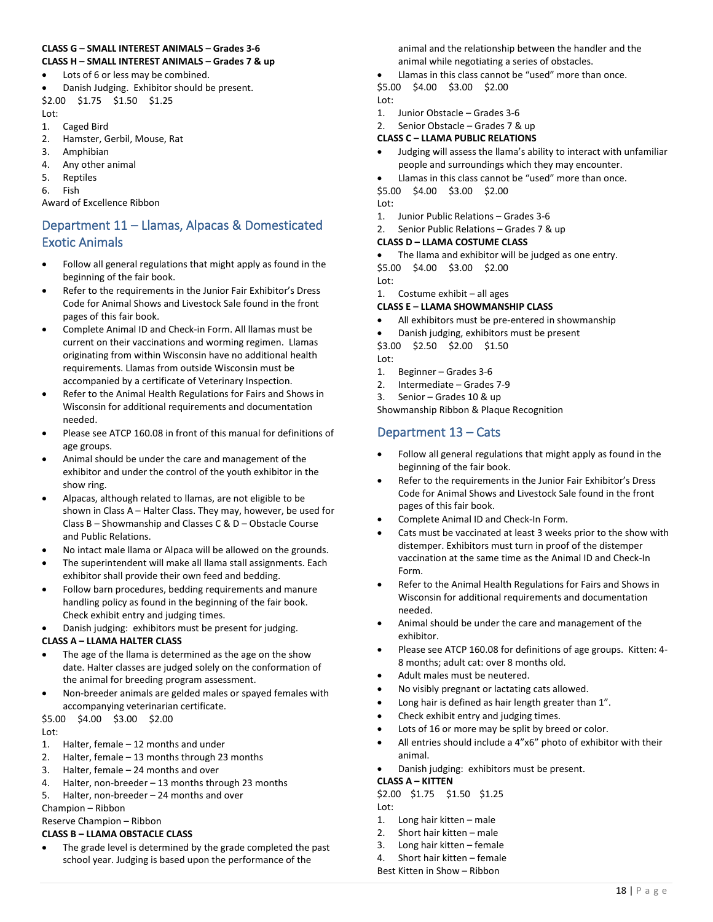**CLASS G – SMALL INTEREST ANIMALS – Grades 3-6**
**CLASS H – SMALL INTEREST ANIMALS – Grades 7 & up**

- Lots of 6 or less may be combined.
- Danish Judging. Exhibitor should be present.

$2.00 $1.75 $1.50 $1.25

Lot:

1. Caged Bird
2. Hamster, Gerbil, Mouse, Rat
3. Amphibian
4. Any other animal
5. Reptiles
6. Fish

Award of Excellence Ribbon

## Department 11 – Llamas, Alpacas & Domesticated Exotic Animals

- Follow all general regulations that might apply as found in the beginning of the fair book.
- Refer to the requirements in the Junior Fair Exhibitor's Dress Code for Animal Shows and Livestock Sale found in the front pages of this fair book.
- Complete Animal ID and Check-in Form. All llamas must be current on their vaccinations and worming regimen. Llamas originating from within Wisconsin have no additional health requirements. Llamas from outside Wisconsin must be accompanied by a certificate of Veterinary Inspection.
- Refer to the Animal Health Regulations for Fairs and Shows in Wisconsin for additional requirements and documentation needed.
- Please see ATCP 160.08 in front of this manual for definitions of age groups.
- Animal should be under the care and management of the exhibitor and under the control of the youth exhibitor in the show ring.
- Alpacas, although related to llamas, are not eligible to be shown in Class A – Halter Class. They may, however, be used for Class B – Showmanship and Classes C & D – Obstacle Course and Public Relations.
- No intact male llama or Alpaca will be allowed on the grounds.
- The superintendent will make all llama stall assignments. Each exhibitor shall provide their own feed and bedding.
- Follow barn procedures, bedding requirements and manure handling policy as found in the beginning of the fair book. Check exhibit entry and judging times.
- Danish judging: exhibitors must be present for judging.

**CLASS A – LLAMA HALTER CLASS**

- The age of the llama is determined as the age on the show date. Halter classes are judged solely on the conformation of the animal for breeding program assessment.
- Non-breeder animals are gelded males or spayed females with accompanying veterinarian certificate.

$5.00 $4.00 $3.00 $2.00

Lot:

1. Halter, female – 12 months and under
2. Halter, female – 13 months through 23 months
3. Halter, female – 24 months and over
4. Halter, non-breeder – 13 months through 23 months
5. Halter, non-breeder – 24 months and over

Champion – Ribbon

Reserve Champion – Ribbon

**CLASS B – LLAMA OBSTACLE CLASS**

- The grade level is determined by the grade completed the past school year. Judging is based upon the performance of the animal and the relationship between the handler and the animal while negotiating a series of obstacles.
- Llamas in this class cannot be "used" more than once.

$5.00 $4.00 $3.00 $2.00

Lot:

1. Junior Obstacle – Grades 3-6
2. Senior Obstacle – Grades 7 & up

**CLASS C – LLAMA PUBLIC RELATIONS**

- Judging will assess the llama's ability to interact with unfamiliar people and surroundings which they may encounter.
- Llamas in this class cannot be "used" more than once.

$5.00 $4.00 $3.00 $2.00

Lot:

1. Junior Public Relations – Grades 3-6
2. Senior Public Relations – Grades 7 & up

**CLASS D – LLAMA COSTUME CLASS**

- The llama and exhibitor will be judged as one entry.

$5.00 $4.00 $3.00 $2.00

Lot:

1. Costume exhibit – all ages

**CLASS E – LLAMA SHOWMANSHIP CLASS**

- All exhibitors must be pre-entered in showmanship
- Danish judging, exhibitors must be present

$3.00 $2.50 $2.00 $1.50

Lot:

1. Beginner – Grades 3-6
2. Intermediate – Grades 7-9
3. Senior – Grades 10 & up

Showmanship Ribbon & Plaque Recognition

## Department 13 – Cats

- Follow all general regulations that might apply as found in the beginning of the fair book.
- Refer to the requirements in the Junior Fair Exhibitor's Dress Code for Animal Shows and Livestock Sale found in the front pages of this fair book.
- Complete Animal ID and Check-In Form.
- Cats must be vaccinated at least 3 weeks prior to the show with distemper. Exhibitors must turn in proof of the distemper vaccination at the same time as the Animal ID and Check-In Form.
- Refer to the Animal Health Regulations for Fairs and Shows in Wisconsin for additional requirements and documentation needed.
- Animal should be under the care and management of the exhibitor.
- Please see ATCP 160.08 for definitions of age groups. Kitten: 4-8 months; adult cat: over 8 months old.
- Adult males must be neutered.
- No visibly pregnant or lactating cats allowed.
- Long hair is defined as hair length greater than 1".
- Check exhibit entry and judging times.
- Lots of 16 or more may be split by breed or color.
- All entries should include a 4"x6" photo of exhibitor with their animal.
- Danish judging: exhibitors must be present.

**CLASS A – KITTEN**

$2.00 $1.75 $1.50 $1.25

Lot:

1. Long hair kitten – male
2. Short hair kitten – male
3. Long hair kitten – female
4. Short hair kitten – female

Best Kitten in Show – Ribbon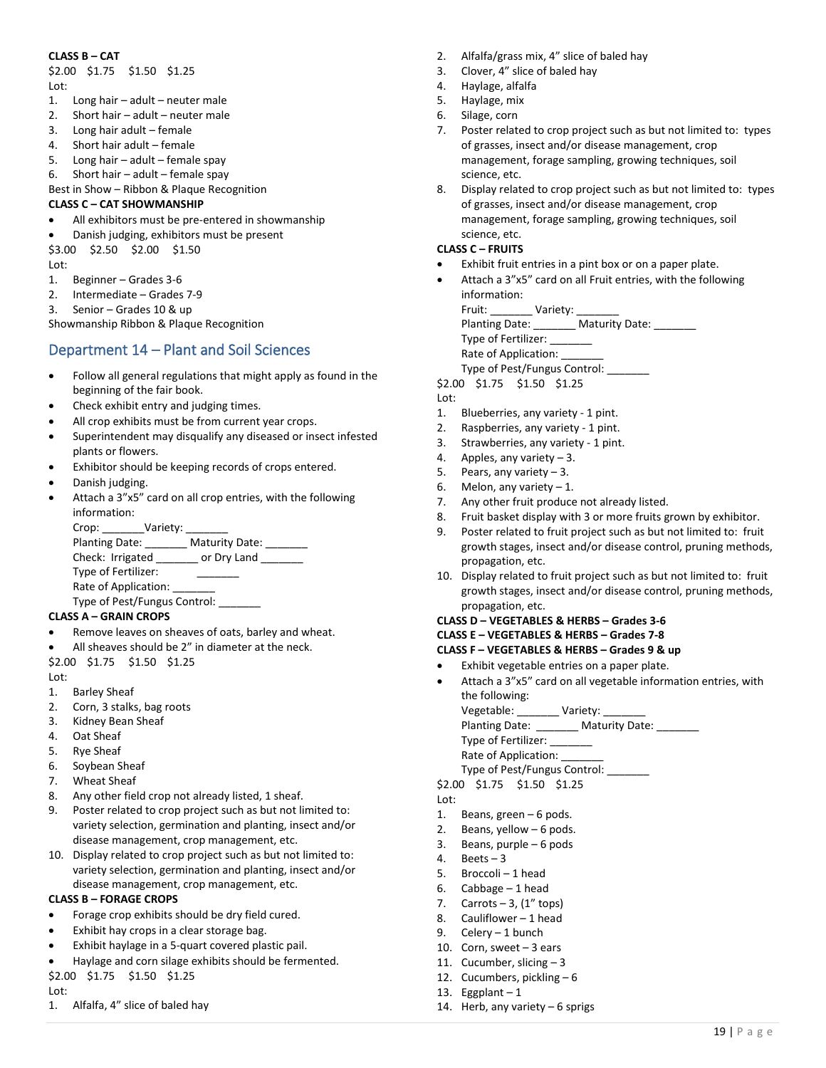**CLASS B – CAT**

$2.00 $1.75 $1.50 $1.25

Lot:

1. Long hair – adult – neuter male
2. Short hair – adult – neuter male
3. Long hair adult – female
4. Short hair adult – female
5. Long hair – adult – female spay
6. Short hair – adult – female spay

Best in Show – Ribbon & Plaque Recognition

**CLASS C – CAT SHOWMANSHIP**

- All exhibitors must be pre-entered in showmanship
- Danish judging, exhibitors must be present

$3.00 $2.50 $2.00 $1.50

Lot:

1. Beginner – Grades 3-6
2. Intermediate – Grades 7-9
3. Senior – Grades 10 & up

Showmanship Ribbon & Plaque Recognition

## Department 14 – Plant and Soil Sciences

- Follow all general regulations that might apply as found in the beginning of the fair book.
- Check exhibit entry and judging times.
- All crop exhibits must be from current year crops.
- Superintendent may disqualify any diseased or insect infested plants or flowers.
- Exhibitor should be keeping records of crops entered.
- Danish judging.
- Attach a 3"x5" card on all crop entries, with the following information:
  Crop: _______Variety: _______
  Planting Date: _______ Maturity Date: _______
  Check: Irrigated _______ or Dry Land _______
  Type of Fertilizer: _______
  Rate of Application: _______
  Type of Pest/Fungus Control: _______

**CLASS A – GRAIN CROPS**

- Remove leaves on sheaves of oats, barley and wheat.
- All sheaves should be 2" in diameter at the neck.

$2.00 $1.75 $1.50 $1.25

Lot:

1. Barley Sheaf
2. Corn, 3 stalks, bag roots
3. Kidney Bean Sheaf
4. Oat Sheaf
5. Rye Sheaf
6. Soybean Sheaf
7. Wheat Sheaf
8. Any other field crop not already listed, 1 sheaf.
9. Poster related to crop project such as but not limited to: variety selection, germination and planting, insect and/or disease management, crop management, etc.
10. Display related to crop project such as but not limited to: variety selection, germination and planting, insect and/or disease management, crop management, etc.

**CLASS B – FORAGE CROPS**

- Forage crop exhibits should be dry field cured.
- Exhibit hay crops in a clear storage bag.
- Exhibit haylage in a 5-quart covered plastic pail.
- Haylage and corn silage exhibits should be fermented.

$2.00 $1.75 $1.50 $1.25

Lot:

1. Alfalfa, 4" slice of baled hay
2. Alfalfa/grass mix, 4" slice of baled hay
3. Clover, 4" slice of baled hay
4. Haylage, alfalfa
5. Haylage, mix
6. Silage, corn
7. Poster related to crop project such as but not limited to: types of grasses, insect and/or disease management, crop management, forage sampling, growing techniques, soil science, etc.
8. Display related to crop project such as but not limited to: types of grasses, insect and/or disease management, crop management, forage sampling, growing techniques, soil science, etc.

**CLASS C – FRUITS**

- Exhibit fruit entries in a pint box or on a paper plate.
- Attach a 3"x5" card on all Fruit entries, with the following information:
  Fruit: _______ Variety: _______
  Planting Date: _______ Maturity Date: _______
  Type of Fertilizer: _______
  Rate of Application: _______
  Type of Pest/Fungus Control: _______

$2.00 $1.75 $1.50 $1.25

Lot:

1. Blueberries, any variety - 1 pint.
2. Raspberries, any variety - 1 pint.
3. Strawberries, any variety - 1 pint.
4. Apples, any variety – 3.
5. Pears, any variety – 3.
6. Melon, any variety – 1.
7. Any other fruit produce not already listed.
8. Fruit basket display with 3 or more fruits grown by exhibitor.
9. Poster related to fruit project such as but not limited to: fruit growth stages, insect and/or disease control, pruning methods, propagation, etc.
10. Display related to fruit project such as but not limited to: fruit growth stages, insect and/or disease control, pruning methods, propagation, etc.

**CLASS D – VEGETABLES & HERBS – Grades 3-6**
**CLASS E – VEGETABLES & HERBS – Grades 7-8**
**CLASS F – VEGETABLES & HERBS – Grades 9 & up**

- Exhibit vegetable entries on a paper plate.
- Attach a 3"x5" card on all vegetable information entries, with the following:
  Vegetable: _______ Variety: _______
  Planting Date: _______ Maturity Date: _______
  Type of Fertilizer: _______
  Rate of Application: _______
  Type of Pest/Fungus Control: _______

$2.00 $1.75 $1.50 $1.25

Lot:

1. Beans, green – 6 pods.
2. Beans, yellow – 6 pods.
3. Beans, purple – 6 pods
4. Beets – 3
5. Broccoli – 1 head
6. Cabbage – 1 head
7. Carrots – 3, (1" tops)
8. Cauliflower – 1 head
9. Celery – 1 bunch
10. Corn, sweet – 3 ears
11. Cucumber, slicing – 3
12. Cucumbers, pickling – 6
13. Eggplant – 1
14. Herb, any variety – 6 sprigs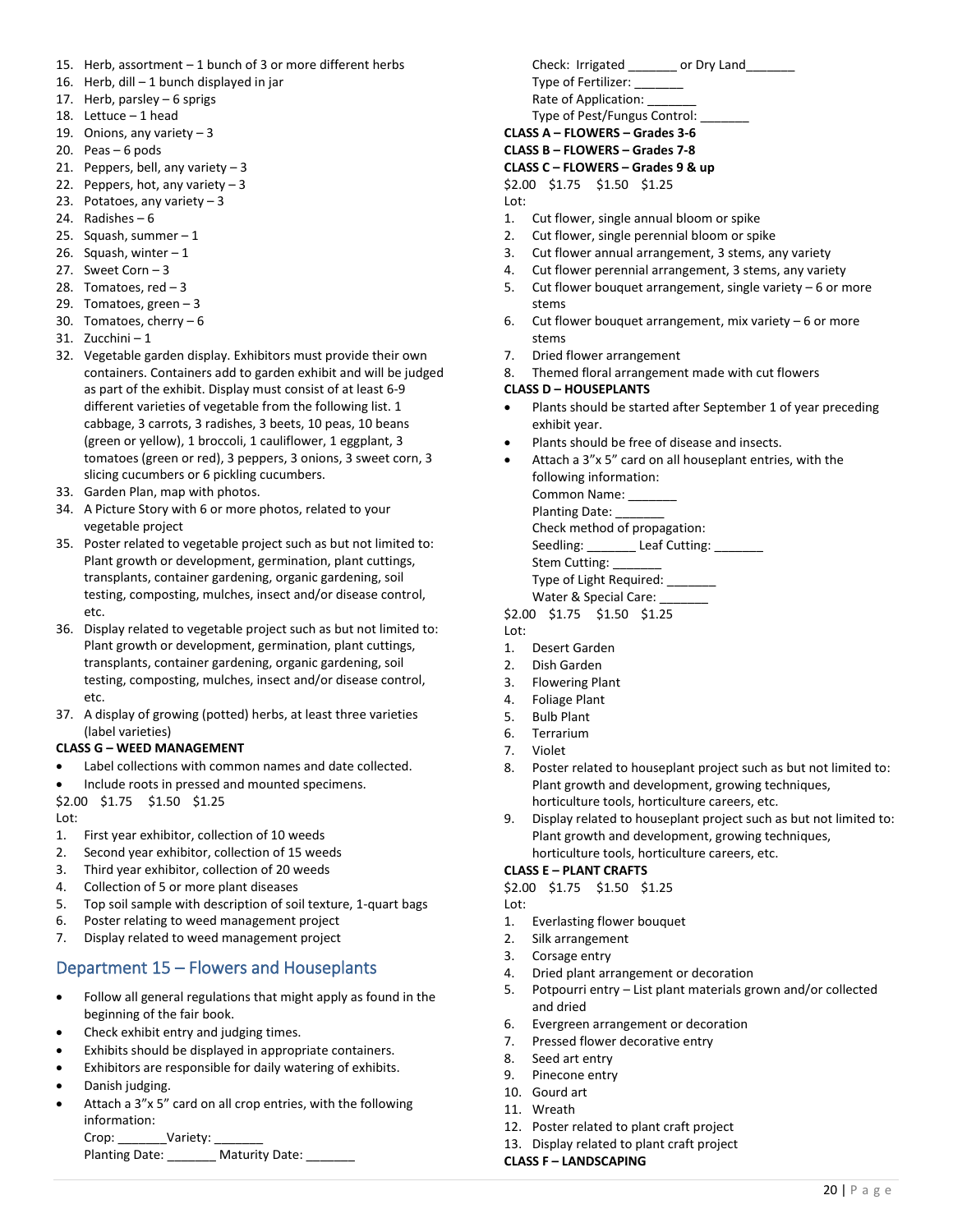15. Herb, assortment – 1 bunch of 3 or more different herbs
16. Herb, dill – 1 bunch displayed in jar
17. Herb, parsley – 6 sprigs
18. Lettuce – 1 head
19. Onions, any variety – 3
20. Peas – 6 pods
21. Peppers, bell, any variety – 3
22. Peppers, hot, any variety – 3
23. Potatoes, any variety – 3
24. Radishes – 6
25. Squash, summer – 1
26. Squash, winter – 1
27. Sweet Corn – 3
28. Tomatoes, red – 3
29. Tomatoes, green – 3
30. Tomatoes, cherry – 6
31. Zucchini – 1
32. Vegetable garden display. Exhibitors must provide their own containers. Containers add to garden exhibit and will be judged as part of the exhibit. Display must consist of at least 6-9 different varieties of vegetable from the following list. 1 cabbage, 3 carrots, 3 radishes, 3 beets, 10 peas, 10 beans (green or yellow), 1 broccoli, 1 cauliflower, 1 eggplant, 3 tomatoes (green or red), 3 peppers, 3 onions, 3 sweet corn, 3 slicing cucumbers or 6 pickling cucumbers.
33. Garden Plan, map with photos.
34. A Picture Story with 6 or more photos, related to your vegetable project
35. Poster related to vegetable project such as but not limited to: Plant growth or development, germination, plant cuttings, transplants, container gardening, organic gardening, soil testing, composting, mulches, insect and/or disease control, etc.
36. Display related to vegetable project such as but not limited to: Plant growth or development, germination, plant cuttings, transplants, container gardening, organic gardening, soil testing, composting, mulches, insect and/or disease control, etc.
37. A display of growing (potted) herbs, at least three varieties (label varieties)

**CLASS G – WEED MANAGEMENT**

- Label collections with common names and date collected.
- Include roots in pressed and mounted specimens.

$2.00 $1.75 $1.50 $1.25

Lot:

1. First year exhibitor, collection of 10 weeds
2. Second year exhibitor, collection of 15 weeds
3. Third year exhibitor, collection of 20 weeds
4. Collection of 5 or more plant diseases
5. Top soil sample with description of soil texture, 1-quart bags
6. Poster relating to weed management project
7. Display related to weed management project

## Department 15 – Flowers and Houseplants

- Follow all general regulations that might apply as found in the beginning of the fair book.
- Check exhibit entry and judging times.
- Exhibits should be displayed in appropriate containers.
- Exhibitors are responsible for daily watering of exhibits.
- Danish judging.
- Attach a 3"x 5" card on all crop entries, with the following information:
  Crop: _______Variety: _______
  Planting Date: _______ Maturity Date: _______
  Check: Irrigated _______ or Dry Land_______
  Type of Fertilizer: _______
  Rate of Application: _______
  Type of Pest/Fungus Control: _______

**CLASS A – FLOWERS – Grades 3-6**
**CLASS B – FLOWERS – Grades 7-8**
**CLASS C – FLOWERS – Grades 9 & up**

$2.00 $1.75 $1.50 $1.25

Lot:

1. Cut flower, single annual bloom or spike
2. Cut flower, single perennial bloom or spike
3. Cut flower annual arrangement, 3 stems, any variety
4. Cut flower perennial arrangement, 3 stems, any variety
5. Cut flower bouquet arrangement, single variety – 6 or more stems
6. Cut flower bouquet arrangement, mix variety – 6 or more stems
7. Dried flower arrangement
8. Themed floral arrangement made with cut flowers

**CLASS D – HOUSEPLANTS**

- Plants should be started after September 1 of year preceding exhibit year.
- Plants should be free of disease and insects.
- Attach a 3"x 5" card on all houseplant entries, with the following information:
  Common Name: _______
  Planting Date: _______
  Check method of propagation:
  Seedling: _______ Leaf Cutting: _______
  Stem Cutting: _______
  Type of Light Required: _______
  Water & Special Care: _______

$2.00 $1.75 $1.50 $1.25

Lot:

1. Desert Garden
2. Dish Garden
3. Flowering Plant
4. Foliage Plant
5. Bulb Plant
6. Terrarium
7. Violet
8. Poster related to houseplant project such as but not limited to: Plant growth and development, growing techniques, horticulture tools, horticulture careers, etc.
9. Display related to houseplant project such as but not limited to: Plant growth and development, growing techniques, horticulture tools, horticulture careers, etc.

**CLASS E – PLANT CRAFTS**

$2.00 $1.75 $1.50 $1.25

Lot:

1. Everlasting flower bouquet
2. Silk arrangement
3. Corsage entry
4. Dried plant arrangement or decoration
5. Potpourri entry – List plant materials grown and/or collected and dried
6. Evergreen arrangement or decoration
7. Pressed flower decorative entry
8. Seed art entry
9. Pinecone entry
10. Gourd art
11. Wreath
12. Poster related to plant craft project
13. Display related to plant craft project

**CLASS F – LANDSCAPING**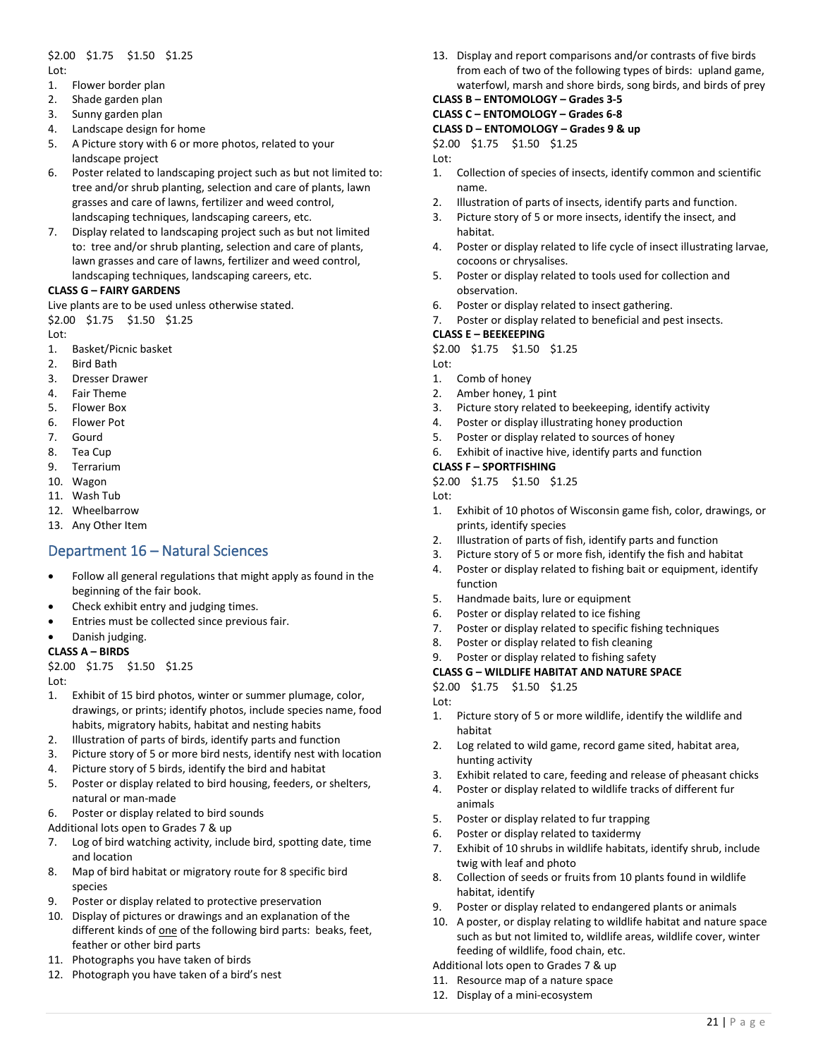$2.00 $1.75 $1.50 $1.25

Lot:

1. Flower border plan
2. Shade garden plan
3. Sunny garden plan
4. Landscape design for home
5. A Picture story with 6 or more photos, related to your landscape project
6. Poster related to landscaping project such as but not limited to: tree and/or shrub planting, selection and care of plants, lawn grasses and care of lawns, fertilizer and weed control, landscaping techniques, landscaping careers, etc.
7. Display related to landscaping project such as but not limited to: tree and/or shrub planting, selection and care of plants, lawn grasses and care of lawns, fertilizer and weed control, landscaping techniques, landscaping careers, etc.

**CLASS G – FAIRY GARDENS**

Live plants are to be used unless otherwise stated.

$2.00 $1.75 $1.50 $1.25

Lot:

1. Basket/Picnic basket
2. Bird Bath
3. Dresser Drawer
4. Fair Theme
5. Flower Box
6. Flower Pot
7. Gourd
8. Tea Cup
9. Terrarium
10. Wagon
11. Wash Tub
12. Wheelbarrow
13. Any Other Item

## Department 16 – Natural Sciences

- Follow all general regulations that might apply as found in the beginning of the fair book.
- Check exhibit entry and judging times.
- Entries must be collected since previous fair.
- Danish judging.

**CLASS A – BIRDS**

$2.00 $1.75 $1.50 $1.25

Lot:

1. Exhibit of 15 bird photos, winter or summer plumage, color, drawings, or prints; identify photos, include species name, food habits, migratory habits, habitat and nesting habits
2. Illustration of parts of birds, identify parts and function
3. Picture story of 5 or more bird nests, identify nest with location
4. Picture story of 5 birds, identify the bird and habitat
5. Poster or display related to bird housing, feeders, or shelters, natural or man-made
6. Poster or display related to bird sounds

Additional lots open to Grades 7 & up

7. Log of bird watching activity, include bird, spotting date, time and location
8. Map of bird habitat or migratory route for 8 specific bird species
9. Poster or display related to protective preservation
10. Display of pictures or drawings and an explanation of the different kinds of <u>one</u> of the following bird parts: beaks, feet, feather or other bird parts
11. Photographs you have taken of birds
12. Photograph you have taken of a bird's nest
13. Display and report comparisons and/or contrasts of five birds from each of two of the following types of birds: upland game, waterfowl, marsh and shore birds, song birds, and birds of prey

**CLASS B – ENTOMOLOGY – Grades 3-5**

**CLASS C – ENTOMOLOGY – Grades 6-8**

**CLASS D – ENTOMOLOGY – Grades 9 & up**

$2.00 $1.75 $1.50 $1.25

Lot:

1. Collection of species of insects, identify common and scientific name.
2. Illustration of parts of insects, identify parts and function.
3. Picture story of 5 or more insects, identify the insect, and habitat.
4. Poster or display related to life cycle of insect illustrating larvae, cocoons or chrysalises.
5. Poster or display related to tools used for collection and observation.
6. Poster or display related to insect gathering.
7. Poster or display related to beneficial and pest insects.

**CLASS E – BEEKEEPING**

$2.00 $1.75 $1.50 $1.25

Lot:

1. Comb of honey
2. Amber honey, 1 pint
3. Picture story related to beekeeping, identify activity
4. Poster or display illustrating honey production
5. Poster or display related to sources of honey
6. Exhibit of inactive hive, identify parts and function

**CLASS F – SPORTFISHING**

$2.00 $1.75 $1.50 $1.25

Lot:

1. Exhibit of 10 photos of Wisconsin game fish, color, drawings, or prints, identify species
2. Illustration of parts of fish, identify parts and function
3. Picture story of 5 or more fish, identify the fish and habitat
4. Poster or display related to fishing bait or equipment, identify function
5. Handmade baits, lure or equipment
6. Poster or display related to ice fishing
7. Poster or display related to specific fishing techniques
8. Poster or display related to fish cleaning
9. Poster or display related to fishing safety

**CLASS G – WILDLIFE HABITAT AND NATURE SPACE**

$2.00 $1.75 $1.50 $1.25

Lot:

1. Picture story of 5 or more wildlife, identify the wildlife and habitat
2. Log related to wild game, record game sited, habitat area, hunting activity
3. Exhibit related to care, feeding and release of pheasant chicks
4. Poster or display related to wildlife tracks of different fur animals
5. Poster or display related to fur trapping
6. Poster or display related to taxidermy
7. Exhibit of 10 shrubs in wildlife habitats, identify shrub, include twig with leaf and photo
8. Collection of seeds or fruits from 10 plants found in wildlife habitat, identify
9. Poster or display related to endangered plants or animals
10. A poster, or display relating to wildlife habitat and nature space such as but not limited to, wildlife areas, wildlife cover, winter feeding of wildlife, food chain, etc.

Additional lots open to Grades 7 & up

11. Resource map of a nature space
12. Display of a mini-ecosystem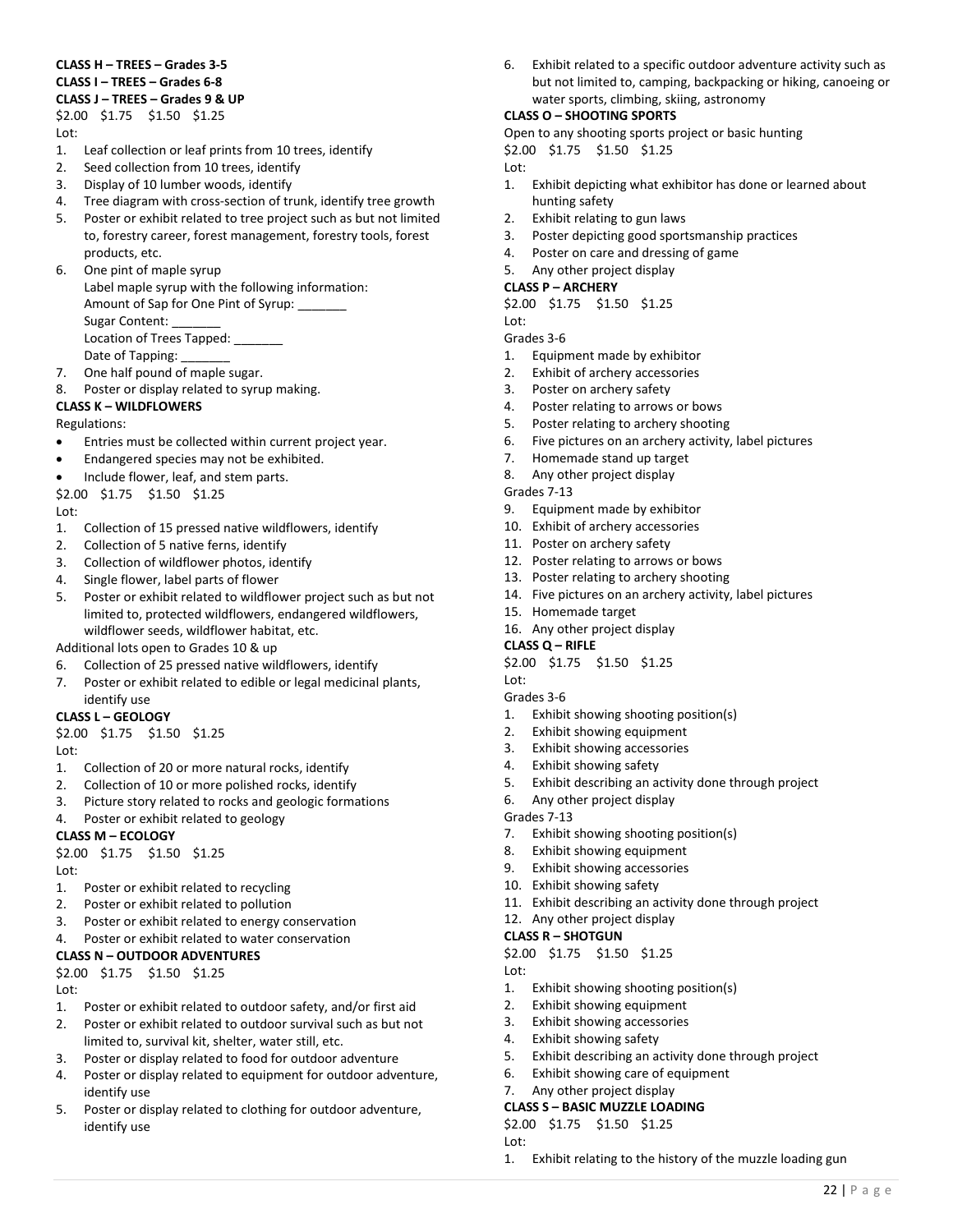**CLASS H – TREES – Grades 3-5**
**CLASS I – TREES – Grades 6-8**
**CLASS J – TREES – Grades 9 & UP**

$2.00 $1.75 $1.50 $1.25

Lot:

1. Leaf collection or leaf prints from 10 trees, identify
2. Seed collection from 10 trees, identify
3. Display of 10 lumber woods, identify
4. Tree diagram with cross-section of trunk, identify tree growth
5. Poster or exhibit related to tree project such as but not limited to, forestry career, forest management, forestry tools, forest products, etc.
6. One pint of maple syrup
   Label maple syrup with the following information:
   Amount of Sap for One Pint of Syrup: _______
   Sugar Content: _______
   Location of Trees Tapped: _______
   Date of Tapping: _______
7. One half pound of maple sugar.
8. Poster or display related to syrup making.

**CLASS K – WILDFLOWERS**

Regulations:

- Entries must be collected within current project year.
- Endangered species may not be exhibited.
- Include flower, leaf, and stem parts.

$2.00 $1.75 $1.50 $1.25

Lot:

1. Collection of 15 pressed native wildflowers, identify
2. Collection of 5 native ferns, identify
3. Collection of wildflower photos, identify
4. Single flower, label parts of flower
5. Poster or exhibit related to wildflower project such as but not limited to, protected wildflowers, endangered wildflowers, wildflower seeds, wildflower habitat, etc.

Additional lots open to Grades 10 & up

6. Collection of 25 pressed native wildflowers, identify
7. Poster or exhibit related to edible or legal medicinal plants, identify use

**CLASS L – GEOLOGY**

$2.00 $1.75 $1.50 $1.25

Lot:

1. Collection of 20 or more natural rocks, identify
2. Collection of 10 or more polished rocks, identify
3. Picture story related to rocks and geologic formations
4. Poster or exhibit related to geology

**CLASS M – ECOLOGY**

$2.00 $1.75 $1.50 $1.25

Lot:

1. Poster or exhibit related to recycling
2. Poster or exhibit related to pollution
3. Poster or exhibit related to energy conservation
4. Poster or exhibit related to water conservation

**CLASS N – OUTDOOR ADVENTURES**

$2.00 $1.75 $1.50 $1.25

Lot:

1. Poster or exhibit related to outdoor safety, and/or first aid
2. Poster or exhibit related to outdoor survival such as but not limited to, survival kit, shelter, water still, etc.
3. Poster or display related to food for outdoor adventure
4. Poster or display related to equipment for outdoor adventure, identify use
5. Poster or display related to clothing for outdoor adventure, identify use
6. Exhibit related to a specific outdoor adventure activity such as but not limited to, camping, backpacking or hiking, canoeing or water sports, climbing, skiing, astronomy

**CLASS O – SHOOTING SPORTS**

Open to any shooting sports project or basic hunting

$2.00 $1.75 $1.50 $1.25

Lot:

1. Exhibit depicting what exhibitor has done or learned about hunting safety
2. Exhibit relating to gun laws
3. Poster depicting good sportsmanship practices
4. Poster on care and dressing of game
5. Any other project display

**CLASS P – ARCHERY**

$2.00 $1.75 $1.50 $1.25

Lot:

Grades 3-6

1. Equipment made by exhibitor
2. Exhibit of archery accessories
3. Poster on archery safety
4. Poster relating to arrows or bows
5. Poster relating to archery shooting
6. Five pictures on an archery activity, label pictures
7. Homemade stand up target
8. Any other project display

Grades 7-13

9. Equipment made by exhibitor
10. Exhibit of archery accessories
11. Poster on archery safety
12. Poster relating to arrows or bows
13. Poster relating to archery shooting
14. Five pictures on an archery activity, label pictures
15. Homemade target
16. Any other project display

**CLASS Q – RIFLE**

$2.00 $1.75 $1.50 $1.25

Lot:

Grades 3-6

1. Exhibit showing shooting position(s)
2. Exhibit showing equipment
3. Exhibit showing accessories
4. Exhibit showing safety
5. Exhibit describing an activity done through project
6. Any other project display

Grades 7-13

7. Exhibit showing shooting position(s)
8. Exhibit showing equipment
9. Exhibit showing accessories
10. Exhibit showing safety
11. Exhibit describing an activity done through project
12. Any other project display

**CLASS R – SHOTGUN**

$2.00 $1.75 $1.50 $1.25

Lot:

1. Exhibit showing shooting position(s)
2. Exhibit showing equipment
3. Exhibit showing accessories
4. Exhibit showing safety
5. Exhibit describing an activity done through project
6. Exhibit showing care of equipment
7. Any other project display

**CLASS S – BASIC MUZZLE LOADING**

$2.00 $1.75 $1.50 $1.25

Lot:

1. Exhibit relating to the history of the muzzle loading gun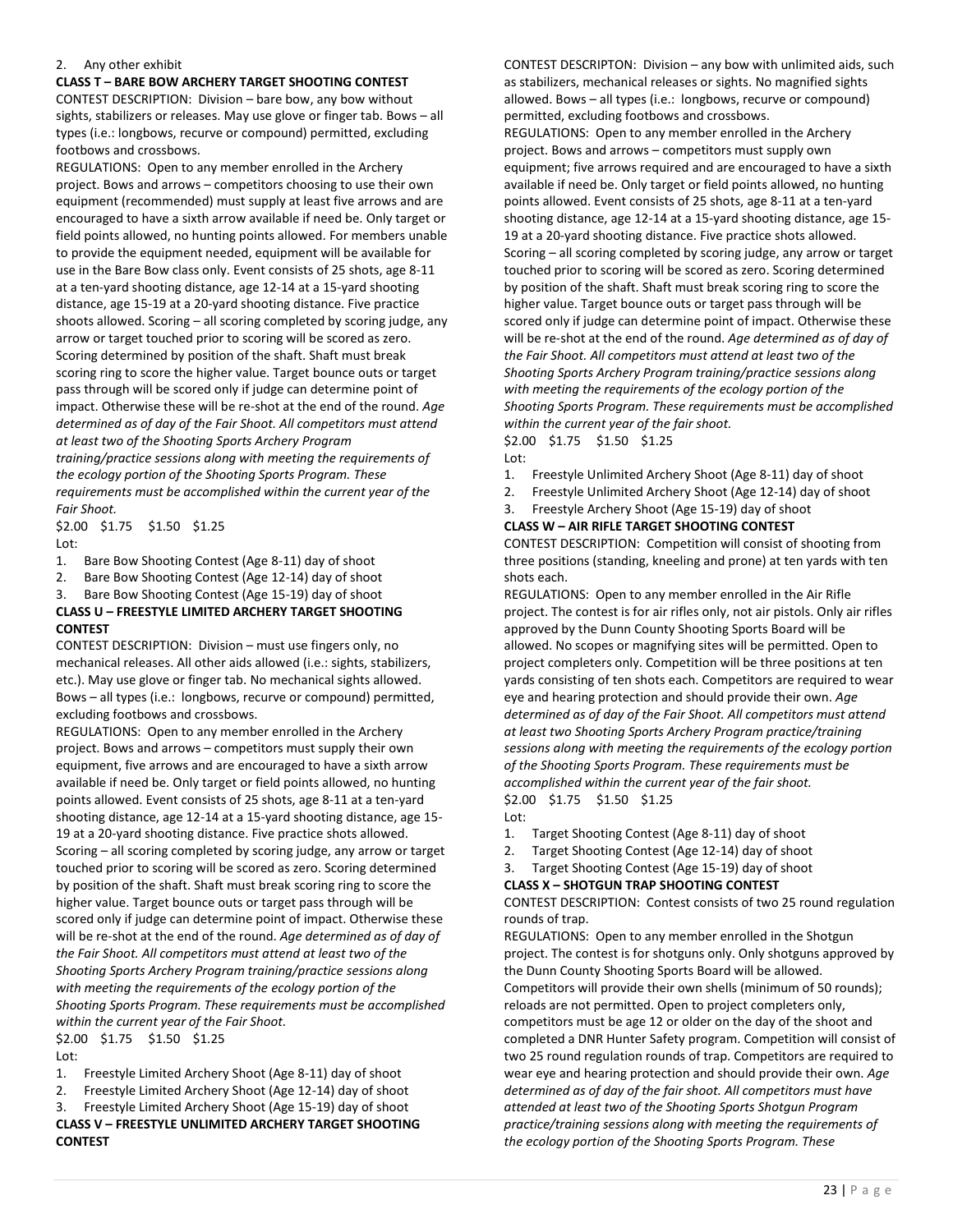2. Any other exhibit

**CLASS T – BARE BOW ARCHERY TARGET SHOOTING CONTEST**

CONTEST DESCRIPTION: Division – bare bow, any bow without sights, stabilizers or releases. May use glove or finger tab. Bows – all types (i.e.: longbows, recurve or compound) permitted, excluding footbows and crossbows.

REGULATIONS: Open to any member enrolled in the Archery project. Bows and arrows – competitors choosing to use their own equipment (recommended) must supply at least five arrows and are encouraged to have a sixth arrow available if need be. Only target or field points allowed, no hunting points allowed. For members unable to provide the equipment needed, equipment will be available for use in the Bare Bow class only. Event consists of 25 shots, age 8-11 at a ten-yard shooting distance, age 12-14 at a 15-yard shooting distance, age 15-19 at a 20-yard shooting distance. Five practice shoots allowed. Scoring – all scoring completed by scoring judge, any arrow or target touched prior to scoring will be scored as zero. Scoring determined by position of the shaft. Shaft must break scoring ring to score the higher value. Target bounce outs or target pass through will be scored only if judge can determine point of impact. Otherwise these will be re-shot at the end of the round. *Age determined as of day of the Fair Shoot. All competitors must attend at least two of the Shooting Sports Archery Program training/practice sessions along with meeting the requirements of the ecology portion of the Shooting Sports Program. These requirements must be accomplished within the current year of the Fair Shoot.*

$2.00 $1.75 $1.50 $1.25

Lot:

1. Bare Bow Shooting Contest (Age 8-11) day of shoot
2. Bare Bow Shooting Contest (Age 12-14) day of shoot
3. Bare Bow Shooting Contest (Age 15-19) day of shoot

**CLASS U – FREESTYLE LIMITED ARCHERY TARGET SHOOTING CONTEST**

CONTEST DESCRIPTION: Division – must use fingers only, no mechanical releases. All other aids allowed (i.e.: sights, stabilizers, etc.). May use glove or finger tab. No mechanical sights allowed. Bows – all types (i.e.: longbows, recurve or compound) permitted, excluding footbows and crossbows.

REGULATIONS: Open to any member enrolled in the Archery project. Bows and arrows – competitors must supply their own equipment, five arrows and are encouraged to have a sixth arrow available if need be. Only target or field points allowed, no hunting points allowed. Event consists of 25 shots, age 8-11 at a ten-yard shooting distance, age 12-14 at a 15-yard shooting distance, age 15-19 at a 20-yard shooting distance. Five practice shots allowed. Scoring – all scoring completed by scoring judge, any arrow or target touched prior to scoring will be scored as zero. Scoring determined by position of the shaft. Shaft must break scoring ring to score the higher value. Target bounce outs or target pass through will be scored only if judge can determine point of impact. Otherwise these will be re-shot at the end of the round. *Age determined as of day of the Fair Shoot. All competitors must attend at least two of the Shooting Sports Archery Program training/practice sessions along with meeting the requirements of the ecology portion of the Shooting Sports Program. These requirements must be accomplished within the current year of the Fair Shoot.*

$2.00 $1.75 $1.50 $1.25

Lot:

1. Freestyle Limited Archery Shoot (Age 8-11) day of shoot
2. Freestyle Limited Archery Shoot (Age 12-14) day of shoot
3. Freestyle Limited Archery Shoot (Age 15-19) day of shoot

**CLASS V – FREESTYLE UNLIMITED ARCHERY TARGET SHOOTING CONTEST**

CONTEST DESCRIPTON: Division – any bow with unlimited aids, such as stabilizers, mechanical releases or sights. No magnified sights allowed. Bows – all types (i.e.: longbows, recurve or compound) permitted, excluding footbows and crossbows.

REGULATIONS: Open to any member enrolled in the Archery project. Bows and arrows – competitors must supply own equipment; five arrows required and are encouraged to have a sixth available if need be. Only target or field points allowed, no hunting points allowed. Event consists of 25 shots, age 8-11 at a ten-yard shooting distance, age 12-14 at a 15-yard shooting distance, age 15-19 at a 20-yard shooting distance. Five practice shots allowed. Scoring – all scoring completed by scoring judge, any arrow or target touched prior to scoring will be scored as zero. Scoring determined by position of the shaft. Shaft must break scoring ring to score the higher value. Target bounce outs or target pass through will be scored only if judge can determine point of impact. Otherwise these will be re-shot at the end of the round. *Age determined as of day of the Fair Shoot. All competitors must attend at least two of the Shooting Sports Archery Program training/practice sessions along with meeting the requirements of the ecology portion of the Shooting Sports Program. These requirements must be accomplished within the current year of the fair shoot.*

$2.00 $1.75 $1.50 $1.25

Lot:

1. Freestyle Unlimited Archery Shoot (Age 8-11) day of shoot
2. Freestyle Unlimited Archery Shoot (Age 12-14) day of shoot
3. Freestyle Archery Shoot (Age 15-19) day of shoot

**CLASS W – AIR RIFLE TARGET SHOOTING CONTEST**

CONTEST DESCRIPTION: Competition will consist of shooting from three positions (standing, kneeling and prone) at ten yards with ten shots each.

REGULATIONS: Open to any member enrolled in the Air Rifle project. The contest is for air rifles only, not air pistols. Only air rifles approved by the Dunn County Shooting Sports Board will be allowed. No scopes or magnifying sites will be permitted. Open to project completers only. Competition will be three positions at ten yards consisting of ten shots each. Competitors are required to wear eye and hearing protection and should provide their own. *Age determined as of day of the Fair Shoot. All competitors must attend at least two Shooting Sports Archery Program practice/training sessions along with meeting the requirements of the ecology portion of the Shooting Sports Program. These requirements must be accomplished within the current year of the fair shoot.*

$2.00 $1.75 $1.50 $1.25

Lot:

1. Target Shooting Contest (Age 8-11) day of shoot
2. Target Shooting Contest (Age 12-14) day of shoot
3. Target Shooting Contest (Age 15-19) day of shoot

**CLASS X – SHOTGUN TRAP SHOOTING CONTEST**

CONTEST DESCRIPTION: Contest consists of two 25 round regulation rounds of trap.

REGULATIONS: Open to any member enrolled in the Shotgun project. The contest is for shotguns only. Only shotguns approved by the Dunn County Shooting Sports Board will be allowed. Competitors will provide their own shells (minimum of 50 rounds); reloads are not permitted. Open to project completers only, competitors must be age 12 or older on the day of the shoot and completed a DNR Hunter Safety program. Competition will consist of two 25 round regulation rounds of trap. Competitors are required to wear eye and hearing protection and should provide their own. *Age determined as of day of the fair shoot. All competitors must have attended at least two of the Shooting Sports Shotgun Program practice/training sessions along with meeting the requirements of the ecology portion of the Shooting Sports Program. These*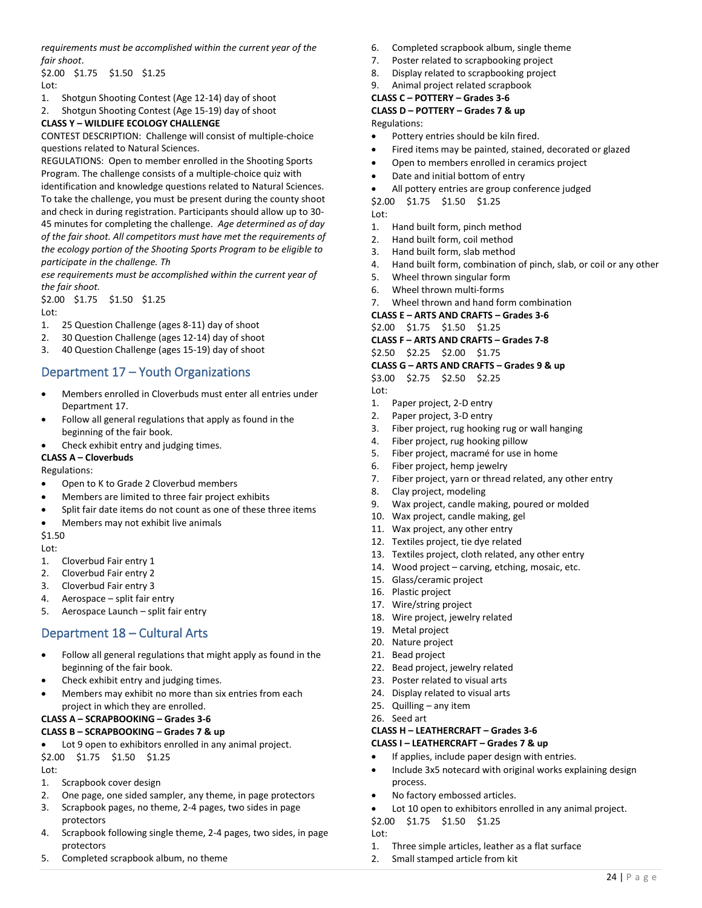*requirements must be accomplished within the current year of the fair shoot*.

$2.00 $1.75 $1.50 $1.25

Lot:

1. Shotgun Shooting Contest (Age 12-14) day of shoot
2. Shotgun Shooting Contest (Age 15-19) day of shoot

**CLASS Y – WILDLIFE ECOLOGY CHALLENGE**

CONTEST DESCRIPTION: Challenge will consist of multiple-choice questions related to Natural Sciences.

REGULATIONS: Open to member enrolled in the Shooting Sports Program. The challenge consists of a multiple-choice quiz with identification and knowledge questions related to Natural Sciences. To take the challenge, you must be present during the county shoot and check in during registration. Participants should allow up to 30-45 minutes for completing the challenge. *Age determined as of day of the fair shoot. All competitors must have met the requirements of the ecology portion of the Shooting Sports Program to be eligible to participate in the challenge. Th*

*ese requirements must be accomplished within the current year of the fair shoot.*

$2.00 $1.75 $1.50 $1.25

Lot:

1. 25 Question Challenge (ages 8-11) day of shoot
2. 30 Question Challenge (ages 12-14) day of shoot
3. 40 Question Challenge (ages 15-19) day of shoot

## Department 17 – Youth Organizations

- Members enrolled in Cloverbuds must enter all entries under Department 17.
- Follow all general regulations that apply as found in the beginning of the fair book.
- Check exhibit entry and judging times.

**CLASS A – Cloverbuds**

Regulations:

- Open to K to Grade 2 Cloverbud members
- Members are limited to three fair project exhibits
- Split fair date items do not count as one of these three items
- Members may not exhibit live animals

$1.50

Lot:

1. Cloverbud Fair entry 1
2. Cloverbud Fair entry 2
3. Cloverbud Fair entry 3
4. Aerospace – split fair entry
5. Aerospace Launch – split fair entry

## Department 18 – Cultural Arts

- Follow all general regulations that might apply as found in the beginning of the fair book.
- Check exhibit entry and judging times.
- Members may exhibit no more than six entries from each project in which they are enrolled.

**CLASS A – SCRAPBOOKING – Grades 3-6**

**CLASS B – SCRAPBOOKING – Grades 7 & up**

- Lot 9 open to exhibitors enrolled in any animal project.

$2.00 $1.75 $1.50 $1.25

Lot:

1. Scrapbook cover design
2. One page, one sided sampler, any theme, in page protectors
3. Scrapbook pages, no theme, 2-4 pages, two sides in page protectors
4. Scrapbook following single theme, 2-4 pages, two sides, in page protectors
5. Completed scrapbook album, no theme
6. Completed scrapbook album, single theme
7. Poster related to scrapbooking project
8. Display related to scrapbooking project
9. Animal project related scrapbook

**CLASS C – POTTERY – Grades 3-6**

**CLASS D – POTTERY – Grades 7 & up**

Regulations:

- Pottery entries should be kiln fired.
- Fired items may be painted, stained, decorated or glazed
- Open to members enrolled in ceramics project
- Date and initial bottom of entry
- All pottery entries are group conference judged

$2.00 $1.75 $1.50 $1.25

Lot:

1. Hand built form, pinch method
2. Hand built form, coil method
3. Hand built form, slab method
4. Hand built form, combination of pinch, slab, or coil or any other
5. Wheel thrown singular form
6. Wheel thrown multi-forms
7. Wheel thrown and hand form combination

**CLASS E – ARTS AND CRAFTS – Grades 3-6**

$2.00 $1.75 $1.50 $1.25

**CLASS F – ARTS AND CRAFTS – Grades 7-8**

$2.50 $2.25 $2.00 $1.75

**CLASS G – ARTS AND CRAFTS – Grades 9 & up**

$3.00 $2.75 $2.50 $2.25

Lot:

1. Paper project, 2-D entry
2. Paper project, 3-D entry
3. Fiber project, rug hooking rug or wall hanging
4. Fiber project, rug hooking pillow
5. Fiber project, macramé for use in home
6. Fiber project, hemp jewelry
7. Fiber project, yarn or thread related, any other entry
8. Clay project, modeling
9. Wax project, candle making, poured or molded
10. Wax project, candle making, gel
11. Wax project, any other entry
12. Textiles project, tie dye related
13. Textiles project, cloth related, any other entry
14. Wood project – carving, etching, mosaic, etc.
15. Glass/ceramic project
16. Plastic project
17. Wire/string project
18. Wire project, jewelry related
19. Metal project
20. Nature project
21. Bead project
22. Bead project, jewelry related
23. Poster related to visual arts
24. Display related to visual arts
25. Quilling – any item
26. Seed art

**CLASS H – LEATHERCRAFT – Grades 3-6**

**CLASS I – LEATHERCRAFT – Grades 7 & up**

- If applies, include paper design with entries.
- Include 3x5 notecard with original works explaining design process.
- No factory embossed articles.
- Lot 10 open to exhibitors enrolled in any animal project.

$2.00 $1.75 $1.50 $1.25

Lot:

1. Three simple articles, leather as a flat surface
2. Small stamped article from kit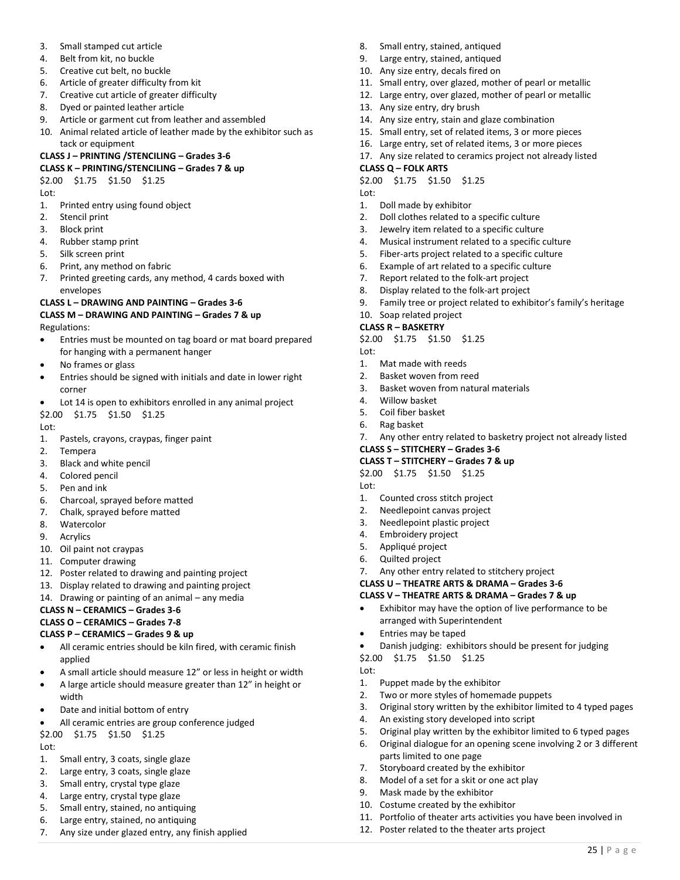3. Small stamped cut article
4. Belt from kit, no buckle
5. Creative cut belt, no buckle
6. Article of greater difficulty from kit
7. Creative cut article of greater difficulty
8. Dyed or painted leather article
9. Article or garment cut from leather and assembled
10. Animal related article of leather made by the exhibitor such as tack or equipment

**CLASS J – PRINTING /STENCILING – Grades 3-6**
**CLASS K – PRINTING/STENCILING – Grades 7 & up**

$2.00 $1.75 $1.50 $1.25

Lot:

1. Printed entry using found object
2. Stencil print
3. Block print
4. Rubber stamp print
5. Silk screen print
6. Print, any method on fabric
7. Printed greeting cards, any method, 4 cards boxed with envelopes

**CLASS L – DRAWING AND PAINTING – Grades 3-6**
**CLASS M – DRAWING AND PAINTING – Grades 7 & up**

Regulations:

- Entries must be mounted on tag board or mat board prepared for hanging with a permanent hanger
- No frames or glass
- Entries should be signed with initials and date in lower right corner
- Lot 14 is open to exhibitors enrolled in any animal project

$2.00 $1.75 $1.50 $1.25

Lot:

1. Pastels, crayons, craypas, finger paint
2. Tempera
3. Black and white pencil
4. Colored pencil
5. Pen and ink
6. Charcoal, sprayed before matted
7. Chalk, sprayed before matted
8. Watercolor
9. Acrylics
10. Oil paint not craypas
11. Computer drawing
12. Poster related to drawing and painting project
13. Display related to drawing and painting project
14. Drawing or painting of an animal – any media

**CLASS N – CERAMICS – Grades 3-6**
**CLASS O – CERAMICS – Grades 7-8**
**CLASS P – CERAMICS – Grades 9 & up**

- All ceramic entries should be kiln fired, with ceramic finish applied
- A small article should measure 12" or less in height or width
- A large article should measure greater than 12" in height or width
- Date and initial bottom of entry
- All ceramic entries are group conference judged

$2.00 $1.75 $1.50 $1.25

Lot:

1. Small entry, 3 coats, single glaze
2. Large entry, 3 coats, single glaze
3. Small entry, crystal type glaze
4. Large entry, crystal type glaze
5. Small entry, stained, no antiquing
6. Large entry, stained, no antiquing
7. Any size under glazed entry, any finish applied
8. Small entry, stained, antiqued
9. Large entry, stained, antiqued
10. Any size entry, decals fired on
11. Small entry, over glazed, mother of pearl or metallic
12. Large entry, over glazed, mother of pearl or metallic
13. Any size entry, dry brush
14. Any size entry, stain and glaze combination
15. Small entry, set of related items, 3 or more pieces
16. Large entry, set of related items, 3 or more pieces
17. Any size related to ceramics project not already listed

**CLASS Q – FOLK ARTS**

$2.00 $1.75 $1.50 $1.25

Lot:

1. Doll made by exhibitor
2. Doll clothes related to a specific culture
3. Jewelry item related to a specific culture
4. Musical instrument related to a specific culture
5. Fiber-arts project related to a specific culture
6. Example of art related to a specific culture
7. Report related to the folk-art project
8. Display related to the folk-art project
9. Family tree or project related to exhibitor's family's heritage
10. Soap related project

**CLASS R – BASKETRY**

$2.00 $1.75 $1.50 $1.25

Lot:

1. Mat made with reeds
2. Basket woven from reed
3. Basket woven from natural materials
4. Willow basket
5. Coil fiber basket
6. Rag basket
7. Any other entry related to basketry project not already listed

**CLASS S – STITCHERY – Grades 3-6**
**CLASS T – STITCHERY – Grades 7 & up**

$2.00 $1.75 $1.50 $1.25

Lot:

1. Counted cross stitch project
2. Needlepoint canvas project
3. Needlepoint plastic project
4. Embroidery project
5. Appliqué project
6. Quilted project
7. Any other entry related to stitchery project

**CLASS U – THEATRE ARTS & DRAMA – Grades 3-6**
**CLASS V – THEATRE ARTS & DRAMA – Grades 7 & up**

- Exhibitor may have the option of live performance to be arranged with Superintendent
- Entries may be taped
- Danish judging: exhibitors should be present for judging

$2.00 $1.75 $1.50 $1.25

Lot:

1. Puppet made by the exhibitor
2. Two or more styles of homemade puppets
3. Original story written by the exhibitor limited to 4 typed pages
4. An existing story developed into script
5. Original play written by the exhibitor limited to 6 typed pages
6. Original dialogue for an opening scene involving 2 or 3 different parts limited to one page
7. Storyboard created by the exhibitor
8. Model of a set for a skit or one act play
9. Mask made by the exhibitor
10. Costume created by the exhibitor
11. Portfolio of theater arts activities you have been involved in
12. Poster related to the theater arts project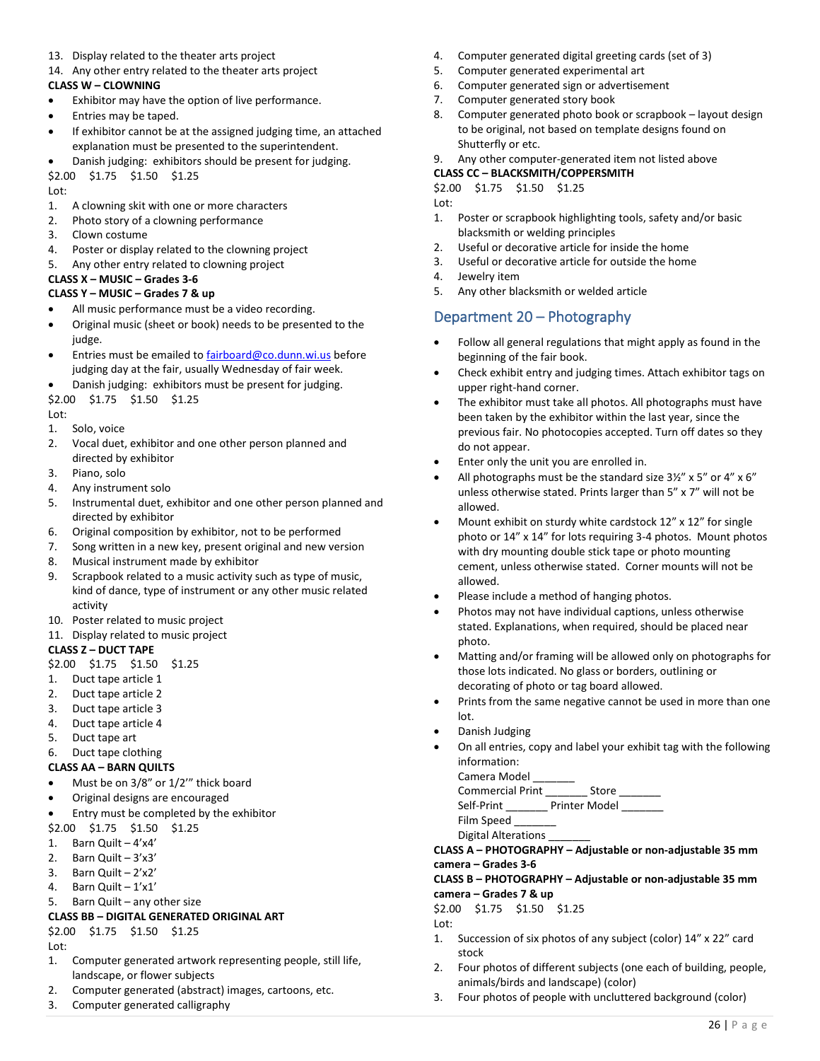13. Display related to the theater arts project
14. Any other entry related to the theater arts project

**CLASS W – CLOWNING**

- Exhibitor may have the option of live performance.
- Entries may be taped.
- If exhibitor cannot be at the assigned judging time, an attached explanation must be presented to the superintendent.
- Danish judging: exhibitors should be present for judging.

$2.00 $1.75 $1.50 $1.25

Lot:

1. A clowning skit with one or more characters
2. Photo story of a clowning performance
3. Clown costume
4. Poster or display related to the clowning project
5. Any other entry related to clowning project

**CLASS X – MUSIC – Grades 3-6**

**CLASS Y – MUSIC – Grades 7 & up**

- All music performance must be a video recording.
- Original music (sheet or book) needs to be presented to the judge.
- Entries must be emailed to fairboard@co.dunn.wi.us before judging day at the fair, usually Wednesday of fair week.
- Danish judging: exhibitors must be present for judging.

$2.00 $1.75 $1.50 $1.25

Lot:

1. Solo, voice
2. Vocal duet, exhibitor and one other person planned and directed by exhibitor
3. Piano, solo
4. Any instrument solo
5. Instrumental duet, exhibitor and one other person planned and directed by exhibitor
6. Original composition by exhibitor, not to be performed
7. Song written in a new key, present original and new version
8. Musical instrument made by exhibitor
9. Scrapbook related to a music activity such as type of music, kind of dance, type of instrument or any other music related activity
10. Poster related to music project
11. Display related to music project

**CLASS Z – DUCT TAPE**

$2.00 $1.75 $1.50 $1.25

1. Duct tape article 1
2. Duct tape article 2
3. Duct tape article 3
4. Duct tape article 4
5. Duct tape art
6. Duct tape clothing

**CLASS AA – BARN QUILTS**

- Must be on 3/8" or 1/2'" thick board
- Original designs are encouraged
- Entry must be completed by the exhibitor

$2.00 $1.75 $1.50 $1.25

1. Barn Quilt – 4'x4'
2. Barn Quilt – 3'x3'
3. Barn Quilt – 2'x2'
4. Barn Quilt – 1'x1'
5. Barn Quilt – any other size

**CLASS BB – DIGITAL GENERATED ORIGINAL ART**

$2.00 $1.75 $1.50 $1.25

Lot:

1. Computer generated artwork representing people, still life, landscape, or flower subjects
2. Computer generated (abstract) images, cartoons, etc.
3. Computer generated calligraphy
4. Computer generated digital greeting cards (set of 3)
5. Computer generated experimental art
6. Computer generated sign or advertisement
7. Computer generated story book
8. Computer generated photo book or scrapbook – layout design to be original, not based on template designs found on Shutterfly or etc.
9. Any other computer-generated item not listed above

**CLASS CC – BLACKSMITH/COPPERSMITH**

$2.00 $1.75 $1.50 $1.25

Lot:

1. Poster or scrapbook highlighting tools, safety and/or basic blacksmith or welding principles
2. Useful or decorative article for inside the home
3. Useful or decorative article for outside the home
4. Jewelry item
5. Any other blacksmith or welded article

## Department 20 – Photography

- Follow all general regulations that might apply as found in the beginning of the fair book.
- Check exhibit entry and judging times. Attach exhibitor tags on upper right-hand corner.
- The exhibitor must take all photos. All photographs must have been taken by the exhibitor within the last year, since the previous fair. No photocopies accepted. Turn off dates so they do not appear.
- Enter only the unit you are enrolled in.
- All photographs must be the standard size 3½" x 5" or 4" x 6" unless otherwise stated. Prints larger than 5" x 7" will not be allowed.
- Mount exhibit on sturdy white cardstock 12" x 12" for single photo or 14" x 14" for lots requiring 3-4 photos. Mount photos with dry mounting double stick tape or photo mounting cement, unless otherwise stated. Corner mounts will not be allowed.
- Please include a method of hanging photos.
- Photos may not have individual captions, unless otherwise stated. Explanations, when required, should be placed near photo.
- Matting and/or framing will be allowed only on photographs for those lots indicated. No glass or borders, outlining or decorating of photo or tag board allowed.
- Prints from the same negative cannot be used in more than one lot.
- Danish Judging
- On all entries, copy and label your exhibit tag with the following information:
  Camera Model _______
  Commercial Print _______ Store _______
  Self-Print _______ Printer Model _______
  Film Speed _______
  Digital Alterations _______

**CLASS A – PHOTOGRAPHY – Adjustable or non-adjustable 35 mm camera – Grades 3-6**

**CLASS B – PHOTOGRAPHY – Adjustable or non-adjustable 35 mm camera – Grades 7 & up**

$2.00 $1.75 $1.50 $1.25

Lot:

1. Succession of six photos of any subject (color) 14" x 22" card stock
2. Four photos of different subjects (one each of building, people, animals/birds and landscape) (color)
3. Four photos of people with uncluttered background (color)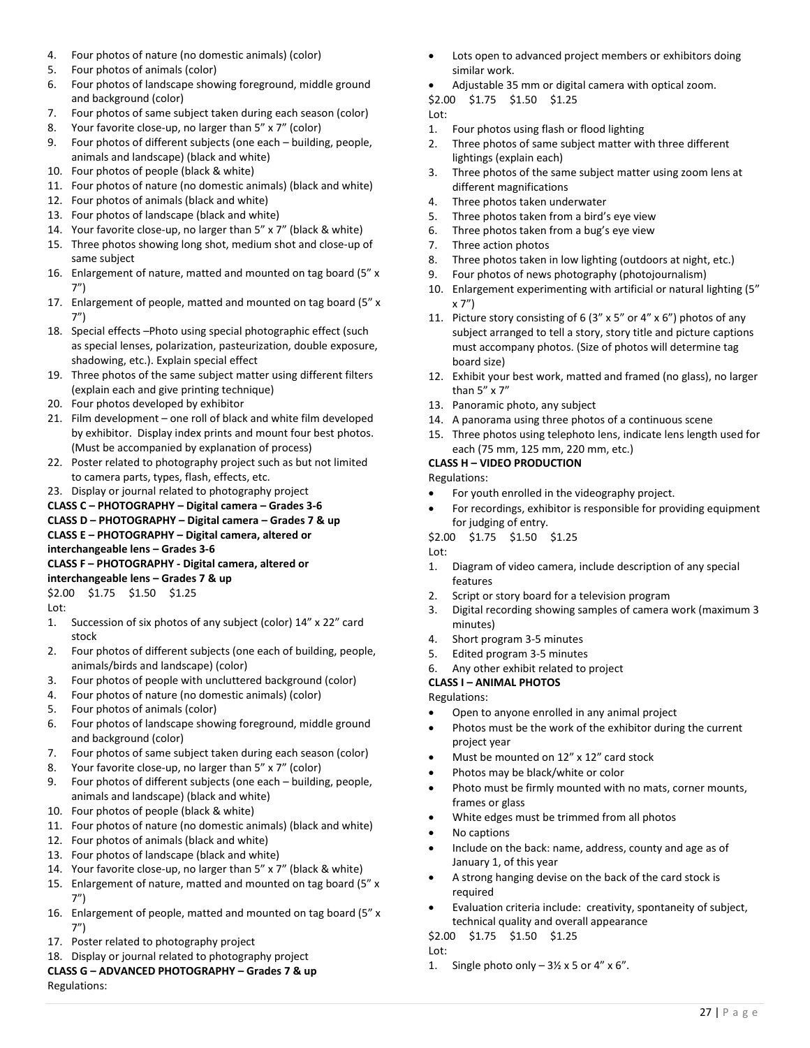4. Four photos of nature (no domestic animals) (color)
5. Four photos of animals (color)
6. Four photos of landscape showing foreground, middle ground and background (color)
7. Four photos of same subject taken during each season (color)
8. Your favorite close-up, no larger than 5" x 7" (color)
9. Four photos of different subjects (one each – building, people, animals and landscape) (black and white)
10. Four photos of people (black & white)
11. Four photos of nature (no domestic animals) (black and white)
12. Four photos of animals (black and white)
13. Four photos of landscape (black and white)
14. Your favorite close-up, no larger than 5" x 7" (black & white)
15. Three photos showing long shot, medium shot and close-up of same subject
16. Enlargement of nature, matted and mounted on tag board (5" x 7")
17. Enlargement of people, matted and mounted on tag board (5" x 7")
18. Special effects –Photo using special photographic effect (such as special lenses, polarization, pasteurization, double exposure, shadowing, etc.). Explain special effect
19. Three photos of the same subject matter using different filters (explain each and give printing technique)
20. Four photos developed by exhibitor
21. Film development – one roll of black and white film developed by exhibitor. Display index prints and mount four best photos. (Must be accompanied by explanation of process)
22. Poster related to photography project such as but not limited to camera parts, types, flash, effects, etc.
23. Display or journal related to photography project

**CLASS C – PHOTOGRAPHY – Digital camera – Grades 3-6**

**CLASS D – PHOTOGRAPHY – Digital camera – Grades 7 & up**

**CLASS E – PHOTOGRAPHY – Digital camera, altered or interchangeable lens – Grades 3-6**

**CLASS F – PHOTOGRAPHY - Digital camera, altered or interchangeable lens – Grades 7 & up**

$2.00 $1.75 $1.50 $1.25

Lot:

1. Succession of six photos of any subject (color) 14" x 22" card stock
2. Four photos of different subjects (one each of building, people, animals/birds and landscape) (color)
3. Four photos of people with uncluttered background (color)
4. Four photos of nature (no domestic animals) (color)
5. Four photos of animals (color)
6. Four photos of landscape showing foreground, middle ground and background (color)
7. Four photos of same subject taken during each season (color)
8. Your favorite close-up, no larger than 5" x 7" (color)
9. Four photos of different subjects (one each – building, people, animals and landscape) (black and white)
10. Four photos of people (black & white)
11. Four photos of nature (no domestic animals) (black and white)
12. Four photos of animals (black and white)
13. Four photos of landscape (black and white)
14. Your favorite close-up, no larger than 5" x 7" (black & white)
15. Enlargement of nature, matted and mounted on tag board (5" x 7")
16. Enlargement of people, matted and mounted on tag board (5" x 7")
17. Poster related to photography project
18. Display or journal related to photography project

**CLASS G – ADVANCED PHOTOGRAPHY – Grades 7 & up**

Regulations:

- Lots open to advanced project members or exhibitors doing similar work.
- Adjustable 35 mm or digital camera with optical zoom.

$2.00 $1.75 $1.50 $1.25

Lot:

1. Four photos using flash or flood lighting
2. Three photos of same subject matter with three different lightings (explain each)
3. Three photos of the same subject matter using zoom lens at different magnifications
4. Three photos taken underwater
5. Three photos taken from a bird's eye view
6. Three photos taken from a bug's eye view
7. Three action photos
8. Three photos taken in low lighting (outdoors at night, etc.)
9. Four photos of news photography (photojournalism)
10. Enlargement experimenting with artificial or natural lighting (5" x 7")
11. Picture story consisting of 6 (3" x 5" or 4" x 6") photos of any subject arranged to tell a story, story title and picture captions must accompany photos. (Size of photos will determine tag board size)
12. Exhibit your best work, matted and framed (no glass), no larger than 5" x 7"
13. Panoramic photo, any subject
14. A panorama using three photos of a continuous scene
15. Three photos using telephoto lens, indicate lens length used for each (75 mm, 125 mm, 220 mm, etc.)

**CLASS H – VIDEO PRODUCTION**

Regulations:

- For youth enrolled in the videography project.
- For recordings, exhibitor is responsible for providing equipment for judging of entry.

$2.00 $1.75 $1.50 $1.25

Lot:

1. Diagram of video camera, include description of any special features
2. Script or story board for a television program
3. Digital recording showing samples of camera work (maximum 3 minutes)
4. Short program 3-5 minutes
5. Edited program 3-5 minutes
6. Any other exhibit related to project

**CLASS I – ANIMAL PHOTOS**

Regulations:

- Open to anyone enrolled in any animal project
- Photos must be the work of the exhibitor during the current project year
- Must be mounted on 12" x 12" card stock
- Photos may be black/white or color
- Photo must be firmly mounted with no mats, corner mounts, frames or glass
- White edges must be trimmed from all photos
- No captions
- Include on the back: name, address, county and age as of January 1, of this year
- A strong hanging devise on the back of the card stock is required
- Evaluation criteria include: creativity, spontaneity of subject, technical quality and overall appearance

$2.00 $1.75 $1.50 $1.25

Lot:

1. Single photo only – 3½ x 5 or 4" x 6".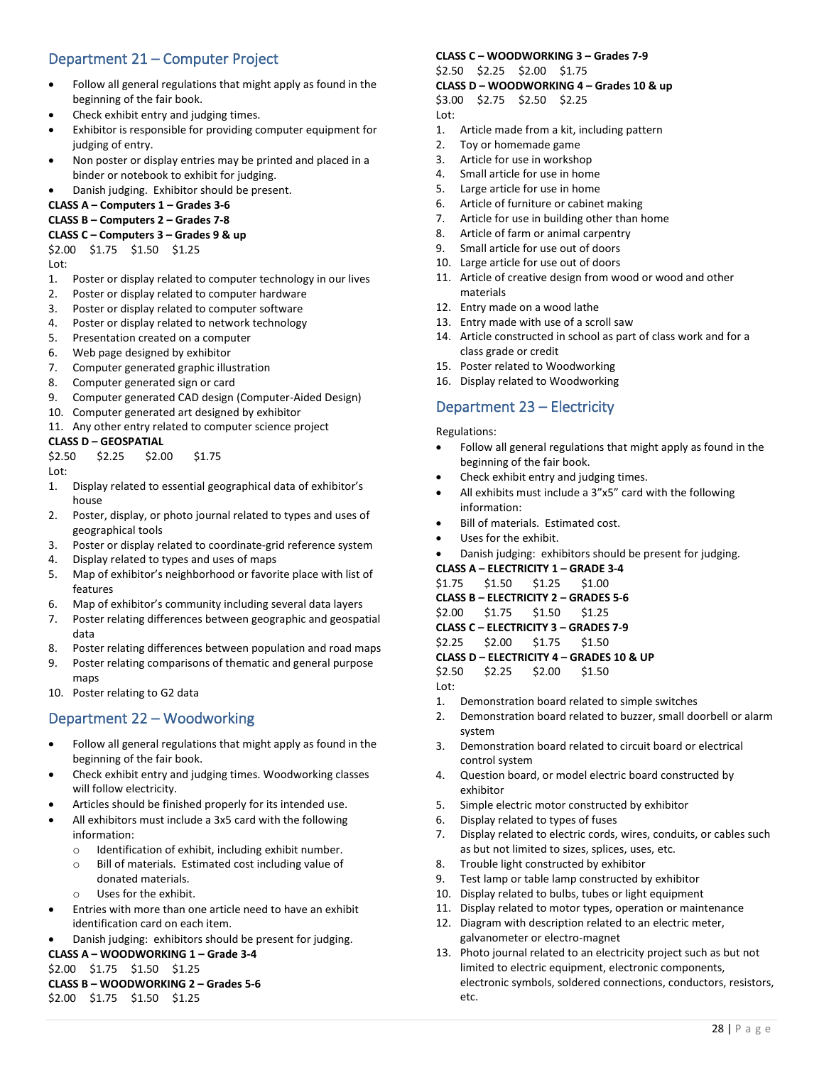## Department 21 – Computer Project

- Follow all general regulations that might apply as found in the beginning of the fair book.
- Check exhibit entry and judging times.
- Exhibitor is responsible for providing computer equipment for judging of entry.
- Non poster or display entries may be printed and placed in a binder or notebook to exhibit for judging.
- Danish judging. Exhibitor should be present.

**CLASS A – Computers 1 – Grades 3-6**
**CLASS B – Computers 2 – Grades 7-8**
**CLASS C – Computers 3 – Grades 9 & up**

$2.00 $1.75 $1.50 $1.25

Lot:

1. Poster or display related to computer technology in our lives
2. Poster or display related to computer hardware
3. Poster or display related to computer software
4. Poster or display related to network technology
5. Presentation created on a computer
6. Web page designed by exhibitor
7. Computer generated graphic illustration
8. Computer generated sign or card
9. Computer generated CAD design (Computer-Aided Design)
10. Computer generated art designed by exhibitor
11. Any other entry related to computer science project

**CLASS D – GEOSPATIAL**

$2.50 $2.25 $2.00 $1.75

Lot:

1. Display related to essential geographical data of exhibitor's house
2. Poster, display, or photo journal related to types and uses of geographical tools
3. Poster or display related to coordinate-grid reference system
4. Display related to types and uses of maps
5. Map of exhibitor's neighborhood or favorite place with list of features
6. Map of exhibitor's community including several data layers
7. Poster relating differences between geographic and geospatial data
8. Poster relating differences between population and road maps
9. Poster relating comparisons of thematic and general purpose maps
10. Poster relating to G2 data

## Department 22 – Woodworking

- Follow all general regulations that might apply as found in the beginning of the fair book.
- Check exhibit entry and judging times. Woodworking classes will follow electricity.
- Articles should be finished properly for its intended use.
- All exhibits must include a 3x5 card with the following information:
    - Identification of exhibit, including exhibit number.
    - Bill of materials. Estimated cost including value of donated materials.
    - Uses for the exhibit.
- Entries with more than one article need to have an exhibit identification card on each item.
- Danish judging: exhibitors should be present for judging.

**CLASS A – WOODWORKING 1 – Grade 3-4**

$2.00 $1.75 $1.50 $1.25

**CLASS B – WOODWORKING 2 – Grades 5-6**

$2.00 $1.75 $1.50 $1.25

**CLASS C – WOODWORKING 3 – Grades 7-9**

$2.50 $2.25 $2.00 $1.75

**CLASS D – WOODWORKING 4 – Grades 10 & up**

$3.00 $2.75 $2.50 $2.25

Lot:

1. Article made from a kit, including pattern
2. Toy or homemade game
3. Article for use in workshop
4. Small article for use in home
5. Large article for use in home
6. Article of furniture or cabinet making
7. Article for use in building other than home
8. Article of farm or animal carpentry
9. Small article for use out of doors
10. Large article for use out of doors
11. Article of creative design from wood or wood and other materials
12. Entry made on a wood lathe
13. Entry made with use of a scroll saw
14. Article constructed in school as part of class work and for a class grade or credit
15. Poster related to Woodworking
16. Display related to Woodworking

## Department 23 – Electricity

Regulations:

- Follow all general regulations that might apply as found in the beginning of the fair book.
- Check exhibit entry and judging times.
- All exhibits must include a 3"x5" card with the following information:
- Bill of materials. Estimated cost.
- Uses for the exhibit.
- Danish judging: exhibitors should be present for judging.

**CLASS A – ELECTRICITY 1 – GRADE 3-4**

$1.75 $1.50 $1.25 $1.00

**CLASS B – ELECTRICITY 2 – GRADES 5-6**

$2.00 $1.75 $1.50 $1.25

**CLASS C – ELECTRICITY 3 – GRADES 7-9**

$2.25 $2.00 $1.75 $1.50

**CLASS D – ELECTRICITY 4 – GRADES 10 & UP**

$2.50 $2.25 $2.00 $1.50

Lot:

1. Demonstration board related to simple switches
2. Demonstration board related to buzzer, small doorbell or alarm system
3. Demonstration board related to circuit board or electrical control system
4. Question board, or model electric board constructed by exhibitor
5. Simple electric motor constructed by exhibitor
6. Display related to types of fuses
7. Display related to electric cords, wires, conduits, or cables such as but not limited to sizes, splices, uses, etc.
8. Trouble light constructed by exhibitor
9. Test lamp or table lamp constructed by exhibitor
10. Display related to bulbs, tubes or light equipment
11. Display related to motor types, operation or maintenance
12. Diagram with description related to an electric meter, galvanometer or electro-magnet
13. Photo journal related to an electricity project such as but not limited to electric equipment, electronic components, electronic symbols, soldered connections, conductors, resistors, etc.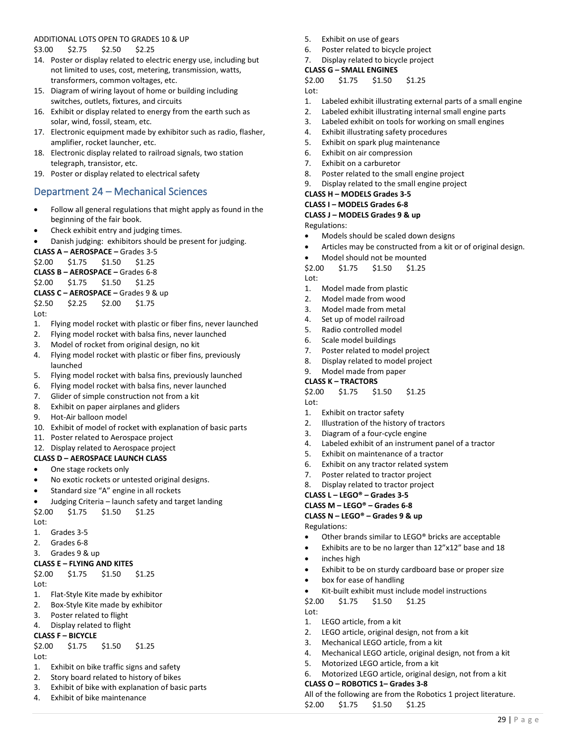ADDITIONAL LOTS OPEN TO GRADES 10 & UP

$3.00 $2.75 $2.50 $2.25

14. Poster or display related to electric energy use, including but not limited to uses, cost, metering, transmission, watts, transformers, common voltages, etc.
15. Diagram of wiring layout of home or building including switches, outlets, fixtures, and circuits
16. Exhibit or display related to energy from the earth such as solar, wind, fossil, steam, etc.
17. Electronic equipment made by exhibitor such as radio, flasher, amplifier, rocket launcher, etc.
18. Electronic display related to railroad signals, two station telegraph, transistor, etc.
19. Poster or display related to electrical safety

## Department 24 – Mechanical Sciences

- Follow all general regulations that might apply as found in the beginning of the fair book.
- Check exhibit entry and judging times.
- Danish judging: exhibitors should be present for judging.

**CLASS A – AEROSPACE –** Grades 3-5

$2.00 $1.75 $1.50 $1.25

**CLASS B – AEROSPACE –** Grades 6-8

$2.00 $1.75 $1.50 $1.25

**CLASS C – AEROSPACE –** Grades 9 & up

$2.50 $2.25 $2.00 $1.75

Lot:

1. Flying model rocket with plastic or fiber fins, never launched
2. Flying model rocket with balsa fins, never launched
3. Model of rocket from original design, no kit
4. Flying model rocket with plastic or fiber fins, previously launched
5. Flying model rocket with balsa fins, previously launched
6. Flying model rocket with balsa fins, never launched
7. Glider of simple construction not from a kit
8. Exhibit on paper airplanes and gliders
9. Hot-Air balloon model
10. Exhibit of model of rocket with explanation of basic parts
11. Poster related to Aerospace project
12. Display related to Aerospace project

**CLASS D – AEROSPACE LAUNCH CLASS**

- One stage rockets only
- No exotic rockets or untested original designs.
- Standard size "A" engine in all rockets
- Judging Criteria – launch safety and target landing

$2.00 $1.75 $1.50 $1.25

Lot:

1. Grades 3-5
2. Grades 6-8
3. Grades 9 & up

**CLASS E – FLYING AND KITES**

$2.00 $1.75 $1.50 $1.25

Lot:

1. Flat-Style Kite made by exhibitor
2. Box-Style Kite made by exhibitor
3. Poster related to flight
4. Display related to flight

**CLASS F – BICYCLE**

$2.00 $1.75 $1.50 $1.25

Lot:

1. Exhibit on bike traffic signs and safety
2. Story board related to history of bikes
3. Exhibit of bike with explanation of basic parts
4. Exhibit of bike maintenance
5. Exhibit on use of gears
6. Poster related to bicycle project
7. Display related to bicycle project

**CLASS G – SMALL ENGINES**

$2.00 $1.75 $1.50 $1.25

Lot:

1. Labeled exhibit illustrating external parts of a small engine
2. Labeled exhibit illustrating internal small engine parts
3. Labeled exhibit on tools for working on small engines
4. Exhibit illustrating safety procedures
5. Exhibit on spark plug maintenance
6. Exhibit on air compression
7. Exhibit on a carburetor
8. Poster related to the small engine project
9. Display related to the small engine project

**CLASS H – MODELS Grades 3-5**

**CLASS I – MODELS Grades 6-8**

**CLASS J – MODELS Grades 9 & up**

Regulations:

- Models should be scaled down designs
- Articles may be constructed from a kit or of original design.
- Model should not be mounted

$2.00 $1.75 $1.50 $1.25

Lot:

1. Model made from plastic
2. Model made from wood
3. Model made from metal
4. Set up of model railroad
5. Radio controlled model
6. Scale model buildings
7. Poster related to model project
8. Display related to model project
9. Model made from paper

**CLASS K – TRACTORS**

$2.00 $1.75 $1.50 $1.25

Lot:

1. Exhibit on tractor safety
2. Illustration of the history of tractors
3. Diagram of a four-cycle engine
4. Labeled exhibit of an instrument panel of a tractor
5. Exhibit on maintenance of a tractor
6. Exhibit on any tractor related system
7. Poster related to tractor project
8. Display related to tractor project

**CLASS L – LEGO® – Grades 3-5**

**CLASS M – LEGO® – Grades 6-8**

**CLASS N – LEGO® – Grades 9 & up**

Regulations:

- Other brands similar to LEGO® bricks are acceptable
- Exhibits are to be no larger than 12"x12" base and 18
- inches high
- Exhibit to be on sturdy cardboard base or proper size
- box for ease of handling
- Kit-built exhibit must include model instructions

$2.00 $1.75 $1.50 $1.25

Lot:

1. LEGO article, from a kit
2. LEGO article, original design, not from a kit
3. Mechanical LEGO article, from a kit
4. Mechanical LEGO article, original design, not from a kit
5. Motorized LEGO article, from a kit
6. Motorized LEGO article, original design, not from a kit

**CLASS O – ROBOTICS 1– Grades 3-8**

All of the following are from the Robotics 1 project literature.

$2.00 $1.75 $1.50 $1.25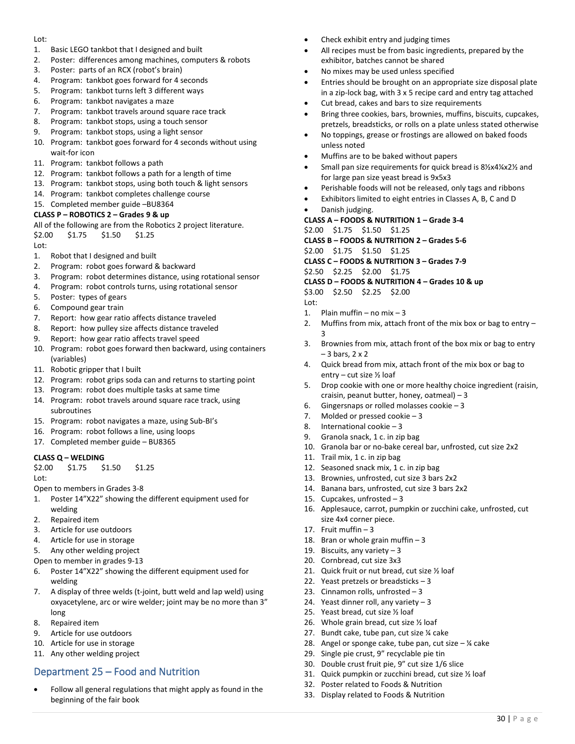Lot:

1. Basic LEGO tankbot that I designed and built
2. Poster: differences among machines, computers & robots
3. Poster: parts of an RCX (robot's brain)
4. Program: tankbot goes forward for 4 seconds
5. Program: tankbot turns left 3 different ways
6. Program: tankbot navigates a maze
7. Program: tankbot travels around square race track
8. Program: tankbot stops, using a touch sensor
9. Program: tankbot stops, using a light sensor
10. Program: tankbot goes forward for 4 seconds without using wait-for icon
11. Program: tankbot follows a path
12. Program: tankbot follows a path for a length of time
13. Program: tankbot stops, using both touch & light sensors
14. Program: tankbot completes challenge course
15. Completed member guide –BU8364

**CLASS P – ROBOTICS 2 – Grades 9 & up**

All of the following are from the Robotics 2 project literature.

$2.00 $1.75 $1.50 $1.25

Lot:

1. Robot that I designed and built
2. Program: robot goes forward & backward
3. Program: robot determines distance, using rotational sensor
4. Program: robot controls turns, using rotational sensor
5. Poster: types of gears
6. Compound gear train
7. Report: how gear ratio affects distance traveled
8. Report: how pulley size affects distance traveled
9. Report: how gear ratio affects travel speed
10. Program: robot goes forward then backward, using containers (variables)
11. Robotic gripper that I built
12. Program: robot grips soda can and returns to starting point
13. Program: robot does multiple tasks at same time
14. Program: robot travels around square race track, using subroutines
15. Program: robot navigates a maze, using Sub-BI's
16. Program: robot follows a line, using loops
17. Completed member guide – BU8365

**CLASS Q – WELDING**

$2.00 $1.75 $1.50 $1.25

Lot:

Open to members in Grades 3-8

1. Poster 14"X22" showing the different equipment used for welding
2. Repaired item
3. Article for use outdoors
4. Article for use in storage
5. Any other welding project

Open to member in grades 9-13

6. Poster 14"X22" showing the different equipment used for welding
7. A display of three welds (t-joint, butt weld and lap weld) using oxyacetylene, arc or wire welder; joint may be no more than 3" long
8. Repaired item
9. Article for use outdoors
10. Article for use in storage
11. Any other welding project

## Department 25 – Food and Nutrition

- Follow all general regulations that might apply as found in the beginning of the fair book
- Check exhibit entry and judging times
- All recipes must be from basic ingredients, prepared by the exhibitor, batches cannot be shared
- No mixes may be used unless specified
- Entries should be brought on an appropriate size disposal plate in a zip-lock bag, with 3 x 5 recipe card and entry tag attached
- Cut bread, cakes and bars to size requirements
- Bring three cookies, bars, brownies, muffins, biscuits, cupcakes, pretzels, breadsticks, or rolls on a plate unless stated otherwise
- No toppings, grease or frostings are allowed on baked foods unless noted
- Muffins are to be baked without papers
- Small pan size requirements for quick bread is 8½x4¼x2½ and for large pan size yeast bread is 9x5x3
- Perishable foods will not be released, only tags and ribbons
- Exhibitors limited to eight entries in Classes A, B, C and D
- Danish judging.

**CLASS A – FOODS & NUTRITION 1 – Grade 3-4**

$2.00 $1.75 $1.50 $1.25

**CLASS B – FOODS & NUTRITION 2 – Grades 5-6**

$2.00 $1.75 $1.50 $1.25

**CLASS C – FOODS & NUTRITION 3 – Grades 7-9**

$2.50 $2.25 $2.00 $1.75

**CLASS D – FOODS & NUTRITION 4 – Grades 10 & up**

$3.00 $2.50 $2.25 $2.00

Lot:

1. Plain muffin – no mix – 3
2. Muffins from mix, attach front of the mix box or bag to entry – 3
3. Brownies from mix, attach front of the box mix or bag to entry – 3 bars, 2 x 2
4. Quick bread from mix, attach front of the mix box or bag to entry – cut size ½ loaf
5. Drop cookie with one or more healthy choice ingredient (raisin, craisin, peanut butter, honey, oatmeal) – 3
6. Gingersnaps or rolled molasses cookie – 3
7. Molded or pressed cookie – 3
8. International cookie – 3
9. Granola snack, 1 c. in zip bag
10. Granola bar or no-bake cereal bar, unfrosted, cut size 2x2
11. Trail mix, 1 c. in zip bag
12. Seasoned snack mix, 1 c. in zip bag
13. Brownies, unfrosted, cut size 3 bars 2x2
14. Banana bars, unfrosted, cut size 3 bars 2x2
15. Cupcakes, unfrosted – 3
16. Applesauce, carrot, pumpkin or zucchini cake, unfrosted, cut size 4x4 corner piece.
17. Fruit muffin – 3
18. Bran or whole grain muffin – 3
19. Biscuits, any variety – 3
20. Cornbread, cut size 3x3
21. Quick fruit or nut bread, cut size ½ loaf
22. Yeast pretzels or breadsticks – 3
23. Cinnamon rolls, unfrosted – 3
24. Yeast dinner roll, any variety – 3
25. Yeast bread, cut size ½ loaf
26. Whole grain bread, cut size ½ loaf
27. Bundt cake, tube pan, cut size ¼ cake
28. Angel or sponge cake, tube pan, cut size – ¼ cake
29. Single pie crust, 9" recyclable pie tin
30. Double crust fruit pie, 9" cut size 1/6 slice
31. Quick pumpkin or zucchini bread, cut size ½ loaf
32. Poster related to Foods & Nutrition
33. Display related to Foods & Nutrition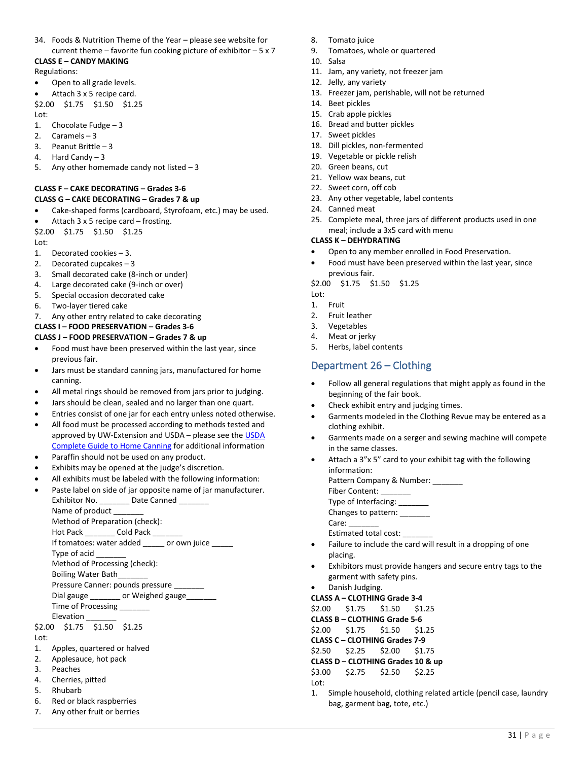34. Foods & Nutrition Theme of the Year – please see website for current theme – favorite fun cooking picture of exhibitor – 5 x 7

**CLASS E – CANDY MAKING**

Regulations:

- Open to all grade levels.
- Attach 3 x 5 recipe card.

$2.00 $1.75 $1.50 $1.25

Lot:

1. Chocolate Fudge – 3
2. Caramels – 3
3. Peanut Brittle – 3
4. Hard Candy – 3
5. Any other homemade candy not listed – 3

**CLASS F – CAKE DECORATING – Grades 3-6**

**CLASS G – CAKE DECORATING – Grades 7 & up**

- Cake-shaped forms (cardboard, Styrofoam, etc.) may be used.
- Attach 3 x 5 recipe card – frosting.

$2.00 $1.75 $1.50 $1.25

Lot:

1. Decorated cookies – 3.
2. Decorated cupcakes – 3
3. Small decorated cake (8-inch or under)
4. Large decorated cake (9-inch or over)
5. Special occasion decorated cake
6. Two-layer tiered cake
7. Any other entry related to cake decorating

**CLASS I – FOOD PRESERVATION – Grades 3-6**

**CLASS J – FOOD PRESERVATION – Grades 7 & up**

- Food must have been preserved within the last year, since previous fair.
- Jars must be standard canning jars, manufactured for home canning.
- All metal rings should be removed from jars prior to judging.
- Jars should be clean, sealed and no larger than one quart.
- Entries consist of one jar for each entry unless noted otherwise.
- All food must be processed according to methods tested and approved by UW-Extension and USDA – please see the USDA Complete Guide to Home Canning for additional information
- Paraffin should not be used on any product.
- Exhibits may be opened at the judge's discretion.
- All exhibits must be labeled with the following information:
- Paste label on side of jar opposite name of jar manufacturer.

  Exhibitor No. _______ Date Canned _______
  Name of product _______
  Method of Preparation (check):
  Hot Pack _______ Cold Pack _______
  If tomatoes: water added _____ or own juice _____
  Type of acid _______
  Method of Processing (check):
  Boiling Water Bath_______
  Pressure Canner: pounds pressure _______
  Dial gauge _______ or Weighed gauge_______
  Time of Processing _______
  Elevation _______

$2.00 $1.75 $1.50 $1.25

Lot:

1. Apples, quartered or halved
2. Applesauce, hot pack
3. Peaches
4. Cherries, pitted
5. Rhubarb
6. Red or black raspberries
7. Any other fruit or berries
8. Tomato juice
9. Tomatoes, whole or quartered
10. Salsa
11. Jam, any variety, not freezer jam
12. Jelly, any variety
13. Freezer jam, perishable, will not be returned
14. Beet pickles
15. Crab apple pickles
16. Bread and butter pickles
17. Sweet pickles
18. Dill pickles, non-fermented
19. Vegetable or pickle relish
20. Green beans, cut
21. Yellow wax beans, cut
22. Sweet corn, off cob
23. Any other vegetable, label contents
24. Canned meat
25. Complete meal, three jars of different products used in one meal; include a 3x5 card with menu

**CLASS K – DEHYDRATING**

- Open to any member enrolled in Food Preservation.
- Food must have been preserved within the last year, since previous fair.

$2.00 $1.75 $1.50 $1.25

Lot:

1. Fruit
2. Fruit leather
3. Vegetables
4. Meat or jerky
5. Herbs, label contents

## Department 26 – Clothing

- Follow all general regulations that might apply as found in the beginning of the fair book.
- Check exhibit entry and judging times.
- Garments modeled in the Clothing Revue may be entered as a clothing exhibit.
- Garments made on a serger and sewing machine will compete in the same classes.
- Attach a 3"x 5" card to your exhibit tag with the following information:

  Pattern Company & Number: _______
  Fiber Content: _______
  Type of Interfacing: _______
  Changes to pattern: _______
  Care: _______
  Estimated total cost: _______
- Failure to include the card will result in a dropping of one placing.
- Exhibitors must provide hangers and secure entry tags to the garment with safety pins.
- Danish Judging.

**CLASS A – CLOTHING Grade 3-4**

$2.00 $1.75 $1.50 $1.25

**CLASS B – CLOTHING Grade 5-6**

$2.00 $1.75 $1.50 $1.25

**CLASS C – CLOTHING Grades 7-9**

$2.50 $2.25 $2.00 $1.75

**CLASS D – CLOTHING Grades 10 & up**

$3.00 $2.75 $2.50 $2.25

Lot:

1. Simple household, clothing related article (pencil case, laundry bag, garment bag, tote, etc.)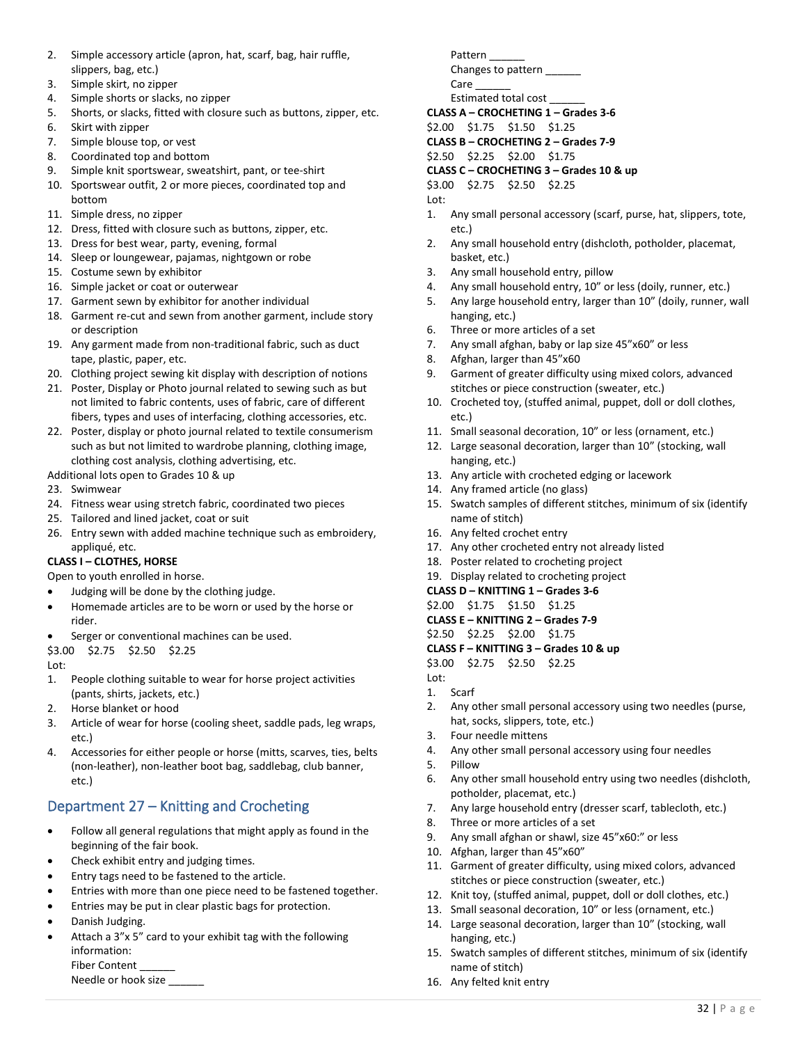2. Simple accessory article (apron, hat, scarf, bag, hair ruffle, slippers, bag, etc.)
3. Simple skirt, no zipper
4. Simple shorts or slacks, no zipper
5. Shorts, or slacks, fitted with closure such as buttons, zipper, etc.
6. Skirt with zipper
7. Simple blouse top, or vest
8. Coordinated top and bottom
9. Simple knit sportswear, sweatshirt, pant, or tee-shirt
10. Sportswear outfit, 2 or more pieces, coordinated top and bottom
11. Simple dress, no zipper
12. Dress, fitted with closure such as buttons, zipper, etc.
13. Dress for best wear, party, evening, formal
14. Sleep or loungewear, pajamas, nightgown or robe
15. Costume sewn by exhibitor
16. Simple jacket or coat or outerwear
17. Garment sewn by exhibitor for another individual
18. Garment re-cut and sewn from another garment, include story or description
19. Any garment made from non-traditional fabric, such as duct tape, plastic, paper, etc.
20. Clothing project sewing kit display with description of notions
21. Poster, Display or Photo journal related to sewing such as but not limited to fabric contents, uses of fabric, care of different fibers, types and uses of interfacing, clothing accessories, etc.
22. Poster, display or photo journal related to textile consumerism such as but not limited to wardrobe planning, clothing image, clothing cost analysis, clothing advertising, etc.

Additional lots open to Grades 10 & up

23. Swimwear
24. Fitness wear using stretch fabric, coordinated two pieces
25. Tailored and lined jacket, coat or suit
26. Entry sewn with added machine technique such as embroidery, appliqué, etc.

**CLASS I – CLOTHES, HORSE**

Open to youth enrolled in horse.

- Judging will be done by the clothing judge.
- Homemade articles are to be worn or used by the horse or rider.
- Serger or conventional machines can be used.

$3.00 $2.75 $2.50 $2.25

Lot:

1. People clothing suitable to wear for horse project activities (pants, shirts, jackets, etc.)
2. Horse blanket or hood
3. Article of wear for horse (cooling sheet, saddle pads, leg wraps, etc.)
4. Accessories for either people or horse (mitts, scarves, ties, belts (non-leather), non-leather boot bag, saddlebag, club banner, etc.)

## Department 27 – Knitting and Crocheting

- Follow all general regulations that might apply as found in the beginning of the fair book.
- Check exhibit entry and judging times.
- Entry tags need to be fastened to the article.
- Entries with more than one piece need to be fastened together.
- Entries may be put in clear plastic bags for protection.
- Danish Judging.
- Attach a 3"x 5" card to your exhibit tag with the following information:
  Fiber Content ______
  Needle or hook size ______
  Pattern ______
  Changes to pattern ______
  Care ______
  Estimated total cost ______

**CLASS A – CROCHETING 1 – Grades 3-6**

$2.00 $1.75 $1.50 $1.25

**CLASS B – CROCHETING 2 – Grades 7-9**

$2.50 $2.25 $2.00 $1.75

**CLASS C – CROCHETING 3 – Grades 10 & up**

$3.00 $2.75 $2.50 $2.25

Lot:

1. Any small personal accessory (scarf, purse, hat, slippers, tote, etc.)
2. Any small household entry (dishcloth, potholder, placemat, basket, etc.)
3. Any small household entry, pillow
4. Any small household entry, 10" or less (doily, runner, etc.)
5. Any large household entry, larger than 10" (doily, runner, wall hanging, etc.)
6. Three or more articles of a set
7. Any small afghan, baby or lap size 45"x60" or less
8. Afghan, larger than 45"x60
9. Garment of greater difficulty using mixed colors, advanced stitches or piece construction (sweater, etc.)
10. Crocheted toy, (stuffed animal, puppet, doll or doll clothes, etc.)
11. Small seasonal decoration, 10" or less (ornament, etc.)
12. Large seasonal decoration, larger than 10" (stocking, wall hanging, etc.)
13. Any article with crocheted edging or lacework
14. Any framed article (no glass)
15. Swatch samples of different stitches, minimum of six (identify name of stitch)
16. Any felted crochet entry
17. Any other crocheted entry not already listed
18. Poster related to crocheting project
19. Display related to crocheting project

**CLASS D – KNITTING 1 – Grades 3-6**

$2.00 $1.75 $1.50 $1.25

**CLASS E – KNITTING 2 – Grades 7-9**

$2.50 $2.25 $2.00 $1.75

**CLASS F – KNITTING 3 – Grades 10 & up**

$3.00 $2.75 $2.50 $2.25

Lot:

1. Scarf
2. Any other small personal accessory using two needles (purse, hat, socks, slippers, tote, etc.)
3. Four needle mittens
4. Any other small personal accessory using four needles
5. Pillow
6. Any other small household entry using two needles (dishcloth, potholder, placemat, etc.)
7. Any large household entry (dresser scarf, tablecloth, etc.)
8. Three or more articles of a set
9. Any small afghan or shawl, size 45"x60:" or less
10. Afghan, larger than 45"x60"
11. Garment of greater difficulty, using mixed colors, advanced stitches or piece construction (sweater, etc.)
12. Knit toy, (stuffed animal, puppet, doll or doll clothes, etc.)
13. Small seasonal decoration, 10" or less (ornament, etc.)
14. Large seasonal decoration, larger than 10" (stocking, wall hanging, etc.)
15. Swatch samples of different stitches, minimum of six (identify name of stitch)
16. Any felted knit entry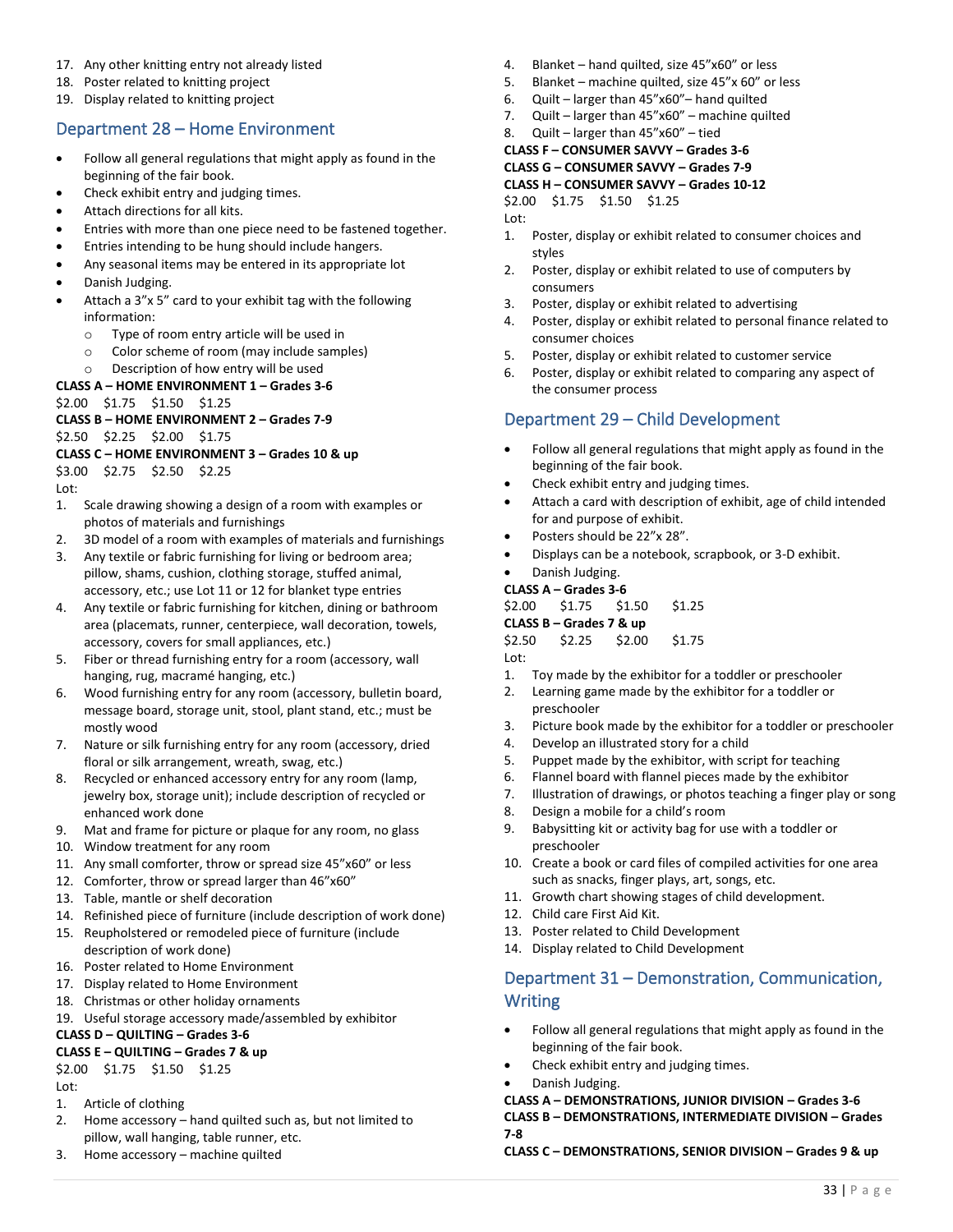17. Any other knitting entry not already listed
18. Poster related to knitting project
19. Display related to knitting project

## Department 28 – Home Environment

- Follow all general regulations that might apply as found in the beginning of the fair book.
- Check exhibit entry and judging times.
- Attach directions for all kits.
- Entries with more than one piece need to be fastened together.
- Entries intending to be hung should include hangers.
- Any seasonal items may be entered in its appropriate lot
- Danish Judging.
- Attach a 3"x 5" card to your exhibit tag with the following information:
  - Type of room entry article will be used in
  - Color scheme of room (may include samples)
  - Description of how entry will be used

**CLASS A – HOME ENVIRONMENT 1 – Grades 3-6**

$2.00 $1.75 $1.50 $1.25

**CLASS B – HOME ENVIRONMENT 2 – Grades 7-9**

$2.50 $2.25 $2.00 $1.75

**CLASS C – HOME ENVIRONMENT 3 – Grades 10 & up**

$3.00 $2.75 $2.50 $2.25

Lot:

1. Scale drawing showing a design of a room with examples or photos of materials and furnishings
2. 3D model of a room with examples of materials and furnishings
3. Any textile or fabric furnishing for living or bedroom area; pillow, shams, cushion, clothing storage, stuffed animal, accessory, etc.; use Lot 11 or 12 for blanket type entries
4. Any textile or fabric furnishing for kitchen, dining or bathroom area (placemats, runner, centerpiece, wall decoration, towels, accessory, covers for small appliances, etc.)
5. Fiber or thread furnishing entry for a room (accessory, wall hanging, rug, macramé hanging, etc.)
6. Wood furnishing entry for any room (accessory, bulletin board, message board, storage unit, stool, plant stand, etc.; must be mostly wood
7. Nature or silk furnishing entry for any room (accessory, dried floral or silk arrangement, wreath, swag, etc.)
8. Recycled or enhanced accessory entry for any room (lamp, jewelry box, storage unit); include description of recycled or enhanced work done
9. Mat and frame for picture or plaque for any room, no glass
10. Window treatment for any room
11. Any small comforter, throw or spread size 45"x60" or less
12. Comforter, throw or spread larger than 46"x60"
13. Table, mantle or shelf decoration
14. Refinished piece of furniture (include description of work done)
15. Reupholstered or remodeled piece of furniture (include description of work done)
16. Poster related to Home Environment
17. Display related to Home Environment
18. Christmas or other holiday ornaments
19. Useful storage accessory made/assembled by exhibitor

**CLASS D – QUILTING – Grades 3-6**

**CLASS E – QUILTING – Grades 7 & up**

$2.00 $1.75 $1.50 $1.25

Lot:

1. Article of clothing
2. Home accessory – hand quilted such as, but not limited to pillow, wall hanging, table runner, etc.
3. Home accessory – machine quilted
4. Blanket – hand quilted, size 45"x60" or less
5. Blanket – machine quilted, size 45"x 60" or less
6. Quilt – larger than 45"x60"– hand quilted
7. Quilt – larger than 45"x60" – machine quilted
8. Quilt – larger than 45"x60" – tied

**CLASS F – CONSUMER SAVVY – Grades 3-6**

**CLASS G – CONSUMER SAVVY – Grades 7-9**

**CLASS H – CONSUMER SAVVY – Grades 10-12**

$2.00 $1.75 $1.50 $1.25

Lot:

1. Poster, display or exhibit related to consumer choices and styles
2. Poster, display or exhibit related to use of computers by consumers
3. Poster, display or exhibit related to advertising
4. Poster, display or exhibit related to personal finance related to consumer choices
5. Poster, display or exhibit related to customer service
6. Poster, display or exhibit related to comparing any aspect of the consumer process

## Department 29 – Child Development

- Follow all general regulations that might apply as found in the beginning of the fair book.
- Check exhibit entry and judging times.
- Attach a card with description of exhibit, age of child intended for and purpose of exhibit.
- Posters should be 22"x 28".
- Displays can be a notebook, scrapbook, or 3-D exhibit.
- Danish Judging.

**CLASS A – Grades 3-6**

$2.00 $1.75 $1.50 $1.25

**CLASS B – Grades 7 & up**

$2.50 $2.25 $2.00 $1.75

Lot:

1. Toy made by the exhibitor for a toddler or preschooler
2. Learning game made by the exhibitor for a toddler or preschooler
3. Picture book made by the exhibitor for a toddler or preschooler
4. Develop an illustrated story for a child
5. Puppet made by the exhibitor, with script for teaching
6. Flannel board with flannel pieces made by the exhibitor
7. Illustration of drawings, or photos teaching a finger play or song
8. Design a mobile for a child's room
9. Babysitting kit or activity bag for use with a toddler or preschooler
10. Create a book or card files of compiled activities for one area such as snacks, finger plays, art, songs, etc.
11. Growth chart showing stages of child development.
12. Child care First Aid Kit.
13. Poster related to Child Development
14. Display related to Child Development

## Department 31 – Demonstration, Communication, Writing

- Follow all general regulations that might apply as found in the beginning of the fair book.
- Check exhibit entry and judging times.
- Danish Judging.

**CLASS A – DEMONSTRATIONS, JUNIOR DIVISION – Grades 3-6**

**CLASS B – DEMONSTRATIONS, INTERMEDIATE DIVISION – Grades 7-8**

**CLASS C – DEMONSTRATIONS, SENIOR DIVISION – Grades 9 & up**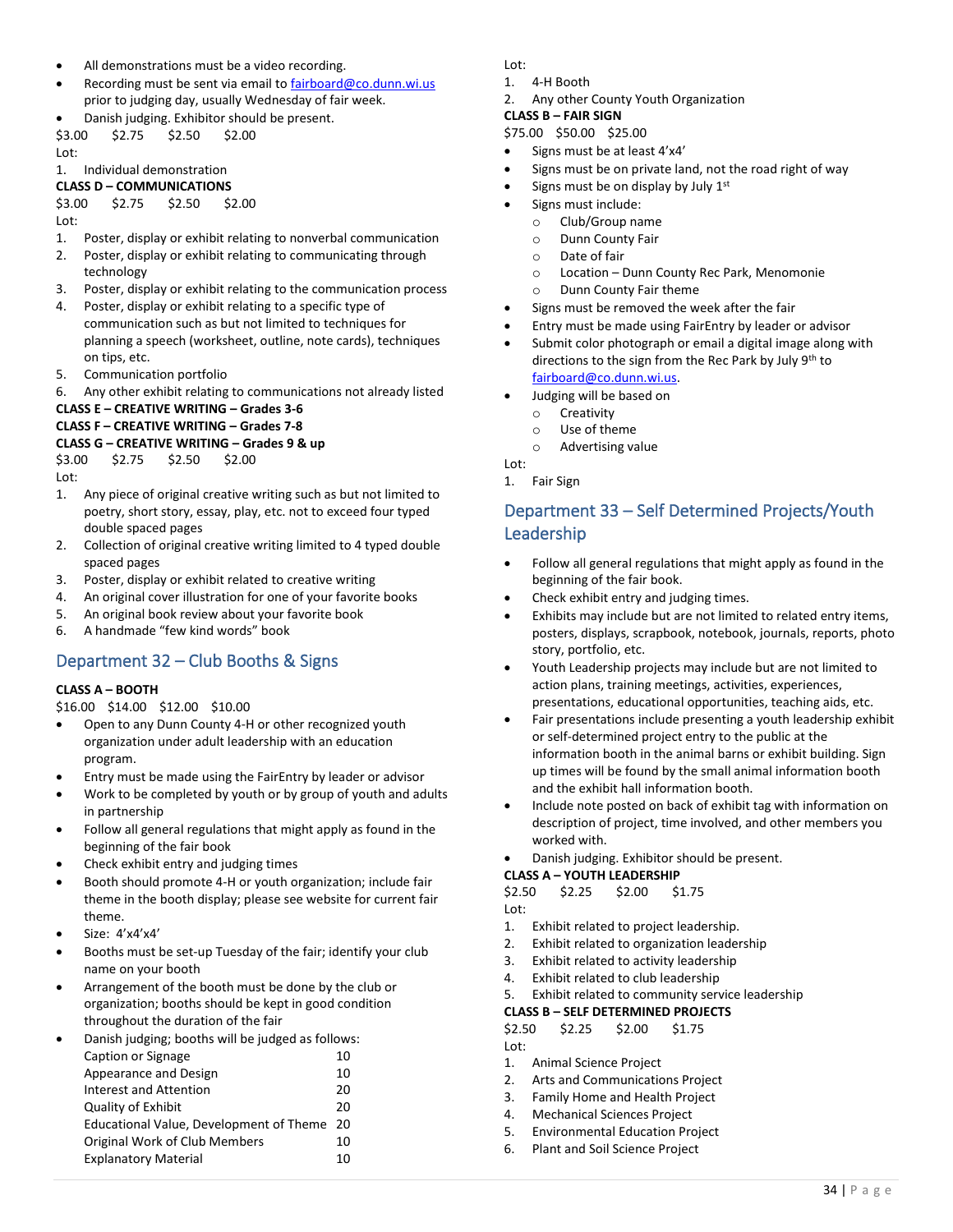- All demonstrations must be a video recording.
- Recording must be sent via email to fairboard@co.dunn.wi.us prior to judging day, usually Wednesday of fair week.
- Danish judging. Exhibitor should be present.

$3.00 $2.75 $2.50 $2.00

Lot:

1. Individual demonstration

**CLASS D – COMMUNICATIONS**

$3.00 $2.75 $2.50 $2.00

Lot:

1. Poster, display or exhibit relating to nonverbal communication
2. Poster, display or exhibit relating to communicating through technology
3. Poster, display or exhibit relating to the communication process
4. Poster, display or exhibit relating to a specific type of communication such as but not limited to techniques for planning a speech (worksheet, outline, note cards), techniques on tips, etc.
5. Communication portfolio
6. Any other exhibit relating to communications not already listed

**CLASS E – CREATIVE WRITING – Grades 3-6**

**CLASS F – CREATIVE WRITING – Grades 7-8**

**CLASS G – CREATIVE WRITING – Grades 9 & up**

$3.00 $2.75 $2.50 $2.00

Lot:

1. Any piece of original creative writing such as but not limited to poetry, short story, essay, play, etc. not to exceed four typed double spaced pages
2. Collection of original creative writing limited to 4 typed double spaced pages
3. Poster, display or exhibit related to creative writing
4. An original cover illustration for one of your favorite books
5. An original book review about your favorite book
6. A handmade "few kind words" book

## Department 32 – Club Booths & Signs

**CLASS A – BOOTH**

$16.00 $14.00 $12.00 $10.00

- Open to any Dunn County 4-H or other recognized youth organization under adult leadership with an education program.
- Entry must be made using the FairEntry by leader or advisor
- Work to be completed by youth or by group of youth and adults in partnership
- Follow all general regulations that might apply as found in the beginning of the fair book
- Check exhibit entry and judging times
- Booth should promote 4-H or youth organization; include fair theme in the booth display; please see website for current fair theme.
- Size: 4'x4'x4'
- Booths must be set-up Tuesday of the fair; identify your club name on your booth
- Arrangement of the booth must be done by the club or organization; booths should be kept in good condition throughout the duration of the fair
- Danish judging; booths will be judged as follows:

| | |
|---|---|
| Caption or Signage | 10 |
| Appearance and Design | 10 |
| Interest and Attention | 20 |
| Quality of Exhibit | 20 |
| Educational Value, Development of Theme | 20 |
| Original Work of Club Members | 10 |
| Explanatory Material | 10 |

Lot:

1. 4-H Booth
2. Any other County Youth Organization

**CLASS B – FAIR SIGN**

$75.00 $50.00 $25.00

- Signs must be at least 4'x4'
- Signs must be on private land, not the road right of way
- Signs must be on display by July 1st
- Signs must include:
  - Club/Group name
  - Dunn County Fair
  - Date of fair
  - Location – Dunn County Rec Park, Menomonie
  - Dunn County Fair theme
- Signs must be removed the week after the fair
- Entry must be made using FairEntry by leader or advisor
- Submit color photograph or email a digital image along with directions to the sign from the Rec Park by July 9th to fairboard@co.dunn.wi.us.
- Judging will be based on
  - Creativity
  - Use of the theme
  - Advertising value

Lot:

1. Fair Sign

## Department 33 – Self Determined Projects/Youth Leadership

- Follow all general regulations that might apply as found in the beginning of the fair book.
- Check exhibit entry and judging times.
- Exhibits may include but are not limited to related entry items, posters, displays, scrapbook, notebook, journals, reports, photo story, portfolio, etc.
- Youth Leadership projects may include but are not limited to action plans, training meetings, activities, experiences, presentations, educational opportunities, teaching aids, etc.
- Fair presentations include presenting a youth leadership exhibit or self-determined project entry to the public at the information booth in the animal barns or exhibit building. Sign up times will be found by the small animal information booth and the exhibit hall information booth.
- Include note posted on back of exhibit tag with information on description of project, time involved, and other members you worked with.
- Danish judging. Exhibitor should be present.

**CLASS A – YOUTH LEADERSHIP**

$2.50 $2.25 $2.00 $1.75

Lot:

1. Exhibit related to project leadership.
2. Exhibit related to organization leadership
3. Exhibit related to activity leadership
4. Exhibit related to club leadership
5. Exhibit related to community service leadership

**CLASS B – SELF DETERMINED PROJECTS**

$2.50 $2.25 $2.00 $1.75

Lot:

1. Animal Science Project
2. Arts and Communications Project
3. Family Home and Health Project
4. Mechanical Sciences Project
5. Environmental Education Project
6. Plant and Soil Science Project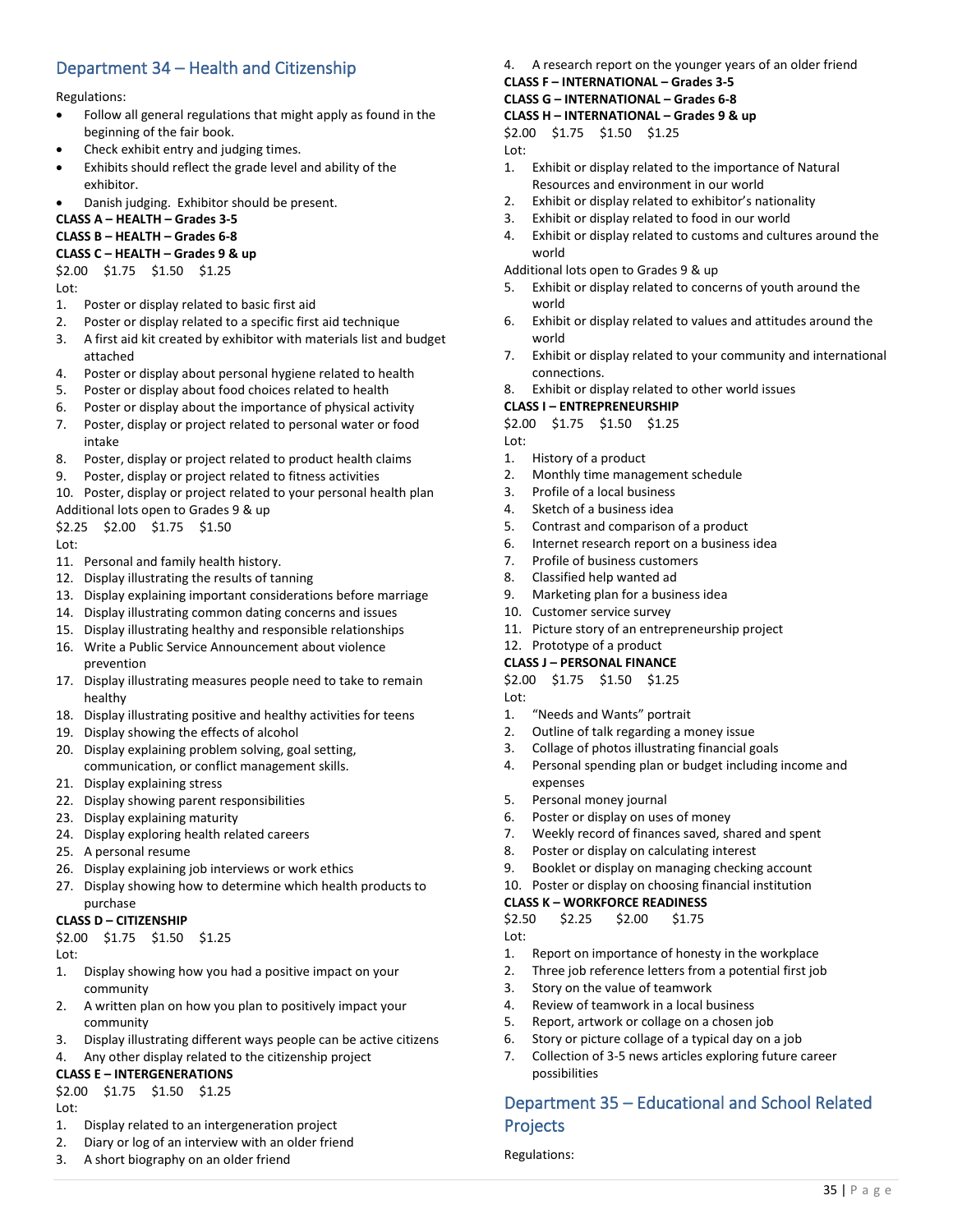## Department 34 – Health and Citizenship

Regulations:

- Follow all general regulations that might apply as found in the beginning of the fair book.
- Check exhibit entry and judging times.
- Exhibits should reflect the grade level and ability of the exhibitor.
- Danish judging. Exhibitor should be present.

**CLASS A – HEALTH – Grades 3-5**
**CLASS B – HEALTH – Grades 6-8**
**CLASS C – HEALTH – Grades 9 & up**

$2.00 $1.75 $1.50 $1.25

Lot:

1. Poster or display related to basic first aid
2. Poster or display related to a specific first aid technique
3. A first aid kit created by exhibitor with materials list and budget attached
4. Poster or display about personal hygiene related to health
5. Poster or display about food choices related to health
6. Poster or display about the importance of physical activity
7. Poster, display or project related to personal water or food intake
8. Poster, display or project related to product health claims
9. Poster, display or project related to fitness activities
10. Poster, display or project related to your personal health plan

Additional lots open to Grades 9 & up

$2.25 $2.00 $1.75 $1.50

Lot:

11. Personal and family health history.
12. Display illustrating the results of tanning
13. Display explaining important considerations before marriage
14. Display illustrating common dating concerns and issues
15. Display illustrating healthy and responsible relationships
16. Write a Public Service Announcement about violence prevention
17. Display illustrating measures people need to take to remain healthy
18. Display illustrating positive and healthy activities for teens
19. Display showing the effects of alcohol
20. Display explaining problem solving, goal setting, communication, or conflict management skills.
21. Display explaining stress
22. Display showing parent responsibilities
23. Display explaining maturity
24. Display exploring health related careers
25. A personal resume
26. Display explaining job interviews or work ethics
27. Display showing how to determine which health products to purchase

**CLASS D – CITIZENSHIP**

$2.00 $1.75 $1.50 $1.25

Lot:

1. Display showing how you had a positive impact on your community
2. A written plan on how you plan to positively impact your community
3. Display illustrating different ways people can be active citizens
4. Any other display related to the citizenship project

**CLASS E – INTERGENERATIONS**

$2.00 $1.75 $1.50 $1.25

Lot:

1. Display related to an intergeneration project
2. Diary or log of an interview with an older friend
3. A short biography on an older friend
4. A research report on the younger years of an older friend

**CLASS F – INTERNATIONAL – Grades 3-5**
**CLASS G – INTERNATIONAL – Grades 6-8**
**CLASS H – INTERNATIONAL – Grades 9 & up**

$2.00 $1.75 $1.50 $1.25

Lot:

1. Exhibit or display related to the importance of Natural Resources and environment in our world
2. Exhibit or display related to exhibitor's nationality
3. Exhibit or display related to food in our world
4. Exhibit or display related to customs and cultures around the world

Additional lots open to Grades 9 & up

5. Exhibit or display related to concerns of youth around the world
6. Exhibit or display related to values and attitudes around the world
7. Exhibit or display related to your community and international connections.
8. Exhibit or display related to other world issues

**CLASS I – ENTREPRENEURSHIP**

$2.00 $1.75 $1.50 $1.25

Lot:

1. History of a product
2. Monthly time management schedule
3. Profile of a local business
4. Sketch of a business idea
5. Contrast and comparison of a product
6. Internet research report on a business idea
7. Profile of business customers
8. Classified help wanted ad
9. Marketing plan for a business idea
10. Customer service survey
11. Picture story of an entrepreneurship project
12. Prototype of a product

**CLASS J – PERSONAL FINANCE**

$2.00 $1.75 $1.50 $1.25

Lot:

1. "Needs and Wants" portrait
2. Outline of talk regarding a money issue
3. Collage of photos illustrating financial goals
4. Personal spending plan or budget including income and expenses
5. Personal money journal
6. Poster or display on uses of money
7. Weekly record of finances saved, shared and spent
8. Poster or display on calculating interest
9. Booklet or display on managing checking account
10. Poster or display on choosing financial institution

**CLASS K – WORKFORCE READINESS**

$2.50 $2.25 $2.00 $1.75

Lot:

1. Report on importance of honesty in the workplace
2. Three job reference letters from a potential first job
3. Story on the value of teamwork
4. Review of teamwork in a local business
5. Report, artwork or collage on a chosen job
6. Story or picture collage of a typical day on a job
7. Collection of 3-5 news articles exploring future career possibilities

## Department 35 – Educational and School Related Projects

Regulations: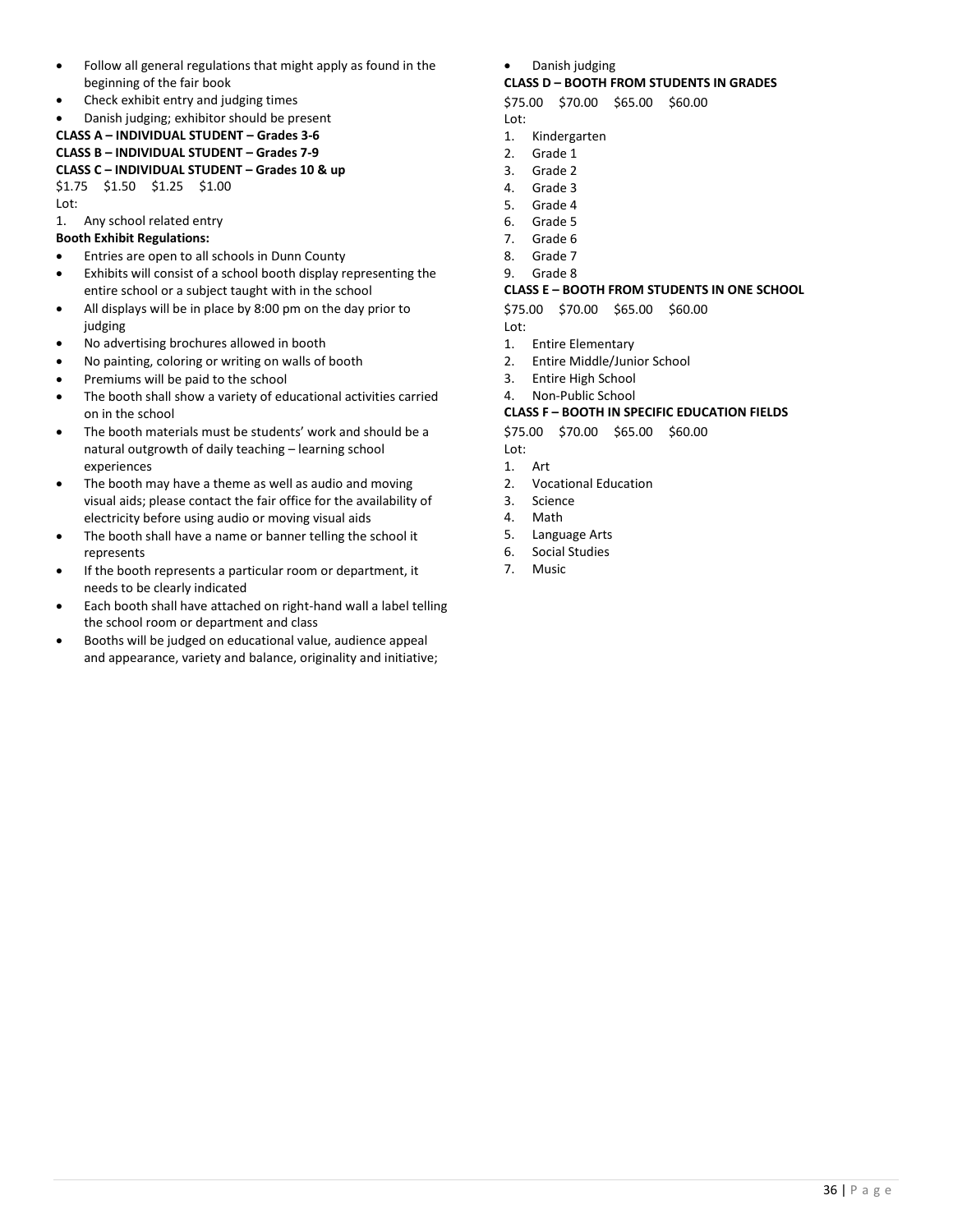- Follow all general regulations that might apply as found in the beginning of the fair book
- Check exhibit entry and judging times
- Danish judging; exhibitor should be present

**CLASS A – INDIVIDUAL STUDENT – Grades 3-6**
**CLASS B – INDIVIDUAL STUDENT – Grades 7-9**
**CLASS C – INDIVIDUAL STUDENT – Grades 10 & up**

$1.75 $1.50 $1.25 $1.00

Lot:

1. Any school related entry

**Booth Exhibit Regulations:**

- Entries are open to all schools in Dunn County
- Exhibits will consist of a school booth display representing the entire school or a subject taught with in the school
- All displays will be in place by 8:00 pm on the day prior to judging
- No advertising brochures allowed in booth
- No painting, coloring or writing on walls of booth
- Premiums will be paid to the school
- The booth shall show a variety of educational activities carried on in the school
- The booth materials must be students' work and should be a natural outgrowth of daily teaching – learning school experiences
- The booth may have a theme as well as audio and moving visual aids; please contact the fair office for the availability of electricity before using audio or moving visual aids
- The booth shall have a name or banner telling the school it represents
- If the booth represents a particular room or department, it needs to be clearly indicated
- Each booth shall have attached on right-hand wall a label telling the school room or department and class
- Booths will be judged on educational value, audience appeal and appearance, variety and balance, originality and initiative;
- Danish judging

**CLASS D – BOOTH FROM STUDENTS IN GRADES**

$75.00 $70.00 $65.00 $60.00

Lot:

1. Kindergarten
2. Grade 1
3. Grade 2
4. Grade 3
5. Grade 4
6. Grade 5
7. Grade 6
8. Grade 7
9. Grade 8

**CLASS E – BOOTH FROM STUDENTS IN ONE SCHOOL**

$75.00 $70.00 $65.00 $60.00

Lot:

1. Entire Elementary
2. Entire Middle/Junior School
3. Entire High School
4. Non-Public School

**CLASS F – BOOTH IN SPECIFIC EDUCATION FIELDS**

$75.00 $70.00 $65.00 $60.00

Lot:

1. Art
2. Vocational Education
3. Science
4. Math
5. Language Arts
6. Social Studies
7. Music